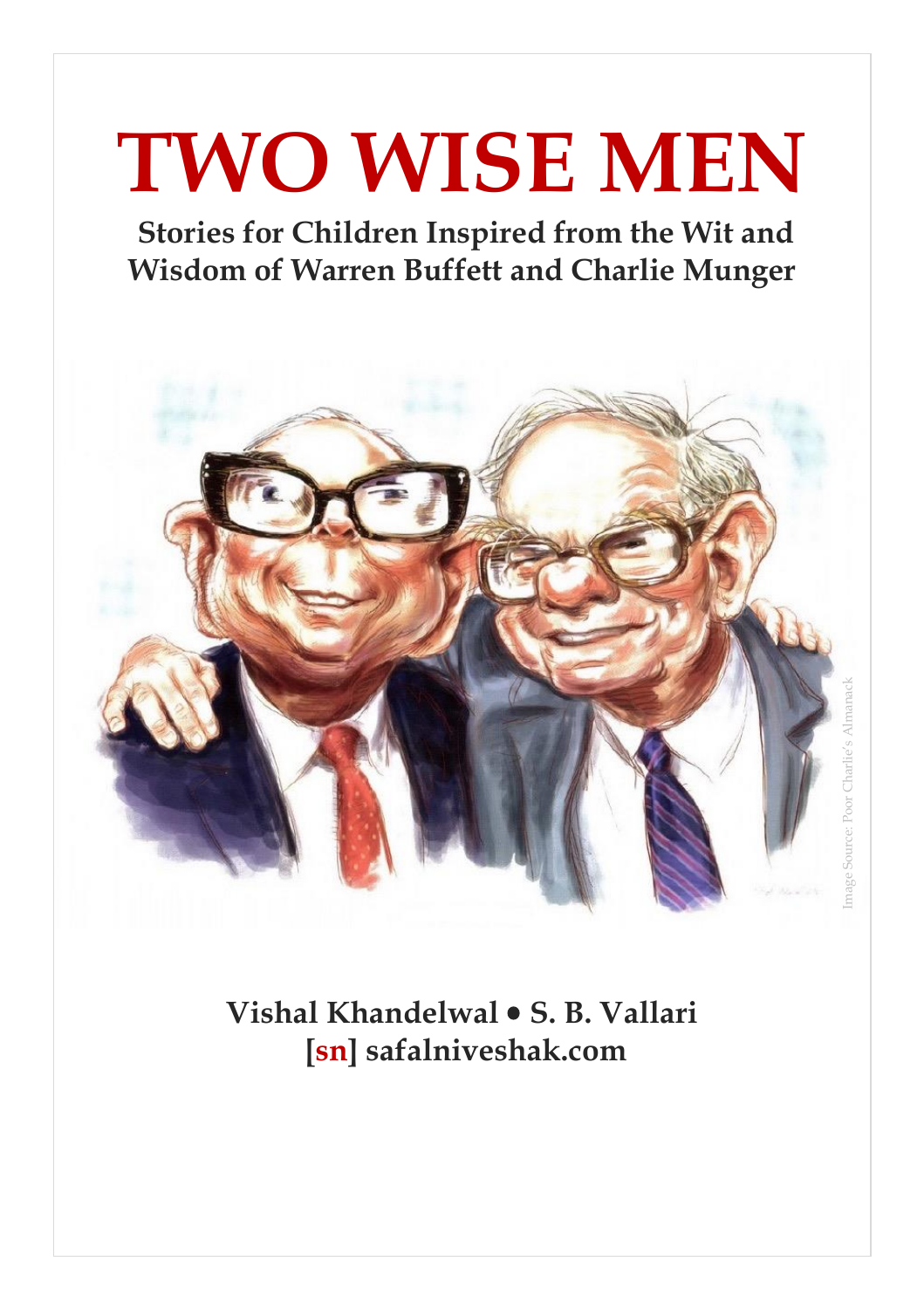# TWO WISE MEN

**Stories for Children Inspired from the Wit and Wisdom of Warren Buffett and Charlie Munger**

Image Source: Poor Charlie's Almanack

**Vishal Khandelwal • S. B. Vallari**

**[sn] safalniveshak.com**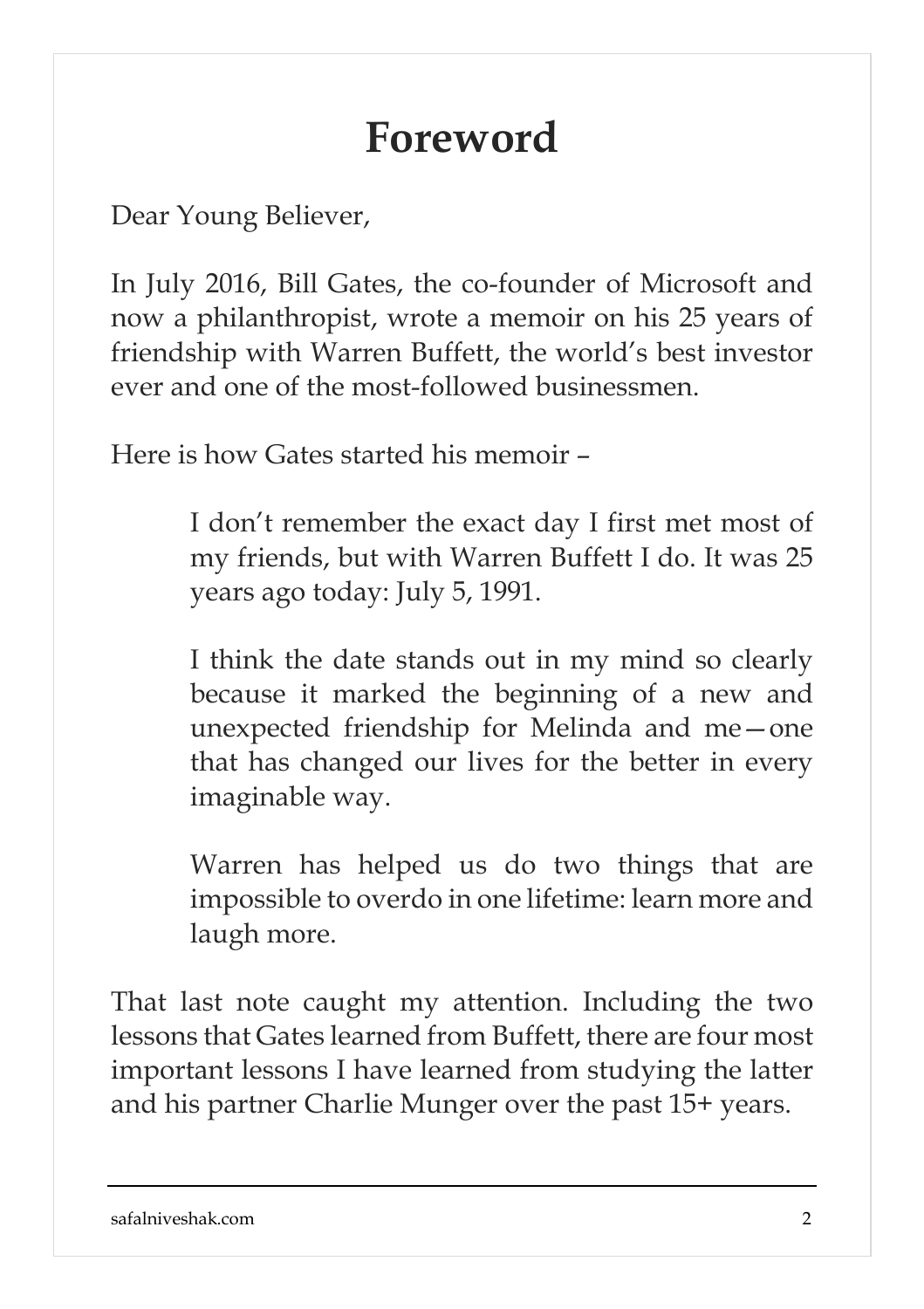# Foreword

Dear Young Believer,

In July 2016, Bill Gates, the co-founder of Microsoft and now a philanthropist, wrote a memoir on his 25 years of friendship with Warren Buffett, the world's best investor ever and one of the most-followed businessmen.

Here is how Gates started his memoir –

> I don't remember the exact day I first met most of my friends, but with Warren Buffett I do. It was 25 years ago today: July 5, 1991.
>
> I think the date stands out in my mind so clearly because it marked the beginning of a new and unexpected friendship for Melinda and me—one that has changed our lives for the better in every imaginable way.
>
> Warren has helped us do two things that are impossible to overdo in one lifetime: learn more and laugh more.

That last note caught my attention. Including the two lessons that Gates learned from Buffett, there are four most important lessons I have learned from studying the latter and his partner Charlie Munger over the past 15+ years.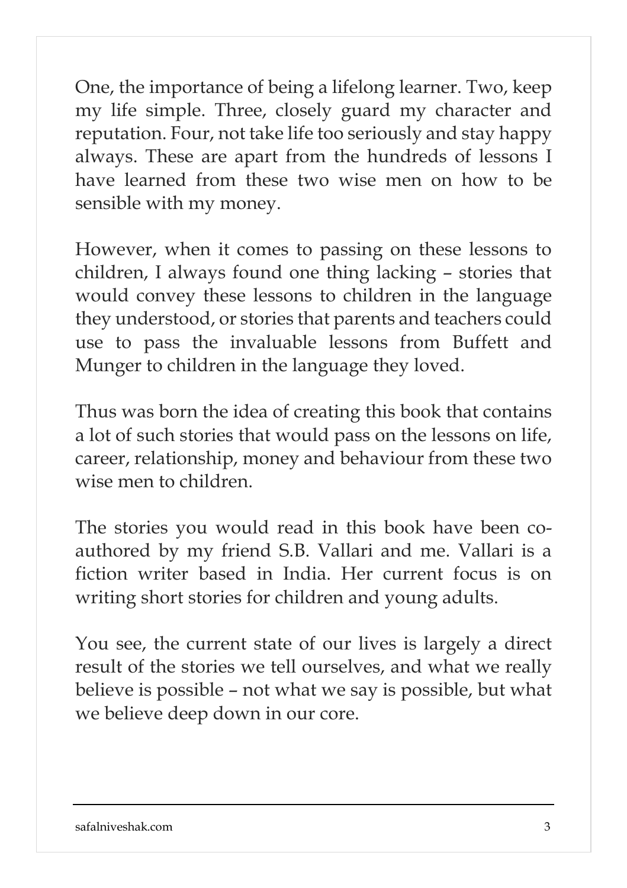One, the importance of being a lifelong learner. Two, keep my life simple. Three, closely guard my character and reputation. Four, not take life too seriously and stay happy always. These are apart from the hundreds of lessons I have learned from these two wise men on how to be sensible with my money.

However, when it comes to passing on these lessons to children, I always found one thing lacking – stories that would convey these lessons to children in the language they understood, or stories that parents and teachers could use to pass the invaluable lessons from Buffett and Munger to children in the language they loved.

Thus was born the idea of creating this book that contains a lot of such stories that would pass on the lessons on life, career, relationship, money and behaviour from these two wise men to children.

The stories you would read in this book have been co-authored by my friend S.B. Vallari and me. Vallari is a fiction writer based in India. Her current focus is on writing short stories for children and young adults.

You see, the current state of our lives is largely a direct result of the stories we tell ourselves, and what we really believe is possible – not what we say is possible, but what we believe deep down in our core.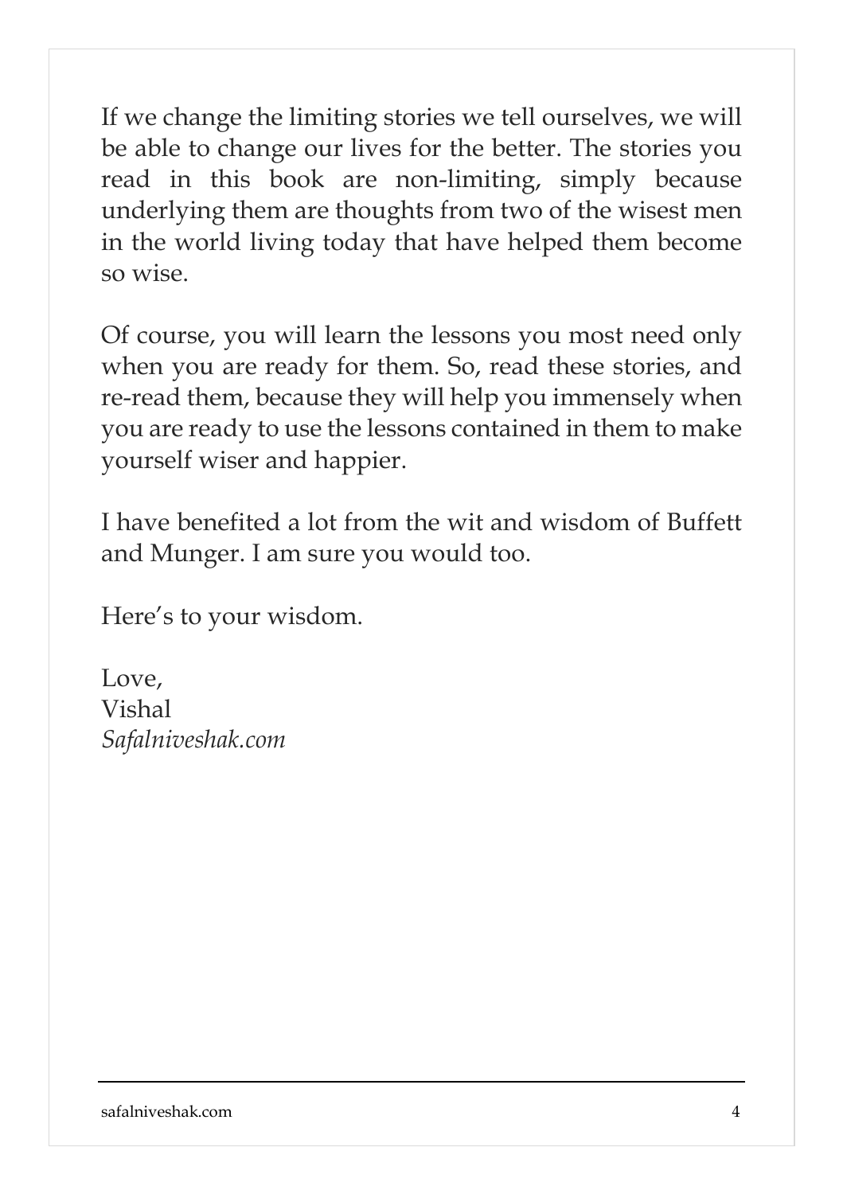If we change the limiting stories we tell ourselves, we will be able to change our lives for the better. The stories you read in this book are non-limiting, simply because underlying them are thoughts from two of the wisest men in the world living today that have helped them become so wise.

Of course, you will learn the lessons you most need only when you are ready for them. So, read these stories, and re-read them, because they will help you immensely when you are ready to use the lessons contained in them to make yourself wiser and happier.

I have benefited a lot from the wit and wisdom of Buffett and Munger. I am sure you would too.

Here's to your wisdom.

Love,  
Vishal  
*Safalniveshak.com*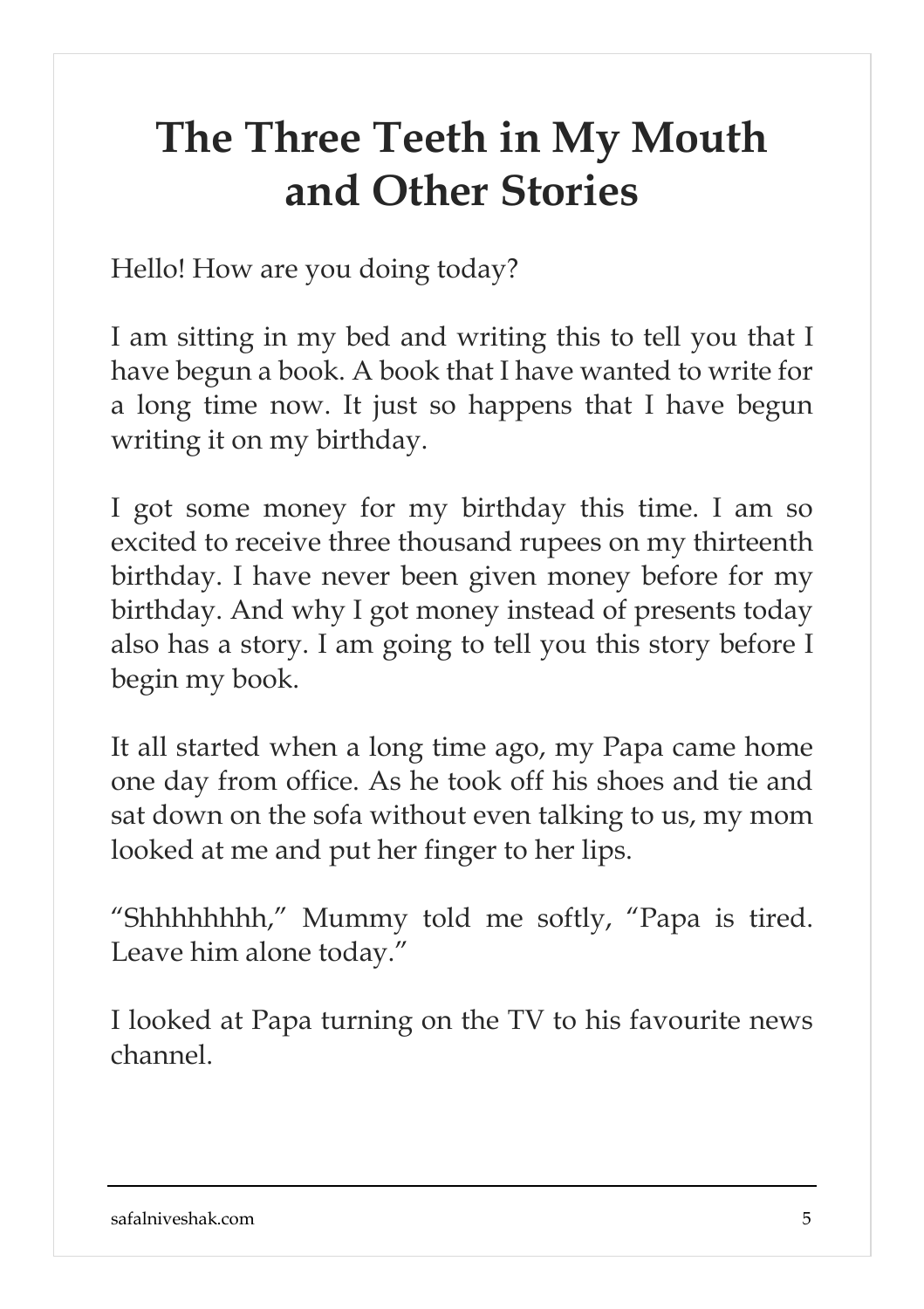# The Three Teeth in My Mouth and Other Stories

Hello! How are you doing today?

I am sitting in my bed and writing this to tell you that I have begun a book. A book that I have wanted to write for a long time now. It just so happens that I have begun writing it on my birthday.

I got some money for my birthday this time. I am so excited to receive three thousand rupees on my thirteenth birthday. I have never been given money before for my birthday. And why I got money instead of presents today also has a story. I am going to tell you this story before I begin my book.

It all started when a long time ago, my Papa came home one day from office. As he took off his shoes and tie and sat down on the sofa without even talking to us, my mom looked at me and put her finger to her lips.

"Shhhhhhhh," Mummy told me softly, "Papa is tired. Leave him alone today."

I looked at Papa turning on the TV to his favourite news channel.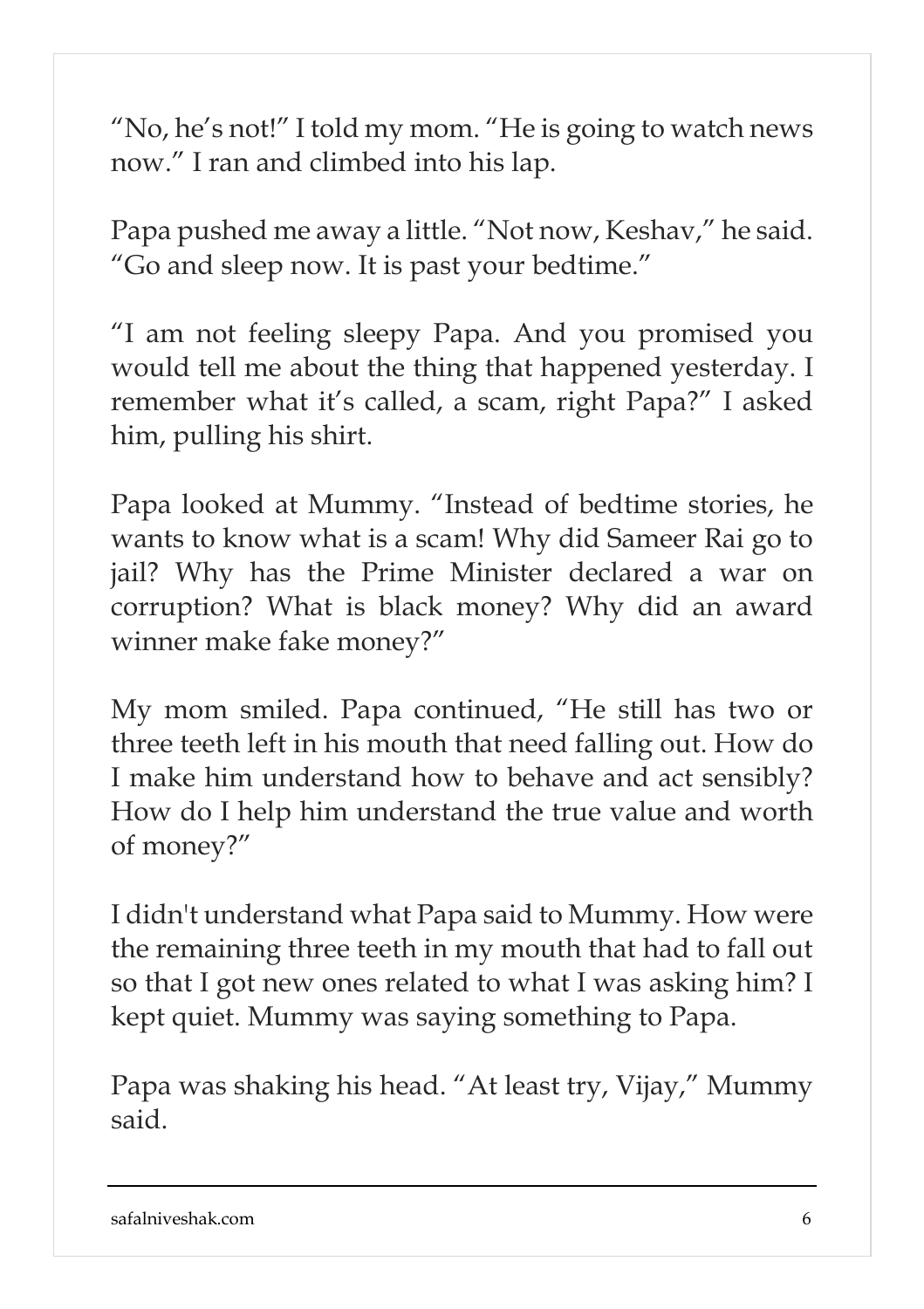"No, he's not!" I told my mom. "He is going to watch news now." I ran and climbed into his lap.

Papa pushed me away a little. "Not now, Keshav," he said. "Go and sleep now. It is past your bedtime."

"I am not feeling sleepy Papa. And you promised you would tell me about the thing that happened yesterday. I remember what it's called, a scam, right Papa?" I asked him, pulling his shirt.

Papa looked at Mummy. "Instead of bedtime stories, he wants to know what is a scam! Why did Sameer Rai go to jail? Why has the Prime Minister declared a war on corruption? What is black money? Why did an award winner make fake money?"

My mom smiled. Papa continued, "He still has two or three teeth left in his mouth that need falling out. How do I make him understand how to behave and act sensibly? How do I help him understand the true value and worth of money?"

I didn't understand what Papa said to Mummy. How were the remaining three teeth in my mouth that had to fall out so that I got new ones related to what I was asking him? I kept quiet. Mummy was saying something to Papa.

Papa was shaking his head. "At least try, Vijay," Mummy said.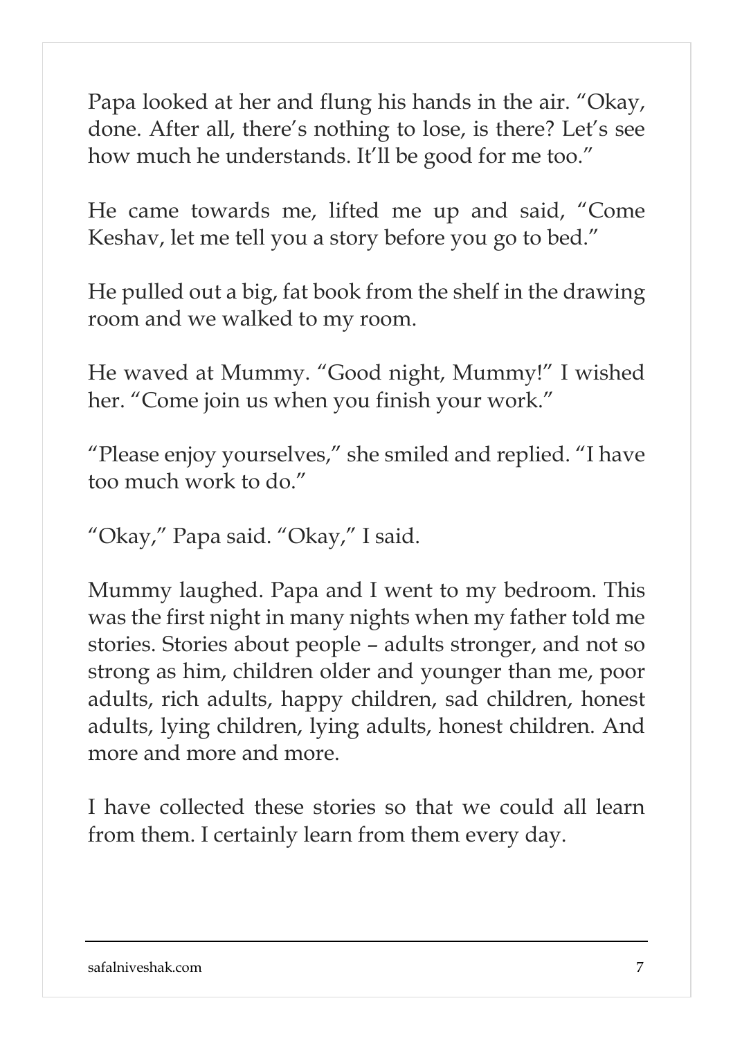Papa looked at her and flung his hands in the air. "Okay, done. After all, there's nothing to lose, is there? Let's see how much he understands. It'll be good for me too."

He came towards me, lifted me up and said, "Come Keshav, let me tell you a story before you go to bed."

He pulled out a big, fat book from the shelf in the drawing room and we walked to my room.

He waved at Mummy. "Good night, Mummy!" I wished her. "Come join us when you finish your work."

"Please enjoy yourselves," she smiled and replied. "I have too much work to do."

"Okay," Papa said. "Okay," I said.

Mummy laughed. Papa and I went to my bedroom. This was the first night in many nights when my father told me stories. Stories about people – adults stronger, and not so strong as him, children older and younger than me, poor adults, rich adults, happy children, sad children, honest adults, lying children, lying adults, honest children. And more and more and more.

I have collected these stories so that we could all learn from them. I certainly learn from them every day.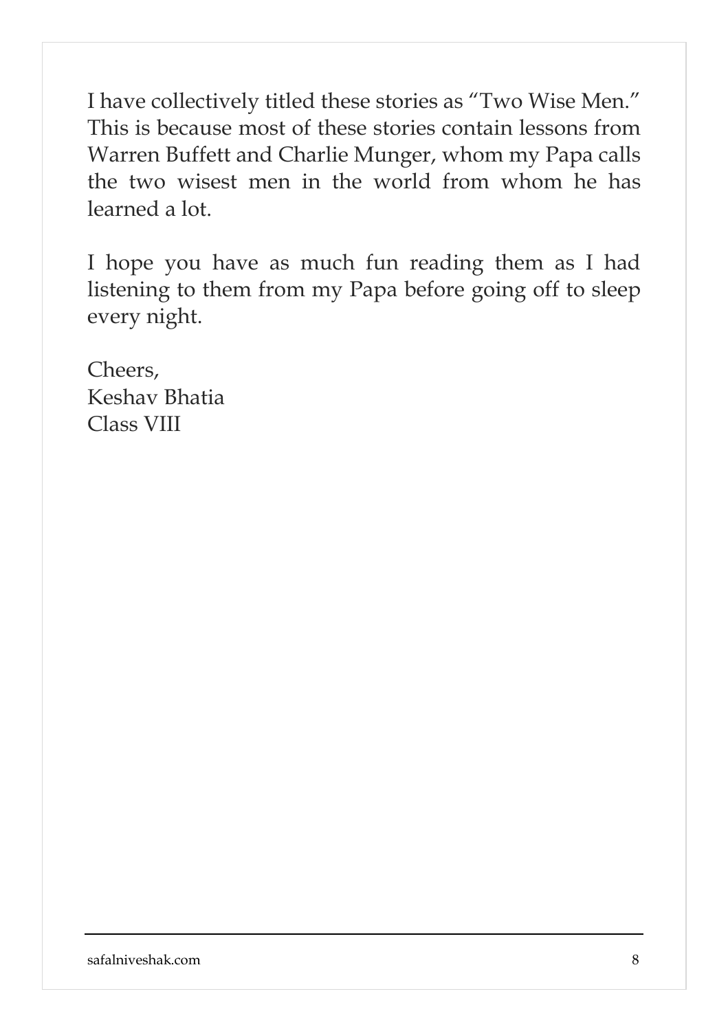I have collectively titled these stories as "Two Wise Men." This is because most of these stories contain lessons from Warren Buffett and Charlie Munger, whom my Papa calls the two wisest men in the world from whom he has learned a lot.

I hope you have as much fun reading them as I had listening to them from my Papa before going off to sleep every night.

Cheers,
Keshav Bhatia
Class VIII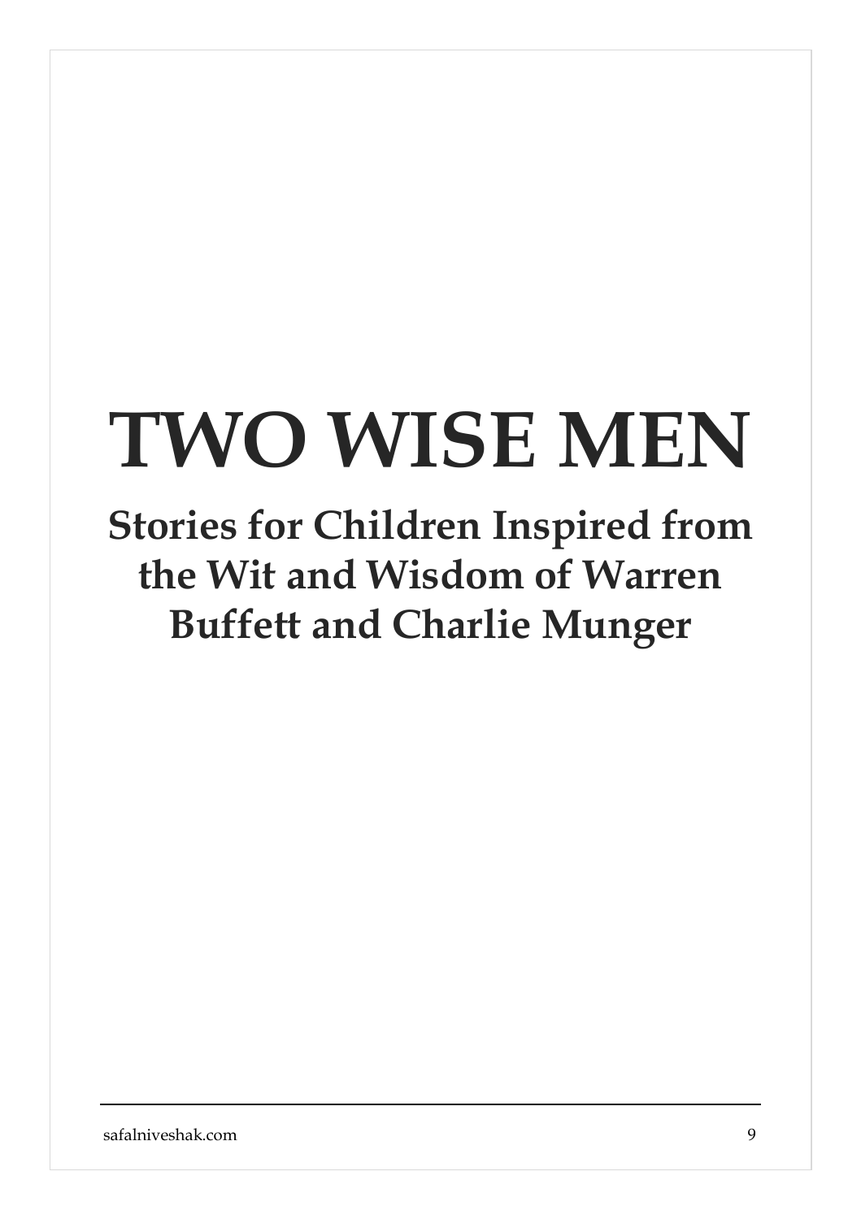# TWO WISE MEN

## Stories for Children Inspired from the Wit and Wisdom of Warren Buffett and Charlie Munger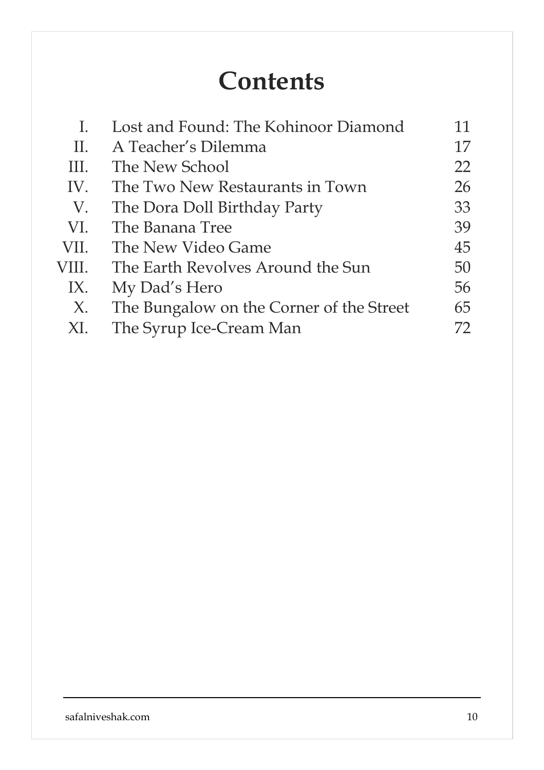# Contents

| | | |
|---|---|---|
| I. | Lost and Found: The Kohinoor Diamond | 11 |
| II. | A Teacher's Dilemma | 17 |
| III. | The New School | 22 |
| IV. | The Two New Restaurants in Town | 26 |
| V. | The Dora Doll Birthday Party | 33 |
| VI. | The Banana Tree | 39 |
| VII. | The New Video Game | 45 |
| VIII. | The Earth Revolves Around the Sun | 50 |
| IX. | My Dad's Hero | 56 |
| X. | The Bungalow on the Corner of the Street | 65 |
| XI. | The Syrup Ice-Cream Man | 72 |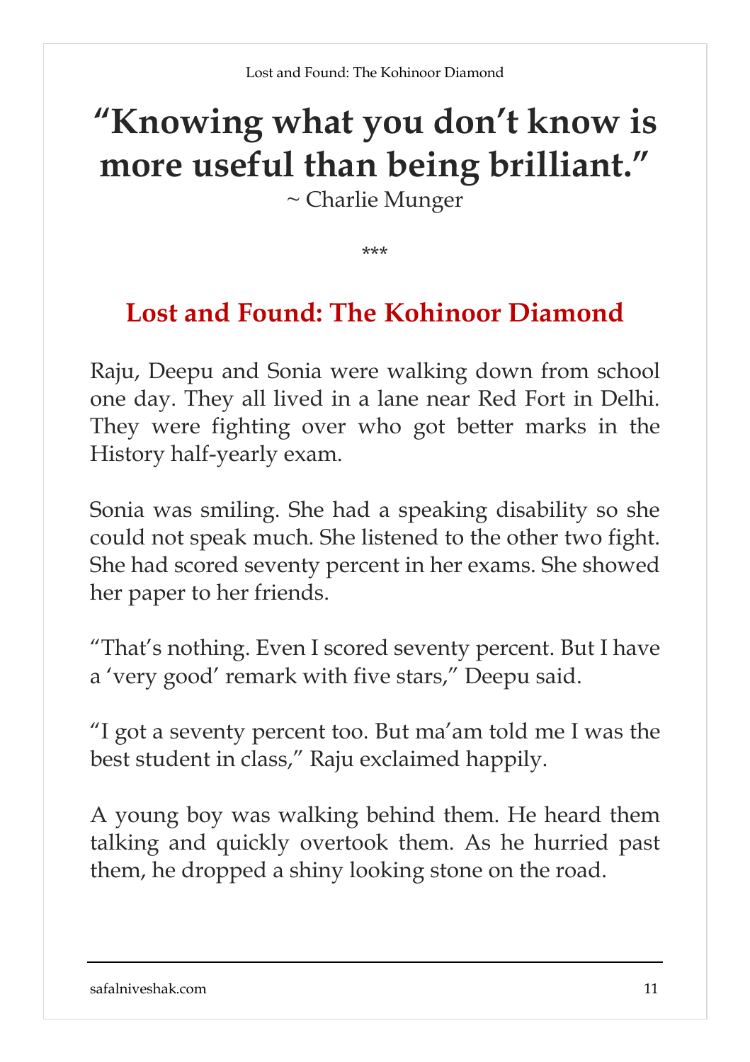**“Knowing what you don’t know is more useful than being brilliant.”**

~ Charlie Munger

\*\*\*

## Lost and Found: The Kohinoor Diamond

Raju, Deepu and Sonia were walking down from school one day. They all lived in a lane near Red Fort in Delhi. They were fighting over who got better marks in the History half-yearly exam.

Sonia was smiling. She had a speaking disability so she could not speak much. She listened to the other two fight. She had scored seventy percent in her exams. She showed her paper to her friends.

“That’s nothing. Even I scored seventy percent. But I have a ‘very good’ remark with five stars,” Deepu said.

“I got a seventy percent too. But ma’am told me I was the best student in class,” Raju exclaimed happily.

A young boy was walking behind them. He heard them talking and quickly overtook them. As he hurried past them, he dropped a shiny looking stone on the road.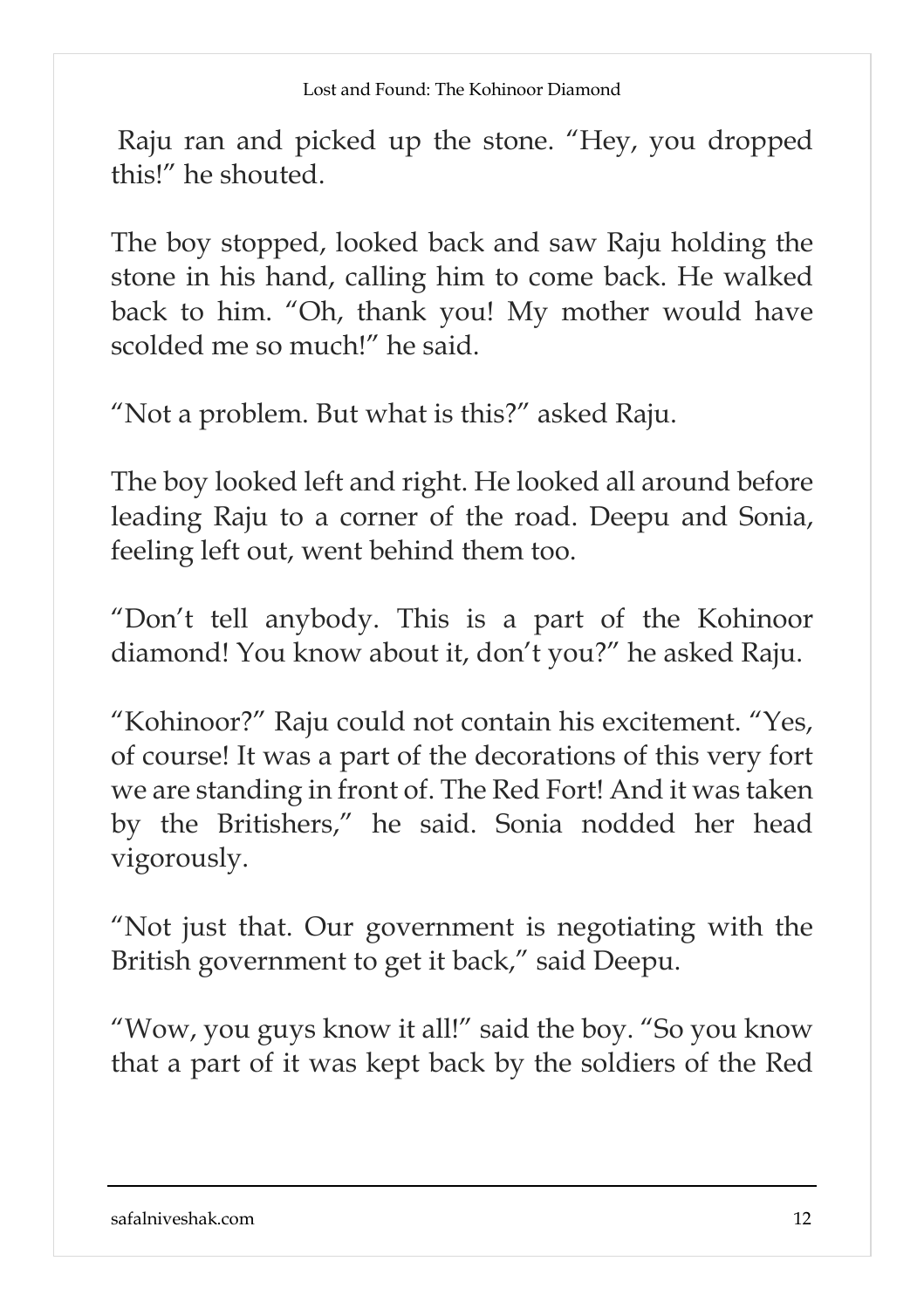Raju ran and picked up the stone. “Hey, you dropped this!” he shouted.

The boy stopped, looked back and saw Raju holding the stone in his hand, calling him to come back. He walked back to him. “Oh, thank you! My mother would have scolded me so much!” he said.

“Not a problem. But what is this?” asked Raju.

The boy looked left and right. He looked all around before leading Raju to a corner of the road. Deepu and Sonia, feeling left out, went behind them too.

“Don’t tell anybody. This is a part of the Kohinoor diamond! You know about it, don’t you?” he asked Raju.

“Kohinoor?” Raju could not contain his excitement. “Yes, of course! It was a part of the decorations of this very fort we are standing in front of. The Red Fort! And it was taken by the Britishers,” he said. Sonia nodded her head vigorously.

“Not just that. Our government is negotiating with the British government to get it back,” said Deepu.

“Wow, you guys know it all!” said the boy. “So you know that a part of it was kept back by the soldiers of the Red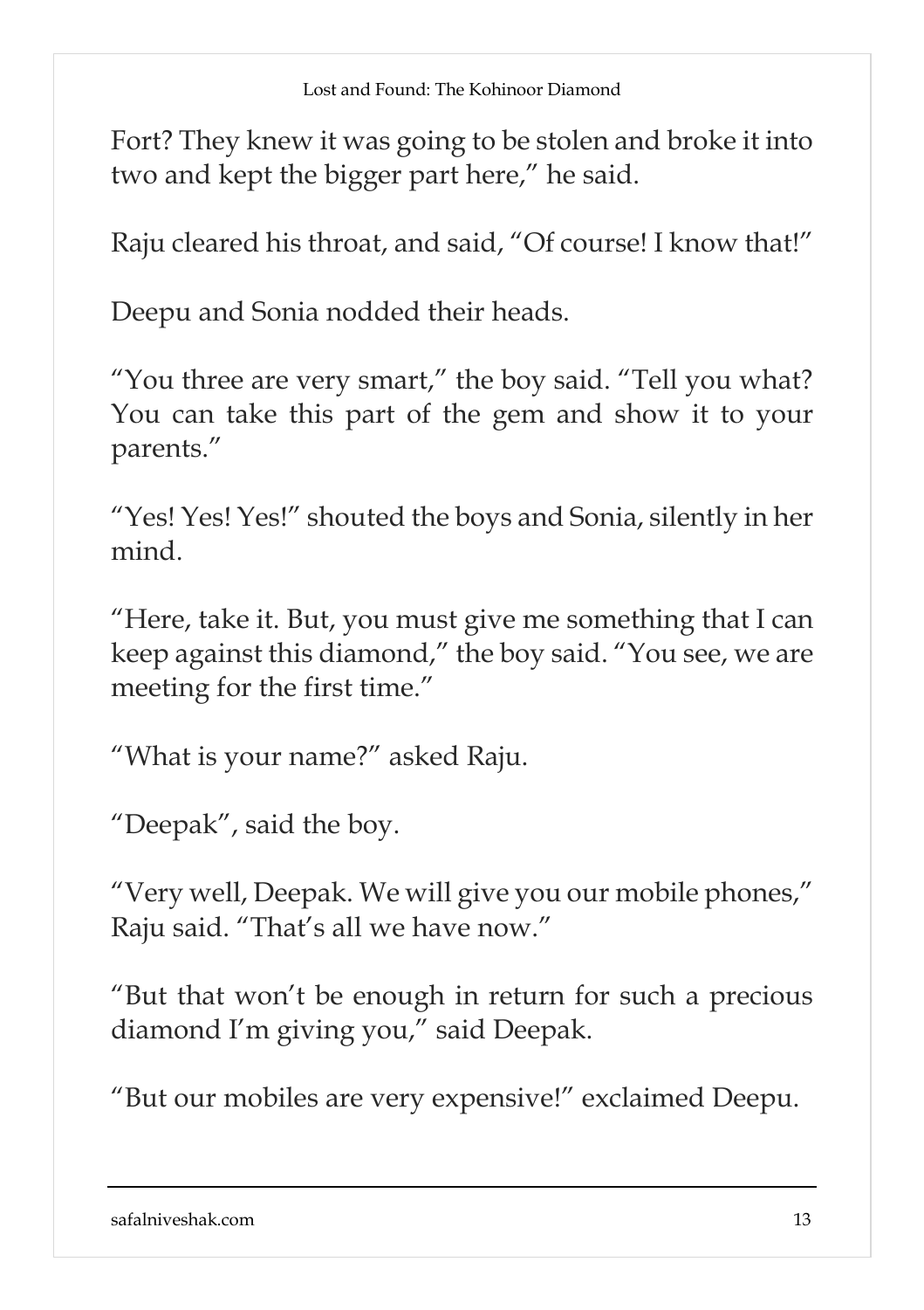Fort? They knew it was going to be stolen and broke it into two and kept the bigger part here," he said.

Raju cleared his throat, and said, "Of course! I know that!"

Deepu and Sonia nodded their heads.

"You three are very smart," the boy said. "Tell you what? You can take this part of the gem and show it to your parents."

"Yes! Yes! Yes!" shouted the boys and Sonia, silently in her mind.

"Here, take it. But, you must give me something that I can keep against this diamond," the boy said. "You see, we are meeting for the first time."

"What is your name?" asked Raju.

"Deepak", said the boy.

"Very well, Deepak. We will give you our mobile phones," Raju said. "That's all we have now."

"But that won't be enough in return for such a precious diamond I'm giving you," said Deepak.

"But our mobiles are very expensive!" exclaimed Deepu.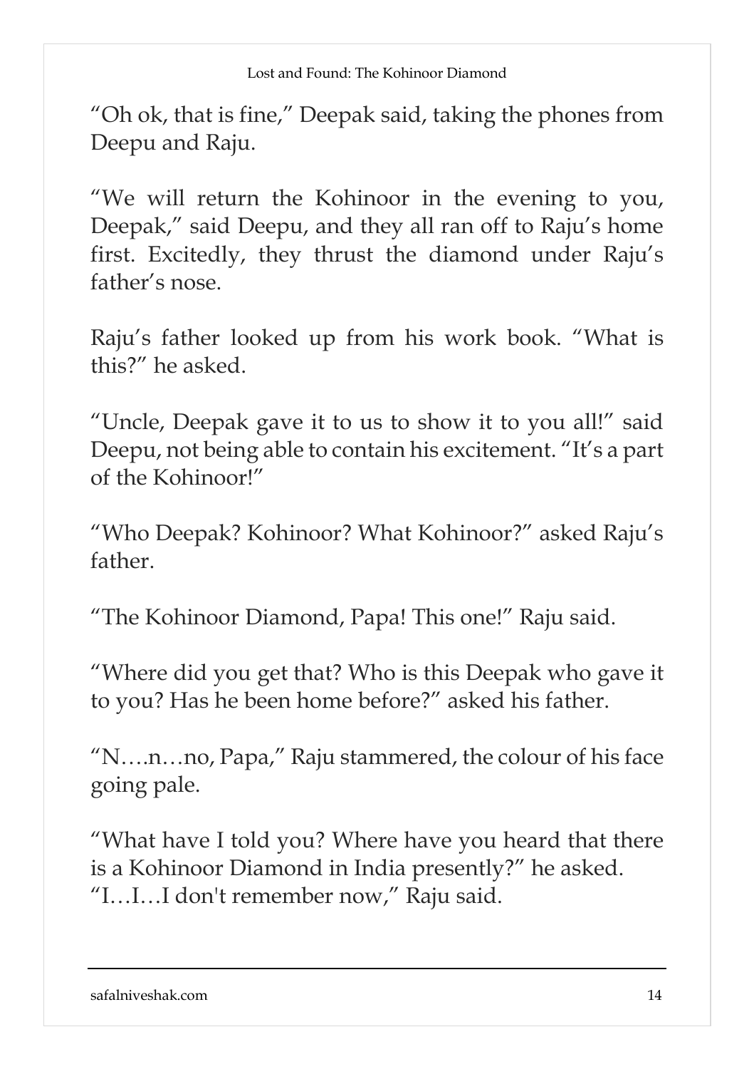"Oh ok, that is fine," Deepak said, taking the phones from Deepu and Raju.

"We will return the Kohinoor in the evening to you, Deepak," said Deepu, and they all ran off to Raju's home first. Excitedly, they thrust the diamond under Raju's father's nose.

Raju's father looked up from his work book. "What is this?" he asked.

"Uncle, Deepak gave it to us to show it to you all!" said Deepu, not being able to contain his excitement. "It's a part of the Kohinoor!"

"Who Deepak? Kohinoor? What Kohinoor?" asked Raju's father.

"The Kohinoor Diamond, Papa! This one!" Raju said.

"Where did you get that? Who is this Deepak who gave it to you? Has he been home before?" asked his father.

"N….n…no, Papa," Raju stammered, the colour of his face going pale.

"What have I told you? Where have you heard that there is a Kohinoor Diamond in India presently?" he asked.
"I…I…I don't remember now," Raju said.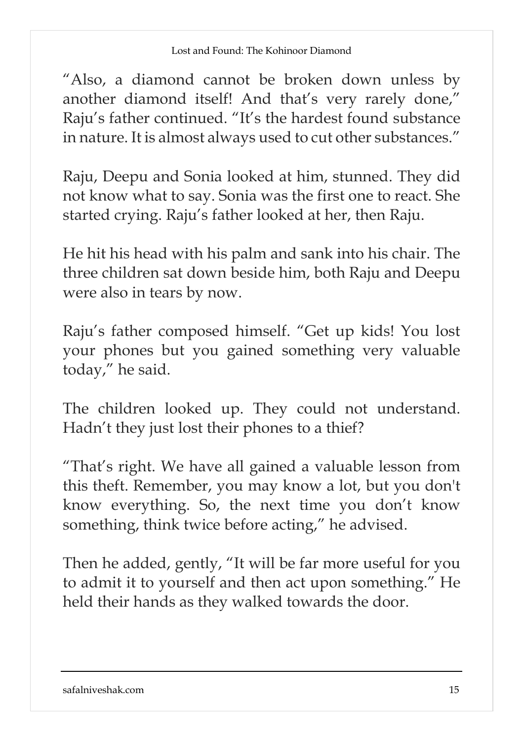"Also, a diamond cannot be broken down unless by another diamond itself! And that's very rarely done," Raju's father continued. "It's the hardest found substance in nature. It is almost always used to cut other substances."

Raju, Deepu and Sonia looked at him, stunned. They did not know what to say. Sonia was the first one to react. She started crying. Raju's father looked at her, then Raju.

He hit his head with his palm and sank into his chair. The three children sat down beside him, both Raju and Deepu were also in tears by now.

Raju's father composed himself. "Get up kids! You lost your phones but you gained something very valuable today," he said.

The children looked up. They could not understand. Hadn't they just lost their phones to a thief?

"That's right. We have all gained a valuable lesson from this theft. Remember, you may know a lot, but you don't know everything. So, the next time you don't know something, think twice before acting," he advised.

Then he added, gently, "It will be far more useful for you to admit it to yourself and then act upon something." He held their hands as they walked towards the door.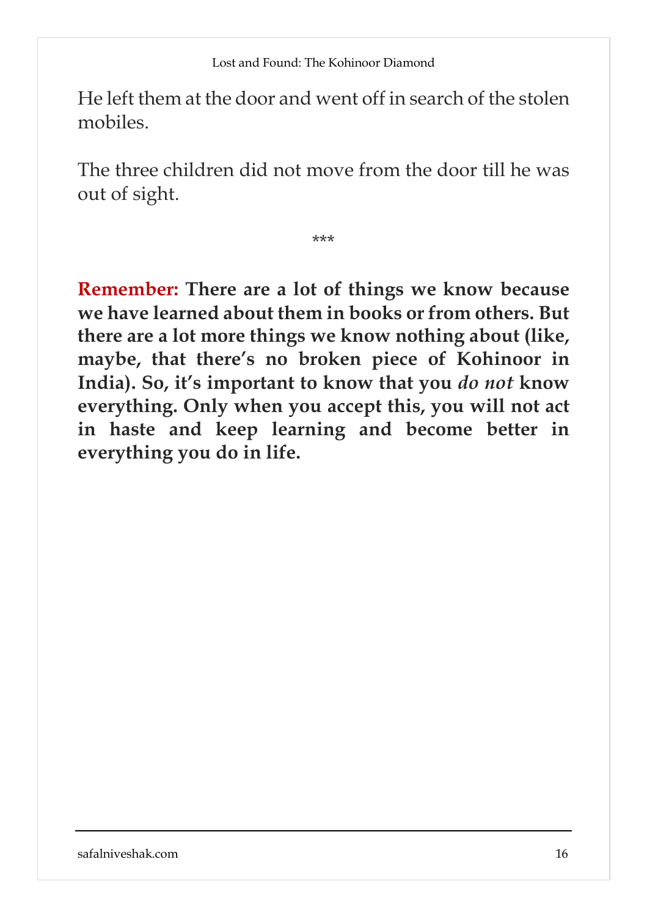He left them at the door and went off in search of the stolen mobiles.

The three children did not move from the door till he was out of sight.

\*\*\*

**Remember: There are a lot of things we know because we have learned about them in books or from others. But there are a lot more things we know nothing about (like, maybe, that there's no broken piece of Kohinoor in India). So, it's important to know that you *do not* know everything. Only when you accept this, you will not act in haste and keep learning and become better in everything you do in life.**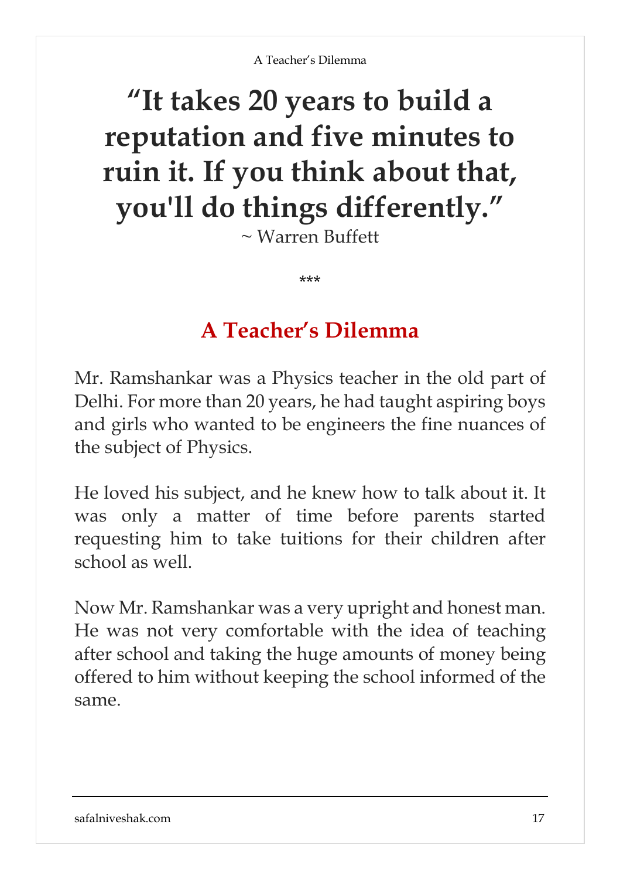# “It takes 20 years to build a reputation and five minutes to ruin it. If you think about that, you'll do things differently.”

~ Warren Buffett

\*\*\*

## A Teacher’s Dilemma

Mr. Ramshankar was a Physics teacher in the old part of Delhi. For more than 20 years, he had taught aspiring boys and girls who wanted to be engineers the fine nuances of the subject of Physics.

He loved his subject, and he knew how to talk about it. It was only a matter of time before parents started requesting him to take tuitions for their children after school as well.

Now Mr. Ramshankar was a very upright and honest man. He was not very comfortable with the idea of teaching after school and taking the huge amounts of money being offered to him without keeping the school informed of the same.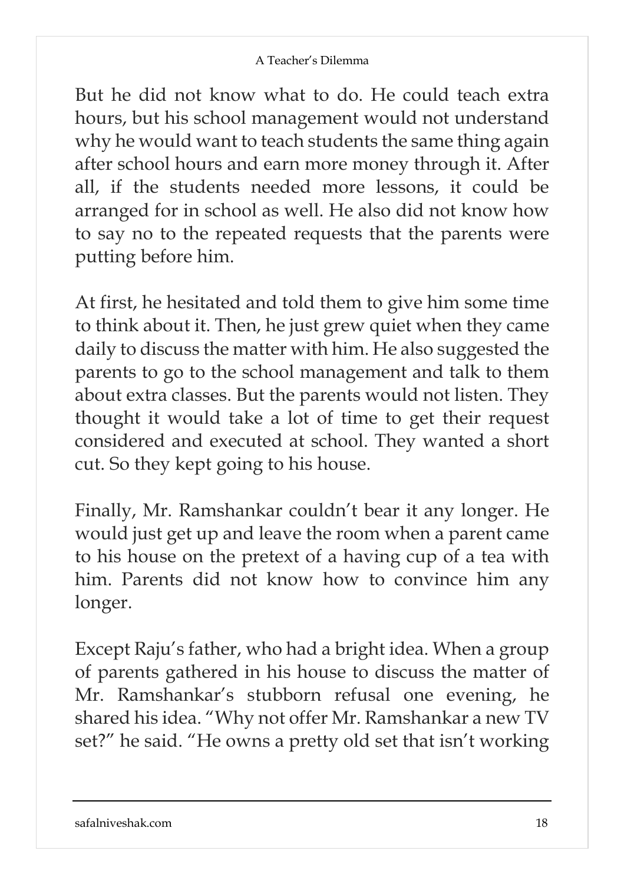But he did not know what to do. He could teach extra hours, but his school management would not understand why he would want to teach students the same thing again after school hours and earn more money through it. After all, if the students needed more lessons, it could be arranged for in school as well. He also did not know how to say no to the repeated requests that the parents were putting before him.

At first, he hesitated and told them to give him some time to think about it. Then, he just grew quiet when they came daily to discuss the matter with him. He also suggested the parents to go to the school management and talk to them about extra classes. But the parents would not listen. They thought it would take a lot of time to get their request considered and executed at school. They wanted a short cut. So they kept going to his house.

Finally, Mr. Ramshankar couldn't bear it any longer. He would just get up and leave the room when a parent came to his house on the pretext of a having cup of a tea with him. Parents did not know how to convince him any longer.

Except Raju's father, who had a bright idea. When a group of parents gathered in his house to discuss the matter of Mr. Ramshankar's stubborn refusal one evening, he shared his idea. "Why not offer Mr. Ramshankar a new TV set?" he said. "He owns a pretty old set that isn't working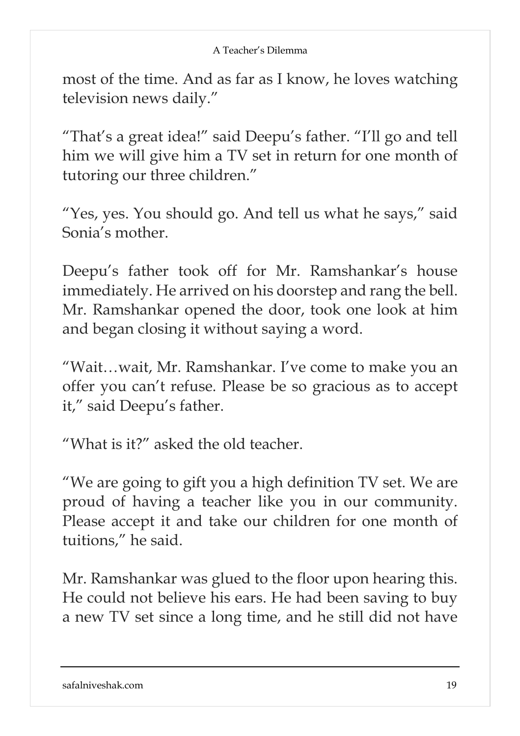most of the time. And as far as I know, he loves watching television news daily."

"That's a great idea!" said Deepu's father. "I'll go and tell him we will give him a TV set in return for one month of tutoring our three children."

"Yes, yes. You should go. And tell us what he says," said Sonia's mother.

Deepu's father took off for Mr. Ramshankar's house immediately. He arrived on his doorstep and rang the bell. Mr. Ramshankar opened the door, took one look at him and began closing it without saying a word.

"Wait…wait, Mr. Ramshankar. I've come to make you an offer you can't refuse. Please be so gracious as to accept it," said Deepu's father.

"What is it?" asked the old teacher.

"We are going to gift you a high definition TV set. We are proud of having a teacher like you in our community. Please accept it and take our children for one month of tuitions," he said.

Mr. Ramshankar was glued to the floor upon hearing this. He could not believe his ears. He had been saving to buy a new TV set since a long time, and he still did not have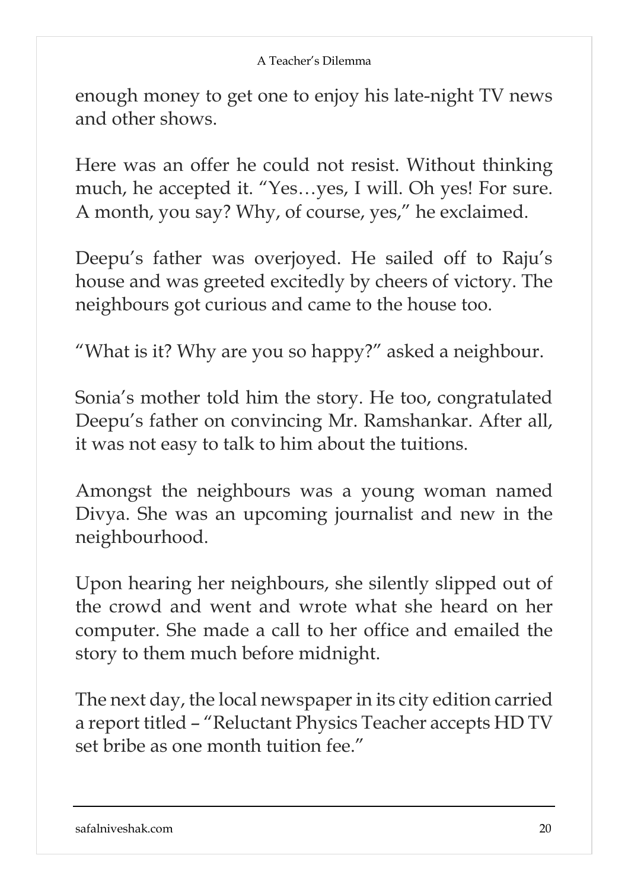enough money to get one to enjoy his late-night TV news and other shows.

Here was an offer he could not resist. Without thinking much, he accepted it. "Yes…yes, I will. Oh yes! For sure. A month, you say? Why, of course, yes," he exclaimed.

Deepu's father was overjoyed. He sailed off to Raju's house and was greeted excitedly by cheers of victory. The neighbours got curious and came to the house too.

"What is it? Why are you so happy?" asked a neighbour.

Sonia's mother told him the story. He too, congratulated Deepu's father on convincing Mr. Ramshankar. After all, it was not easy to talk to him about the tuitions.

Amongst the neighbours was a young woman named Divya. She was an upcoming journalist and new in the neighbourhood.

Upon hearing her neighbours, she silently slipped out of the crowd and went and wrote what she heard on her computer. She made a call to her office and emailed the story to them much before midnight.

The next day, the local newspaper in its city edition carried a report titled – "Reluctant Physics Teacher accepts HD TV set bribe as one month tuition fee."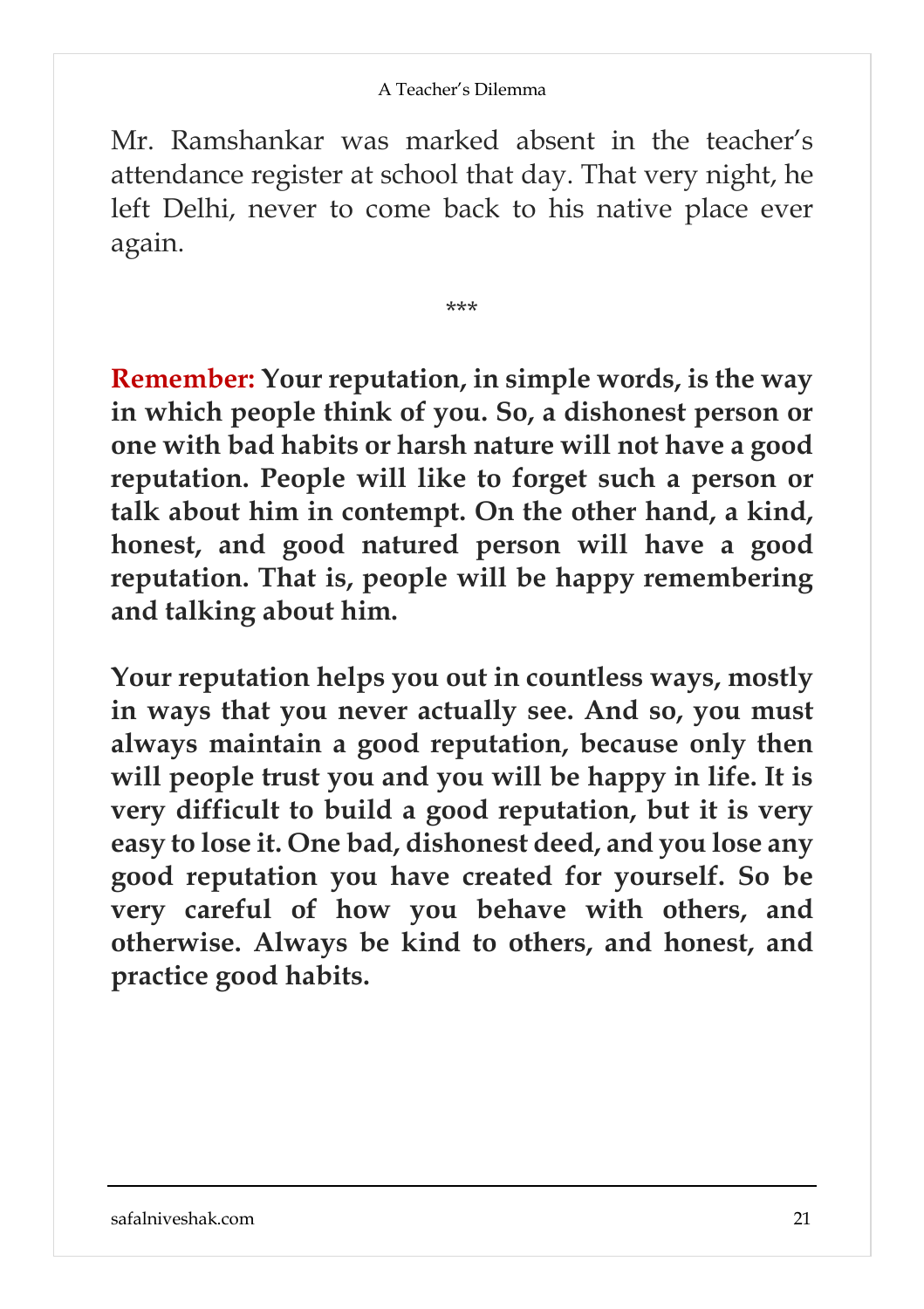Mr. Ramshankar was marked absent in the teacher's attendance register at school that day. That very night, he left Delhi, never to come back to his native place ever again.

***

**Remember: Your reputation, in simple words, is the way in which people think of you. So, a dishonest person or one with bad habits or harsh nature will not have a good reputation. People will like to forget such a person or talk about him in contempt. On the other hand, a kind, honest, and good natured person will have a good reputation. That is, people will be happy remembering and talking about him.**

**Your reputation helps you out in countless ways, mostly in ways that you never actually see. And so, you must always maintain a good reputation, because only then will people trust you and you will be happy in life. It is very difficult to build a good reputation, but it is very easy to lose it. One bad, dishonest deed, and you lose any good reputation you have created for yourself. So be very careful of how you behave with others, and otherwise. Always be kind to others, and honest, and practice good habits.**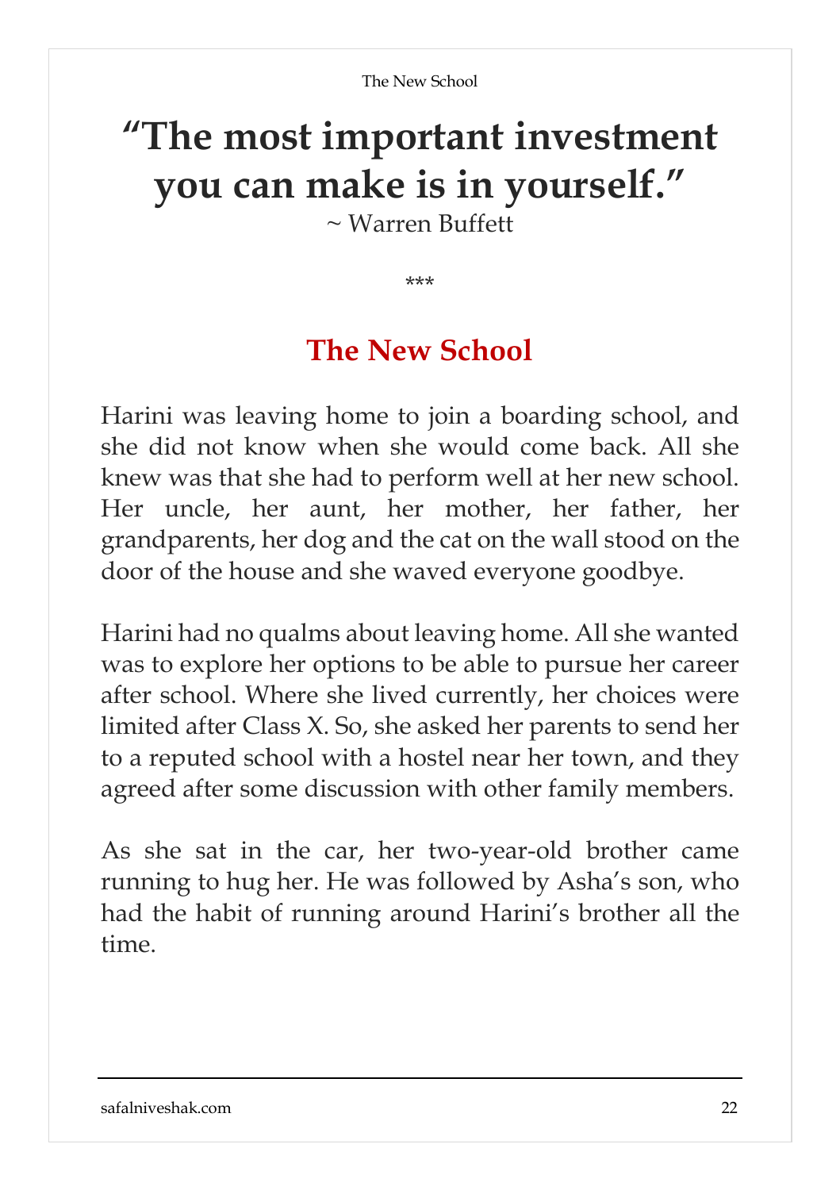# "The most important investment you can make is in yourself."

~ Warren Buffett

***

## The New School

Harini was leaving home to join a boarding school, and she did not know when she would come back. All she knew was that she had to perform well at her new school. Her uncle, her aunt, her mother, her father, her grandparents, her dog and the cat on the wall stood on the door of the house and she waved everyone goodbye.

Harini had no qualms about leaving home. All she wanted was to explore her options to be able to pursue her career after school. Where she lived currently, her choices were limited after Class X. So, she asked her parents to send her to a reputed school with a hostel near her town, and they agreed after some discussion with other family members.

As she sat in the car, her two-year-old brother came running to hug her. He was followed by Asha's son, who had the habit of running around Harini's brother all the time.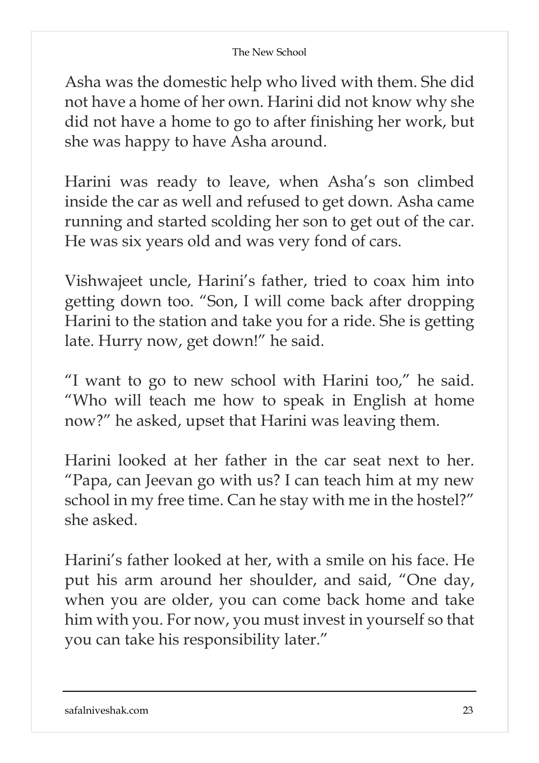Asha was the domestic help who lived with them. She did not have a home of her own. Harini did not know why she did not have a home to go to after finishing her work, but she was happy to have Asha around.

Harini was ready to leave, when Asha's son climbed inside the car as well and refused to get down. Asha came running and started scolding her son to get out of the car. He was six years old and was very fond of cars.

Vishwajeet uncle, Harini's father, tried to coax him into getting down too. "Son, I will come back after dropping Harini to the station and take you for a ride. She is getting late. Hurry now, get down!" he said.

"I want to go to new school with Harini too," he said. "Who will teach me how to speak in English at home now?" he asked, upset that Harini was leaving them.

Harini looked at her father in the car seat next to her. "Papa, can Jeevan go with us? I can teach him at my new school in my free time. Can he stay with me in the hostel?" she asked.

Harini's father looked at her, with a smile on his face. He put his arm around her shoulder, and said, "One day, when you are older, you can come back home and take him with you. For now, you must invest in yourself so that you can take his responsibility later."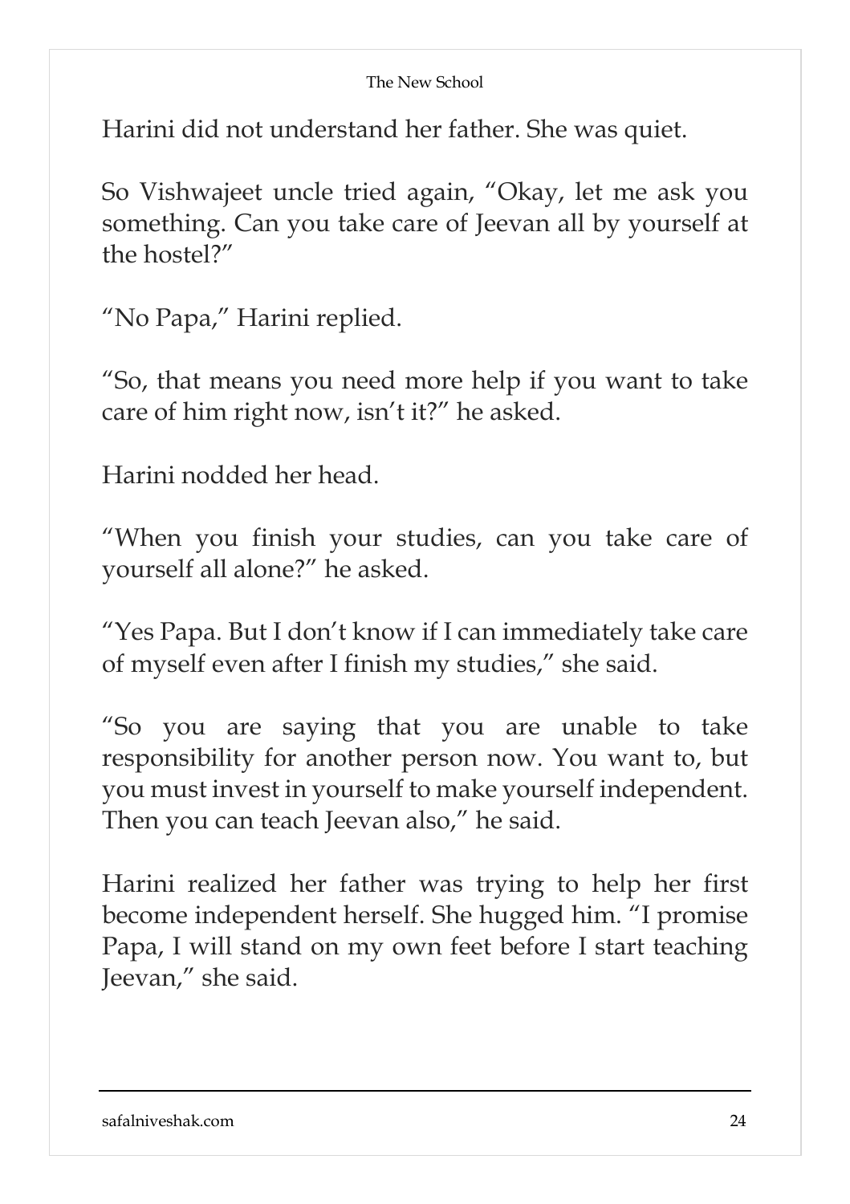Harini did not understand her father. She was quiet.

So Vishwajeet uncle tried again, "Okay, let me ask you something. Can you take care of Jeevan all by yourself at the hostel?"

"No Papa," Harini replied.

"So, that means you need more help if you want to take care of him right now, isn't it?" he asked.

Harini nodded her head.

"When you finish your studies, can you take care of yourself all alone?" he asked.

"Yes Papa. But I don't know if I can immediately take care of myself even after I finish my studies," she said.

"So you are saying that you are unable to take responsibility for another person now. You want to, but you must invest in yourself to make yourself independent. Then you can teach Jeevan also," he said.

Harini realized her father was trying to help her first become independent herself. She hugged him. "I promise Papa, I will stand on my own feet before I start teaching Jeevan," she said.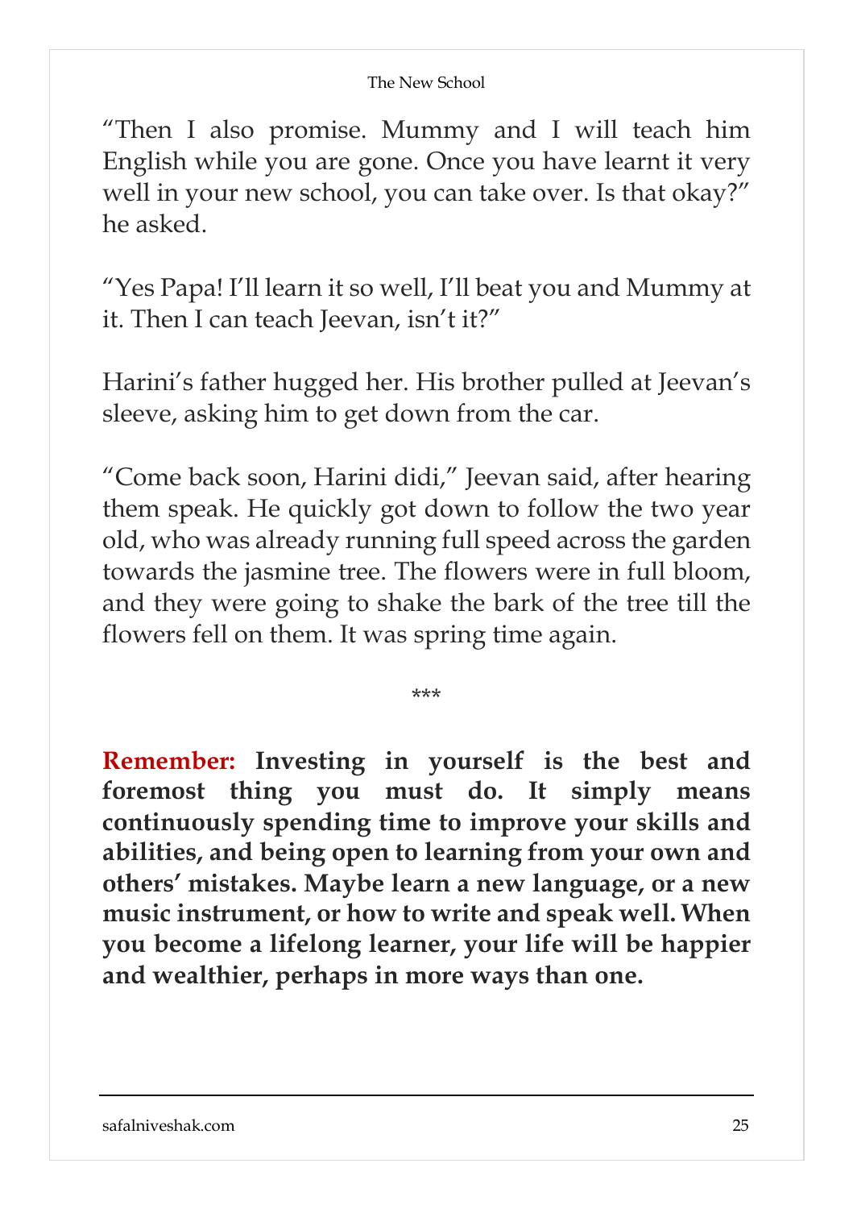"Then I also promise. Mummy and I will teach him English while you are gone. Once you have learnt it very well in your new school, you can take over. Is that okay?" he asked.

"Yes Papa! I'll learn it so well, I'll beat you and Mummy at it. Then I can teach Jeevan, isn't it?"

Harini's father hugged her. His brother pulled at Jeevan's sleeve, asking him to get down from the car.

"Come back soon, Harini didi," Jeevan said, after hearing them speak. He quickly got down to follow the two year old, who was already running full speed across the garden towards the jasmine tree. The flowers were in full bloom, and they were going to shake the bark of the tree till the flowers fell on them. It was spring time again.

***

**Remember: Investing in yourself is the best and foremost thing you must do. It simply means continuously spending time to improve your skills and abilities, and being open to learning from your own and others' mistakes. Maybe learn a new language, or a new music instrument, or how to write and speak well. When you become a lifelong learner, your life will be happier and wealthier, perhaps in more ways than one.**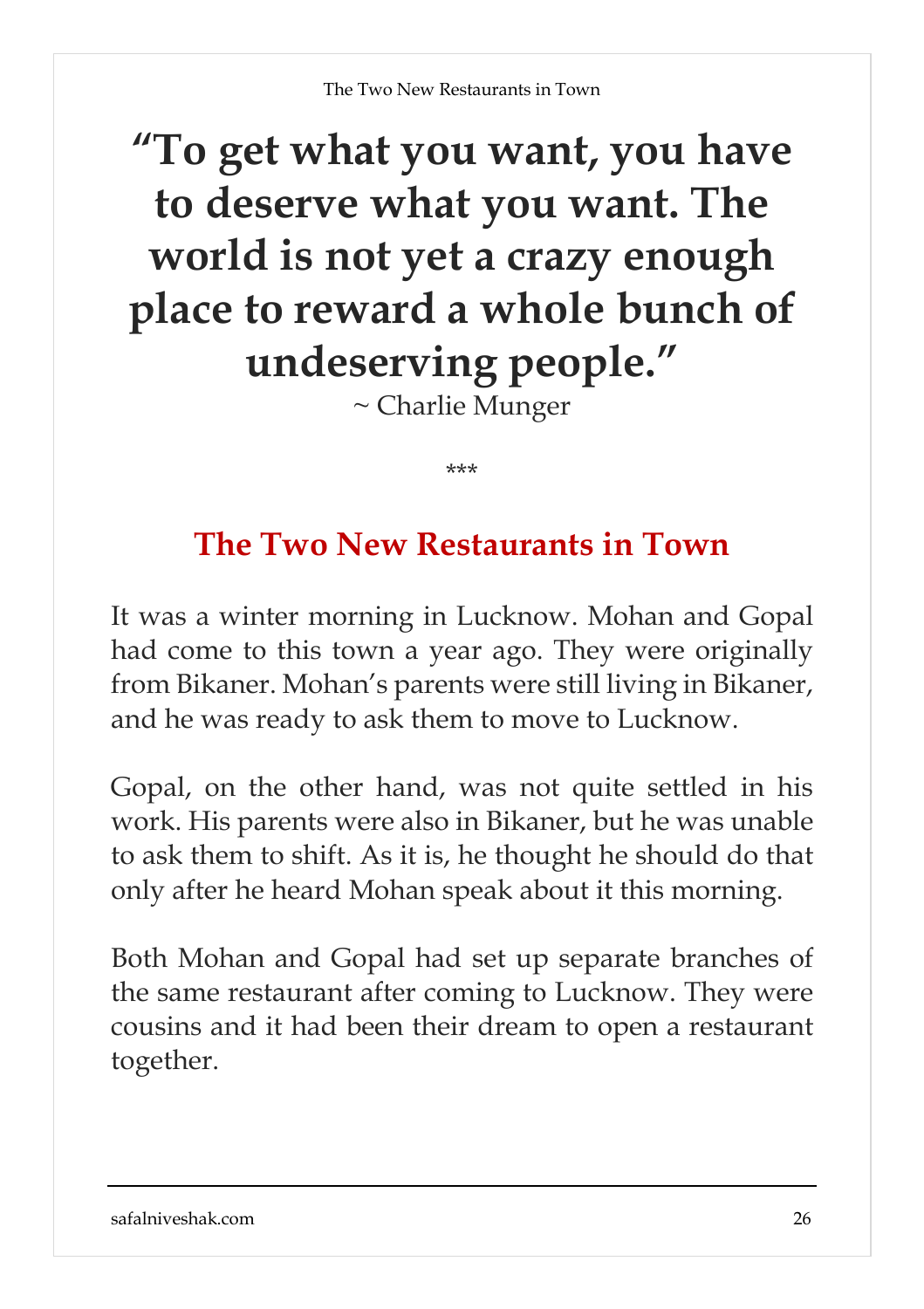**“To get what you want, you have to deserve what you want. The world is not yet a crazy enough place to reward a whole bunch of undeserving people.”**

~ Charlie Munger

***

## The Two New Restaurants in Town

It was a winter morning in Lucknow. Mohan and Gopal had come to this town a year ago. They were originally from Bikaner. Mohan’s parents were still living in Bikaner, and he was ready to ask them to move to Lucknow.

Gopal, on the other hand, was not quite settled in his work. His parents were also in Bikaner, but he was unable to ask them to shift. As it is, he thought he should do that only after he heard Mohan speak about it this morning.

Both Mohan and Gopal had set up separate branches of the same restaurant after coming to Lucknow. They were cousins and it had been their dream to open a restaurant together.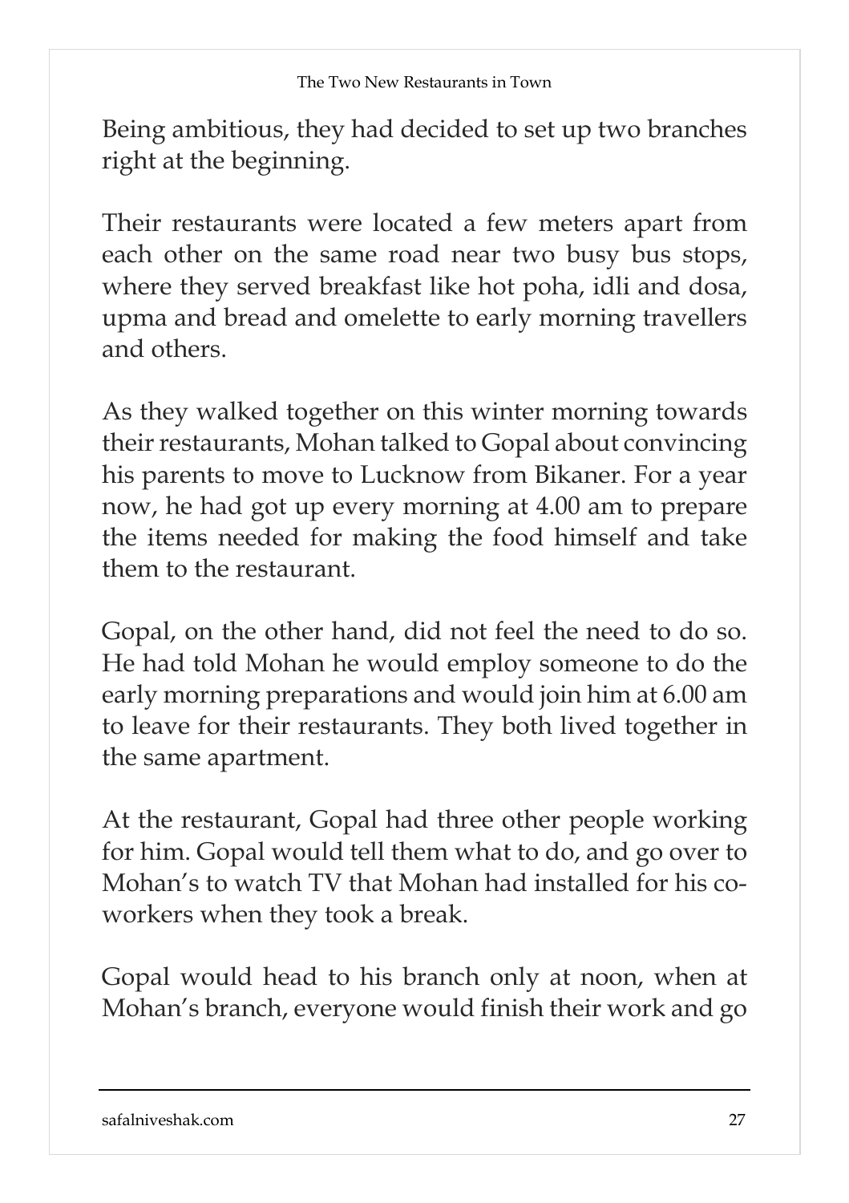Being ambitious, they had decided to set up two branches right at the beginning.

Their restaurants were located a few meters apart from each other on the same road near two busy bus stops, where they served breakfast like hot poha, idli and dosa, upma and bread and omelette to early morning travellers and others.

As they walked together on this winter morning towards their restaurants, Mohan talked to Gopal about convincing his parents to move to Lucknow from Bikaner. For a year now, he had got up every morning at 4.00 am to prepare the items needed for making the food himself and take them to the restaurant.

Gopal, on the other hand, did not feel the need to do so. He had told Mohan he would employ someone to do the early morning preparations and would join him at 6.00 am to leave for their restaurants. They both lived together in the same apartment.

At the restaurant, Gopal had three other people working for him. Gopal would tell them what to do, and go over to Mohan's to watch TV that Mohan had installed for his co-workers when they took a break.

Gopal would head to his branch only at noon, when at Mohan's branch, everyone would finish their work and go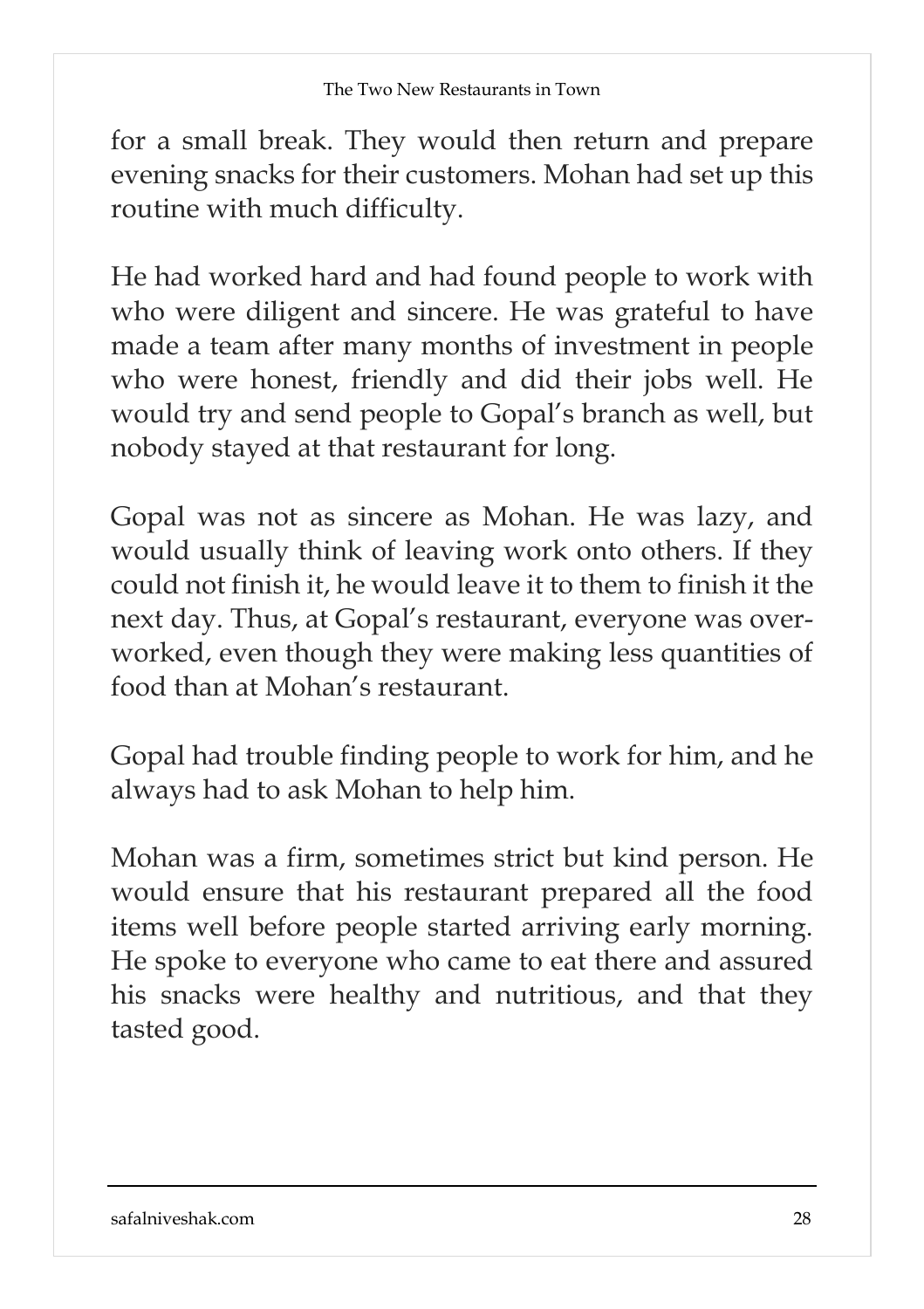for a small break. They would then return and prepare evening snacks for their customers. Mohan had set up this routine with much difficulty.

He had worked hard and had found people to work with who were diligent and sincere. He was grateful to have made a team after many months of investment in people who were honest, friendly and did their jobs well. He would try and send people to Gopal's branch as well, but nobody stayed at that restaurant for long.

Gopal was not as sincere as Mohan. He was lazy, and would usually think of leaving work onto others. If they could not finish it, he would leave it to them to finish it the next day. Thus, at Gopal's restaurant, everyone was over-worked, even though they were making less quantities of food than at Mohan's restaurant.

Gopal had trouble finding people to work for him, and he always had to ask Mohan to help him.

Mohan was a firm, sometimes strict but kind person. He would ensure that his restaurant prepared all the food items well before people started arriving early morning. He spoke to everyone who came to eat there and assured his snacks were healthy and nutritious, and that they tasted good.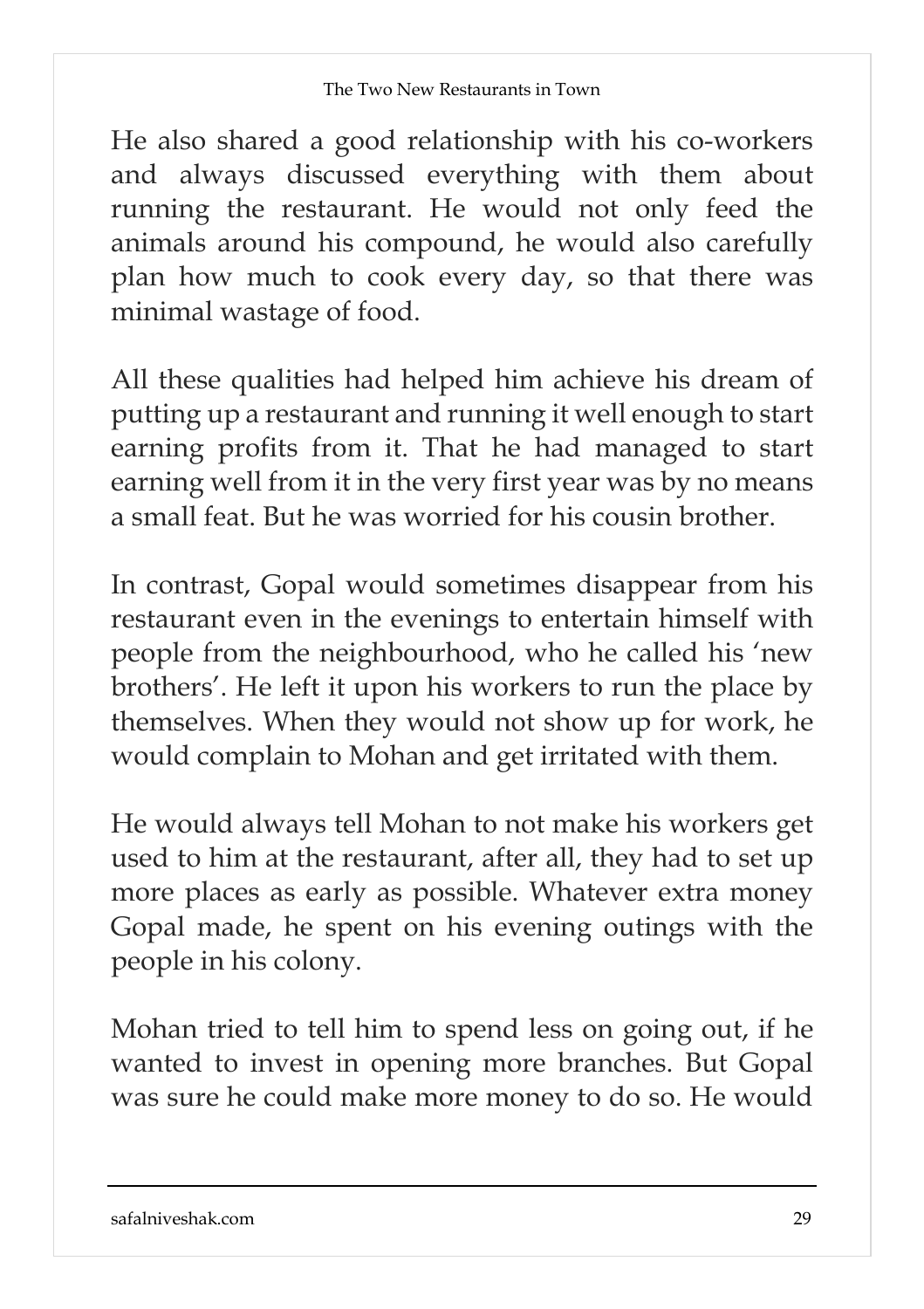He also shared a good relationship with his co-workers and always discussed everything with them about running the restaurant. He would not only feed the animals around his compound, he would also carefully plan how much to cook every day, so that there was minimal wastage of food.

All these qualities had helped him achieve his dream of putting up a restaurant and running it well enough to start earning profits from it. That he had managed to start earning well from it in the very first year was by no means a small feat. But he was worried for his cousin brother.

In contrast, Gopal would sometimes disappear from his restaurant even in the evenings to entertain himself with people from the neighbourhood, who he called his 'new brothers'. He left it upon his workers to run the place by themselves. When they would not show up for work, he would complain to Mohan and get irritated with them.

He would always tell Mohan to not make his workers get used to him at the restaurant, after all, they had to set up more places as early as possible. Whatever extra money Gopal made, he spent on his evening outings with the people in his colony.

Mohan tried to tell him to spend less on going out, if he wanted to invest in opening more branches. But Gopal was sure he could make more money to do so. He would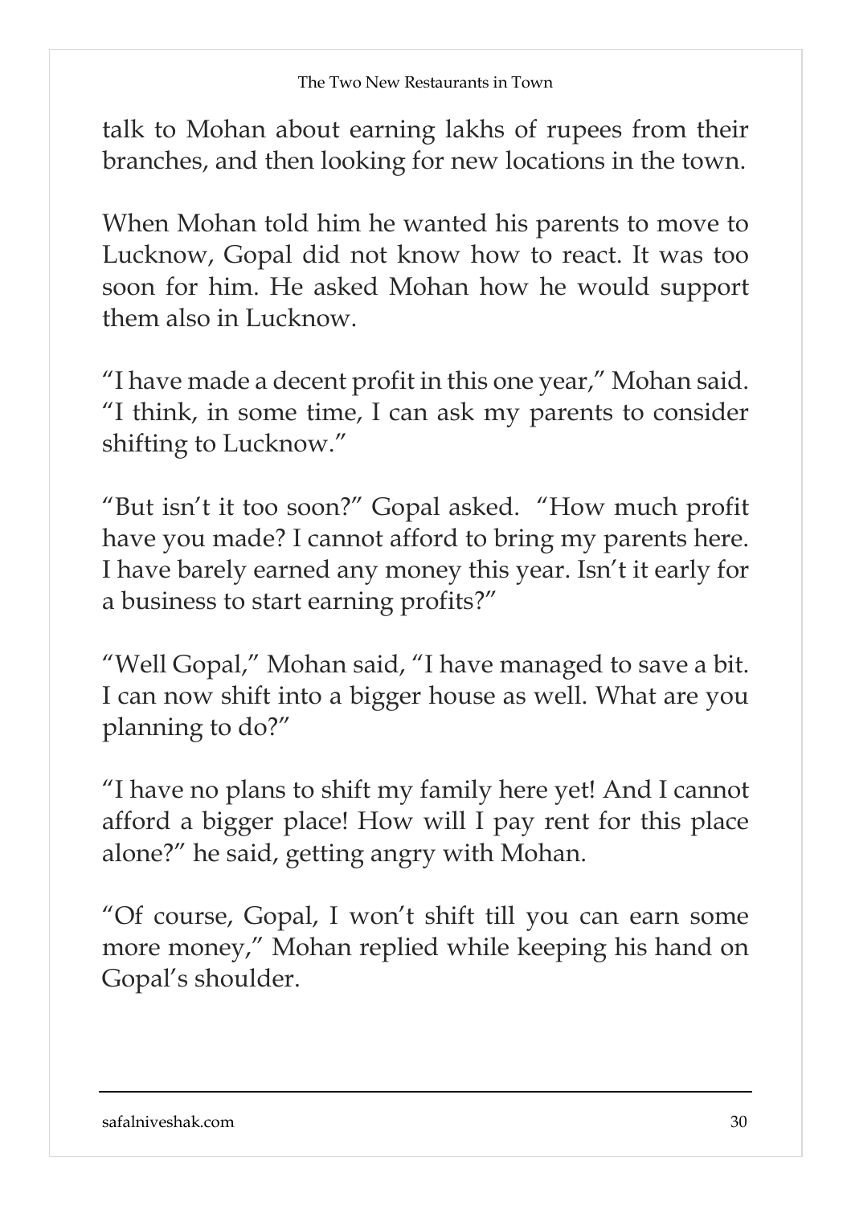talk to Mohan about earning lakhs of rupees from their branches, and then looking for new locations in the town.

When Mohan told him he wanted his parents to move to Lucknow, Gopal did not know how to react. It was too soon for him. He asked Mohan how he would support them also in Lucknow.

"I have made a decent profit in this one year," Mohan said. "I think, in some time, I can ask my parents to consider shifting to Lucknow."

"But isn't it too soon?" Gopal asked. "How much profit have you made? I cannot afford to bring my parents here. I have barely earned any money this year. Isn't it early for a business to start earning profits?"

"Well Gopal," Mohan said, "I have managed to save a bit. I can now shift into a bigger house as well. What are you planning to do?"

"I have no plans to shift my family here yet! And I cannot afford a bigger place! How will I pay rent for this place alone?" he said, getting angry with Mohan.

"Of course, Gopal, I won't shift till you can earn some more money," Mohan replied while keeping his hand on Gopal's shoulder.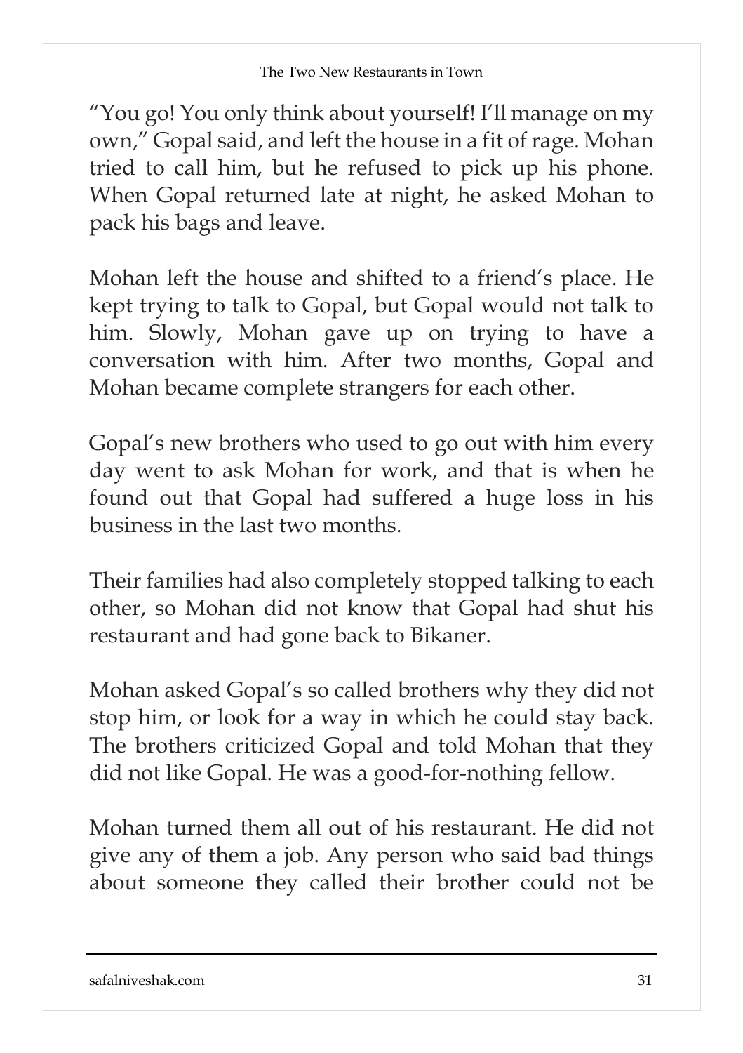"You go! You only think about yourself! I'll manage on my own," Gopal said, and left the house in a fit of rage. Mohan tried to call him, but he refused to pick up his phone. When Gopal returned late at night, he asked Mohan to pack his bags and leave.

Mohan left the house and shifted to a friend's place. He kept trying to talk to Gopal, but Gopal would not talk to him. Slowly, Mohan gave up on trying to have a conversation with him. After two months, Gopal and Mohan became complete strangers for each other.

Gopal's new brothers who used to go out with him every day went to ask Mohan for work, and that is when he found out that Gopal had suffered a huge loss in his business in the last two months.

Their families had also completely stopped talking to each other, so Mohan did not know that Gopal had shut his restaurant and had gone back to Bikaner.

Mohan asked Gopal's so called brothers why they did not stop him, or look for a way in which he could stay back. The brothers criticized Gopal and told Mohan that they did not like Gopal. He was a good-for-nothing fellow.

Mohan turned them all out of his restaurant. He did not give any of them a job. Any person who said bad things about someone they called their brother could not be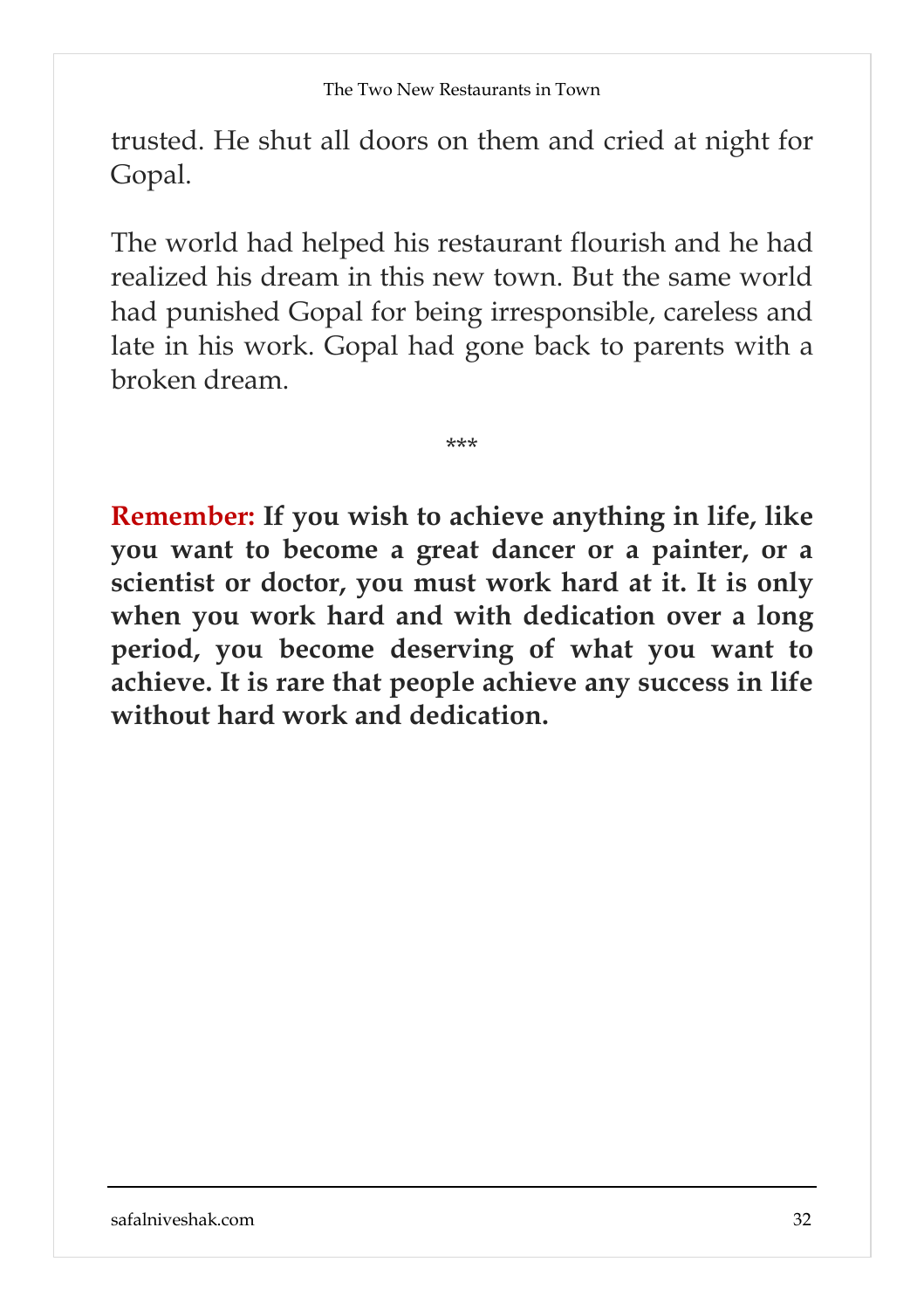trusted. He shut all doors on them and cried at night for Gopal.

The world had helped his restaurant flourish and he had realized his dream in this new town. But the same world had punished Gopal for being irresponsible, careless and late in his work. Gopal had gone back to parents with a broken dream.

***

**Remember: If you wish to achieve anything in life, like you want to become a great dancer or a painter, or a scientist or doctor, you must work hard at it. It is only when you work hard and with dedication over a long period, you become deserving of what you want to achieve. It is rare that people achieve any success in life without hard work and dedication.**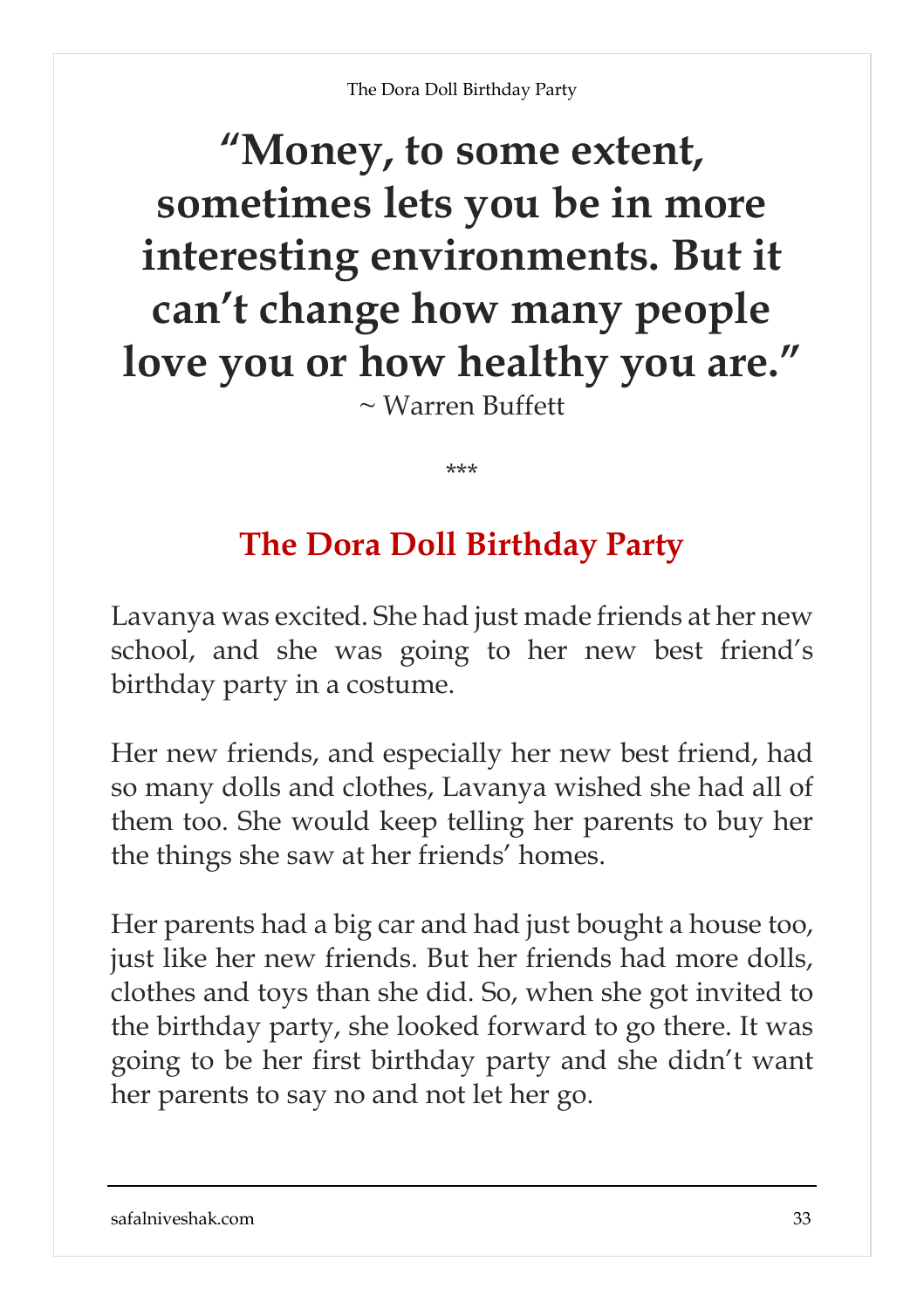**“Money, to some extent, sometimes lets you be in more interesting environments. But it can’t change how many people love you or how healthy you are.”**

~ Warren Buffett

\*\*\*

## The Dora Doll Birthday Party

Lavanya was excited. She had just made friends at her new school, and she was going to her new best friend’s birthday party in a costume.

Her new friends, and especially her new best friend, had so many dolls and clothes, Lavanya wished she had all of them too. She would keep telling her parents to buy her the things she saw at her friends’ homes.

Her parents had a big car and had just bought a house too, just like her new friends. But her friends had more dolls, clothes and toys than she did. So, when she got invited to the birthday party, she looked forward to go there. It was going to be her first birthday party and she didn’t want her parents to say no and not let her go.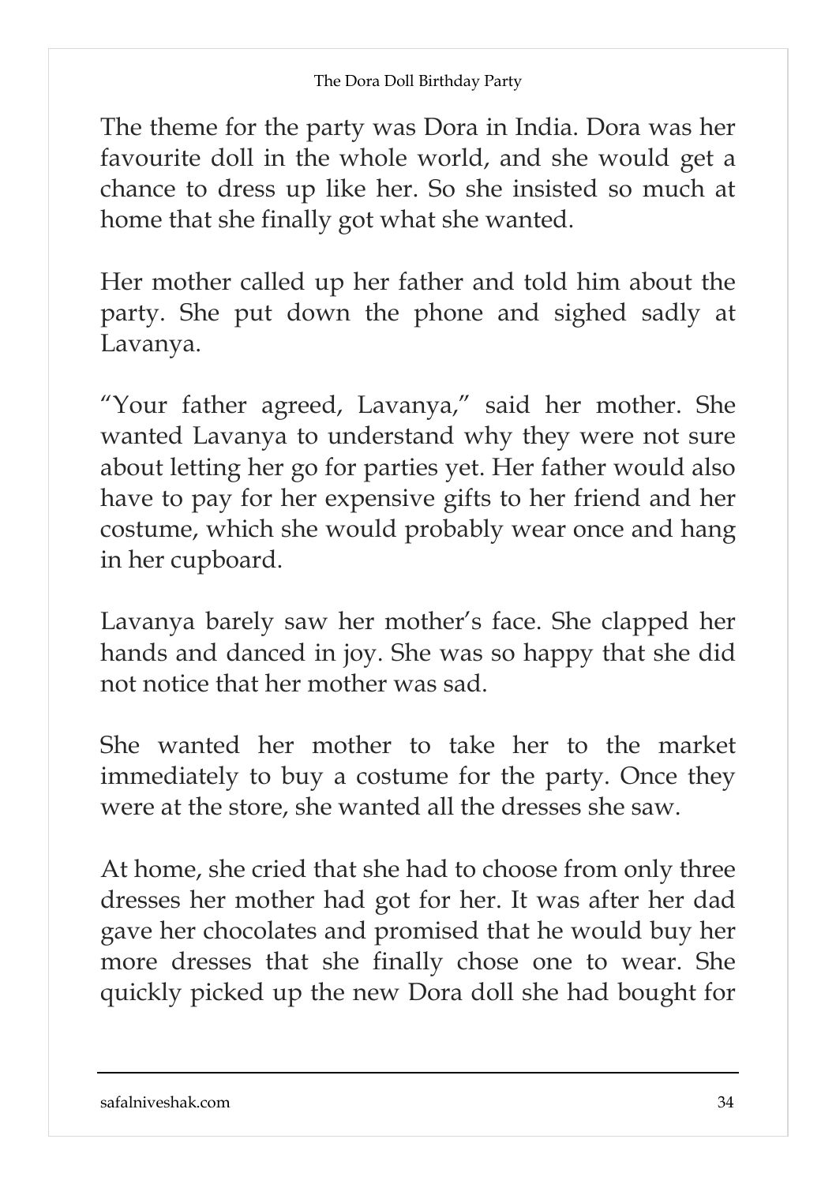The theme for the party was Dora in India. Dora was her favourite doll in the whole world, and she would get a chance to dress up like her. So she insisted so much at home that she finally got what she wanted.

Her mother called up her father and told him about the party. She put down the phone and sighed sadly at Lavanya.

"Your father agreed, Lavanya," said her mother. She wanted Lavanya to understand why they were not sure about letting her go for parties yet. Her father would also have to pay for her expensive gifts to her friend and her costume, which she would probably wear once and hang in her cupboard.

Lavanya barely saw her mother's face. She clapped her hands and danced in joy. She was so happy that she did not notice that her mother was sad.

She wanted her mother to take her to the market immediately to buy a costume for the party. Once they were at the store, she wanted all the dresses she saw.

At home, she cried that she had to choose from only three dresses her mother had got for her. It was after her dad gave her chocolates and promised that he would buy her more dresses that she finally chose one to wear. She quickly picked up the new Dora doll she had bought for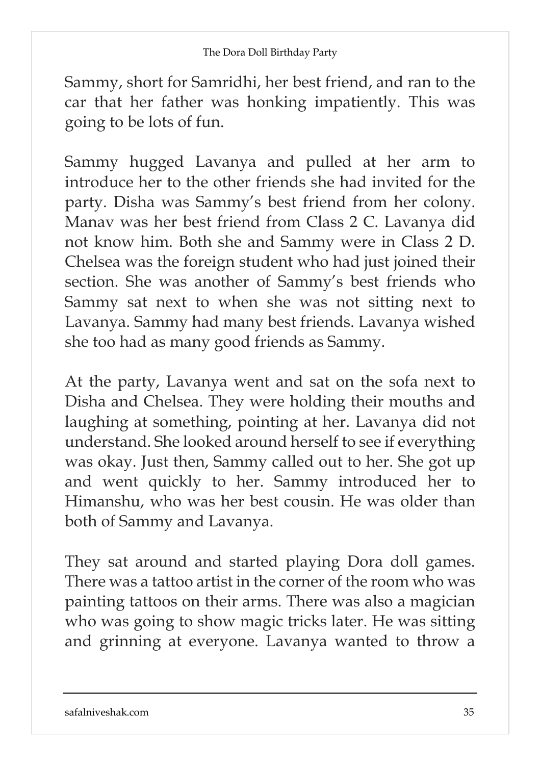Sammy, short for Samridhi, her best friend, and ran to the car that her father was honking impatiently. This was going to be lots of fun.

Sammy hugged Lavanya and pulled at her arm to introduce her to the other friends she had invited for the party. Disha was Sammy's best friend from her colony. Manav was her best friend from Class 2 C. Lavanya did not know him. Both she and Sammy were in Class 2 D. Chelsea was the foreign student who had just joined their section. She was another of Sammy's best friends who Sammy sat next to when she was not sitting next to Lavanya. Sammy had many best friends. Lavanya wished she too had as many good friends as Sammy.

At the party, Lavanya went and sat on the sofa next to Disha and Chelsea. They were holding their mouths and laughing at something, pointing at her. Lavanya did not understand. She looked around herself to see if everything was okay. Just then, Sammy called out to her. She got up and went quickly to her. Sammy introduced her to Himanshu, who was her best cousin. He was older than both of Sammy and Lavanya.

They sat around and started playing Dora doll games. There was a tattoo artist in the corner of the room who was painting tattoos on their arms. There was also a magician who was going to show magic tricks later. He was sitting and grinning at everyone. Lavanya wanted to throw a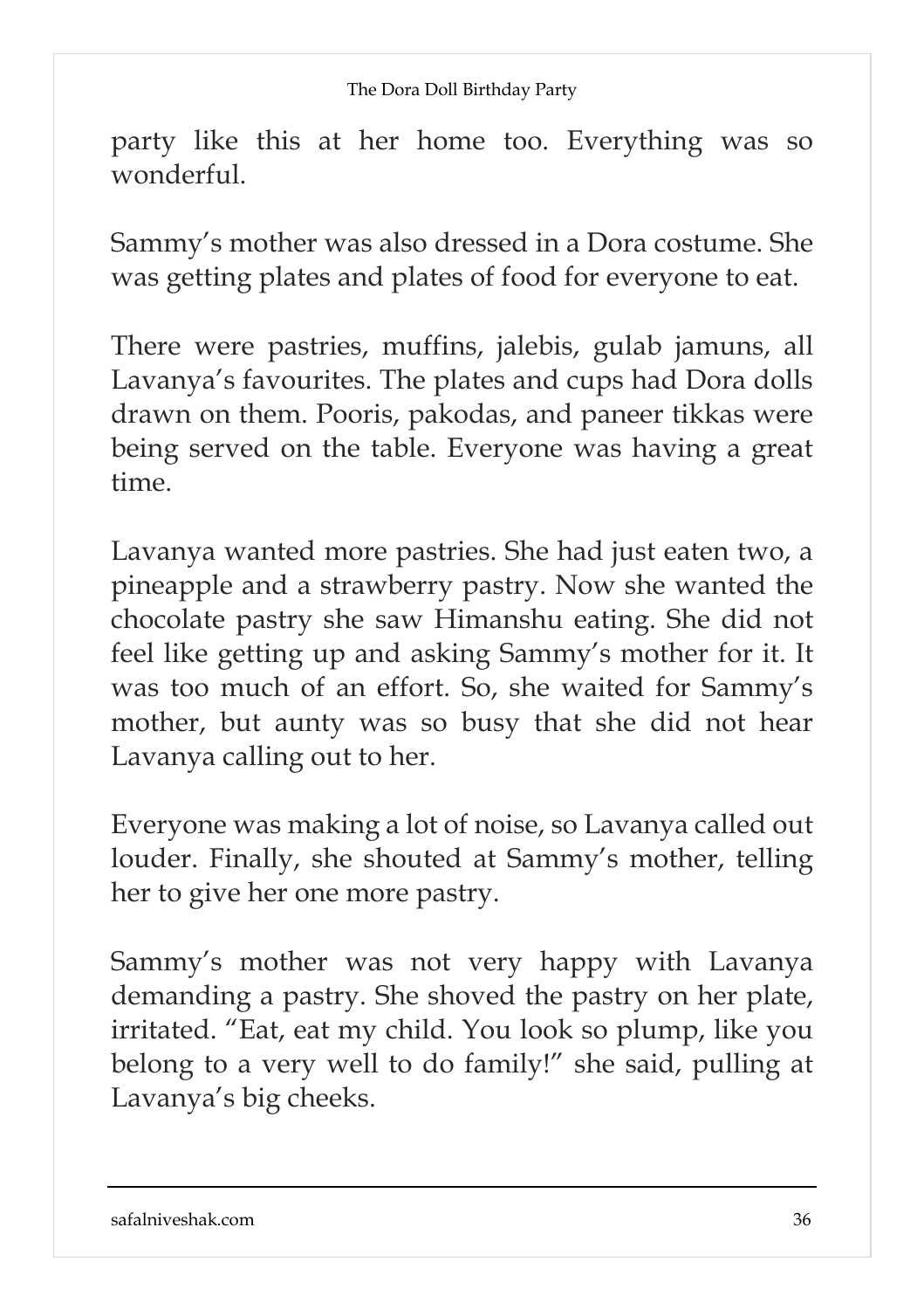party like this at her home too. Everything was so wonderful.

Sammy's mother was also dressed in a Dora costume. She was getting plates and plates of food for everyone to eat.

There were pastries, muffins, jalebis, gulab jamuns, all Lavanya's favourites. The plates and cups had Dora dolls drawn on them. Pooris, pakodas, and paneer tikkas were being served on the table. Everyone was having a great time.

Lavanya wanted more pastries. She had just eaten two, a pineapple and a strawberry pastry. Now she wanted the chocolate pastry she saw Himanshu eating. She did not feel like getting up and asking Sammy's mother for it. It was too much of an effort. So, she waited for Sammy's mother, but aunty was so busy that she did not hear Lavanya calling out to her.

Everyone was making a lot of noise, so Lavanya called out louder. Finally, she shouted at Sammy's mother, telling her to give her one more pastry.

Sammy's mother was not very happy with Lavanya demanding a pastry. She shoved the pastry on her plate, irritated. "Eat, eat my child. You look so plump, like you belong to a very well to do family!" she said, pulling at Lavanya's big cheeks.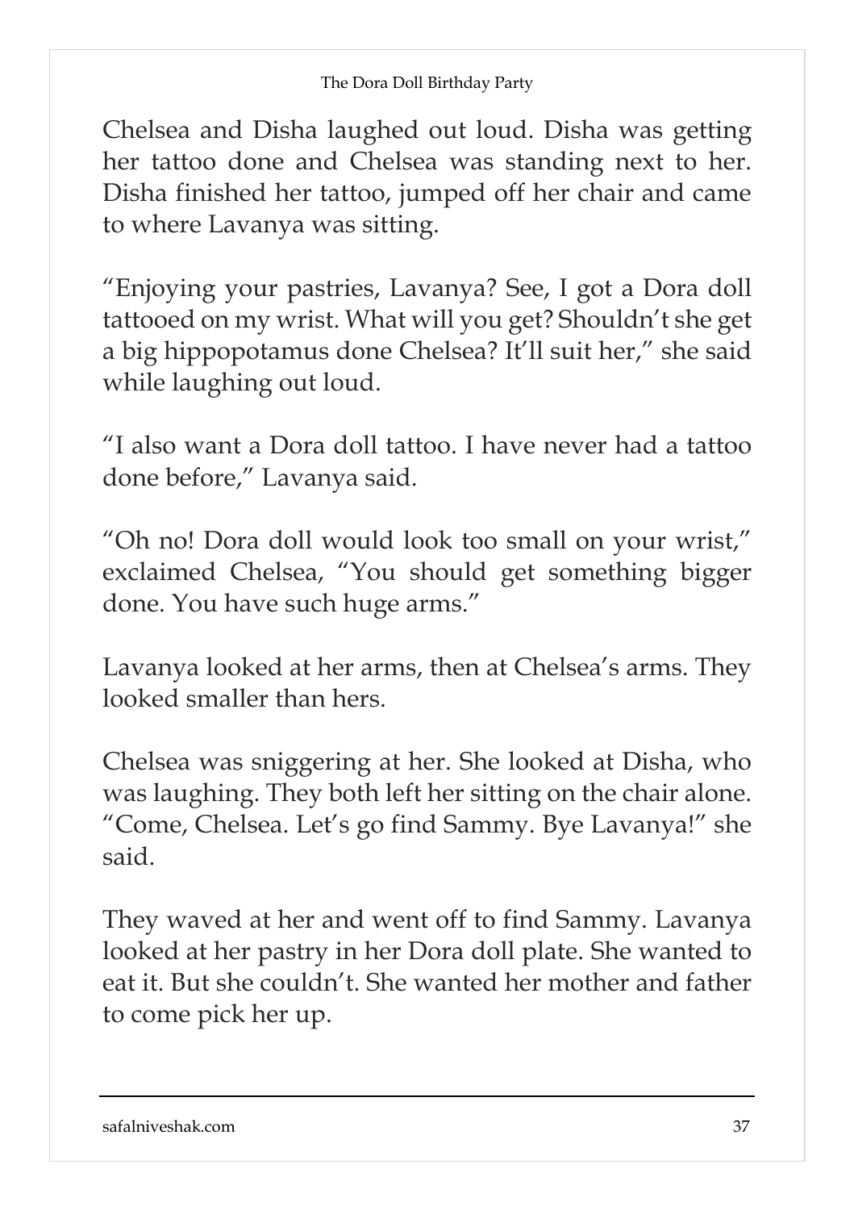Chelsea and Disha laughed out loud. Disha was getting her tattoo done and Chelsea was standing next to her. Disha finished her tattoo, jumped off her chair and came to where Lavanya was sitting.

"Enjoying your pastries, Lavanya? See, I got a Dora doll tattooed on my wrist. What will you get? Shouldn't she get a big hippopotamus done Chelsea? It'll suit her," she said while laughing out loud.

"I also want a Dora doll tattoo. I have never had a tattoo done before," Lavanya said.

"Oh no! Dora doll would look too small on your wrist," exclaimed Chelsea, "You should get something bigger done. You have such huge arms."

Lavanya looked at her arms, then at Chelsea's arms. They looked smaller than hers.

Chelsea was sniggering at her. She looked at Disha, who was laughing. They both left her sitting on the chair alone. "Come, Chelsea. Let's go find Sammy. Bye Lavanya!" she said.

They waved at her and went off to find Sammy. Lavanya looked at her pastry in her Dora doll plate. She wanted to eat it. But she couldn't. She wanted her mother and father to come pick her up.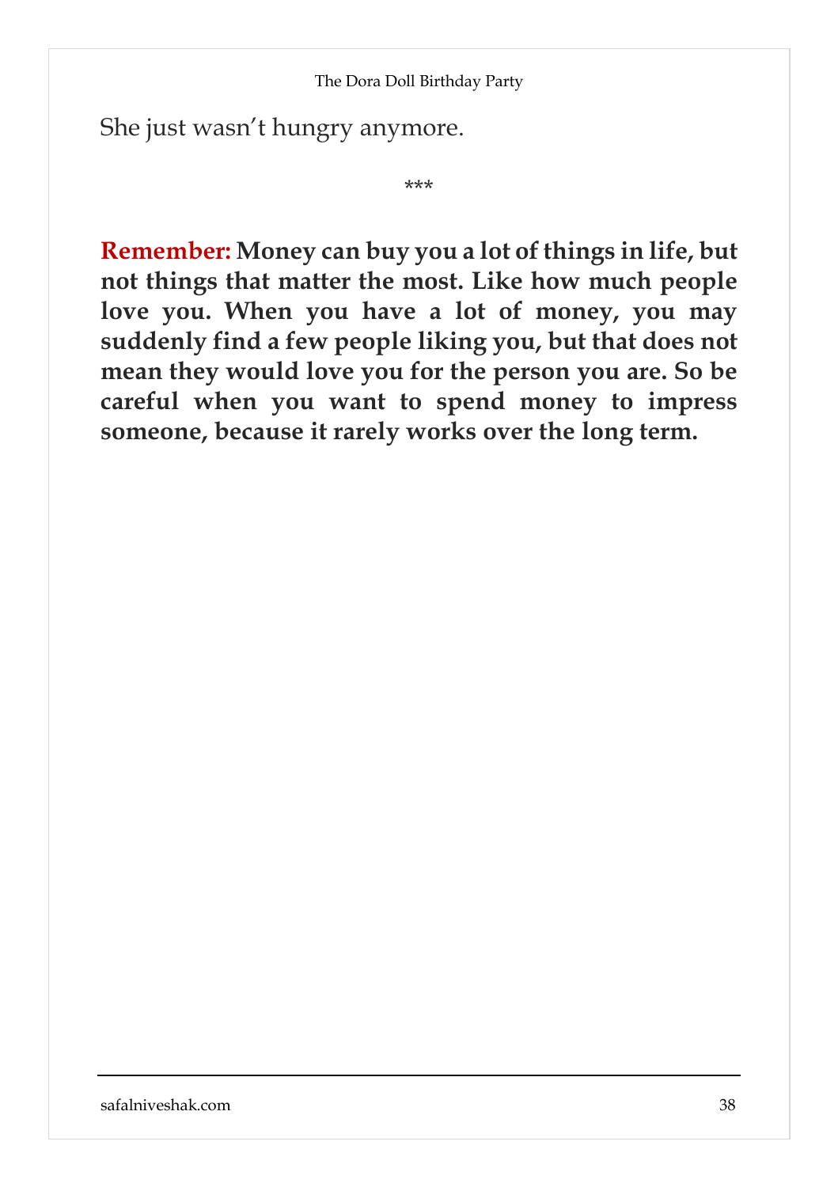She just wasn't hungry anymore.

\*\*\*

**Remember: Money can buy you a lot of things in life, but not things that matter the most. Like how much people love you. When you have a lot of money, you may suddenly find a few people liking you, but that does not mean they would love you for the person you are. So be careful when you want to spend money to impress someone, because it rarely works over the long term.**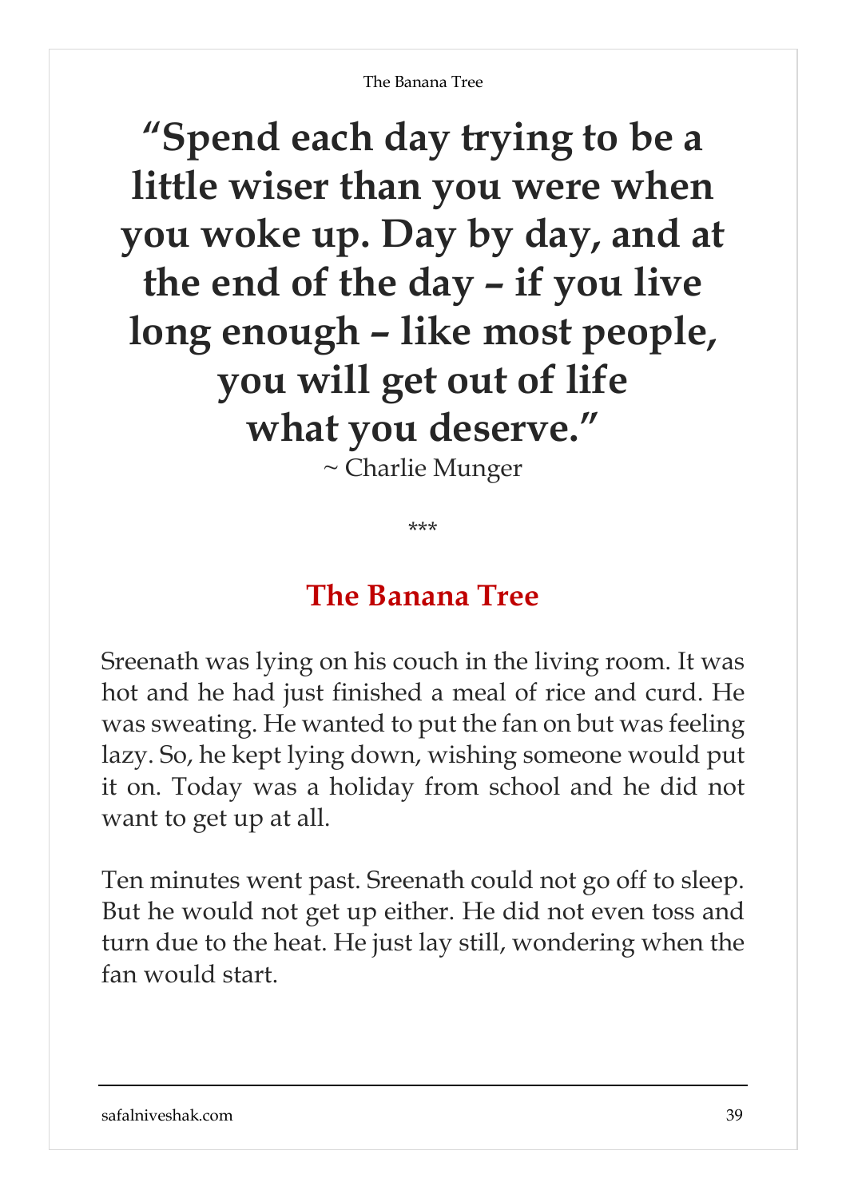**"Spend each day trying to be a little wiser than you were when you woke up. Day by day, and at the end of the day – if you live long enough – like most people, you will get out of life what you deserve."**

~ Charlie Munger

\*\*\*

## The Banana Tree

Sreenath was lying on his couch in the living room. It was hot and he had just finished a meal of rice and curd. He was sweating. He wanted to put the fan on but was feeling lazy. So, he kept lying down, wishing someone would put it on. Today was a holiday from school and he did not want to get up at all.

Ten minutes went past. Sreenath could not go off to sleep. But he would not get up either. He did not even toss and turn due to the heat. He just lay still, wondering when the fan would start.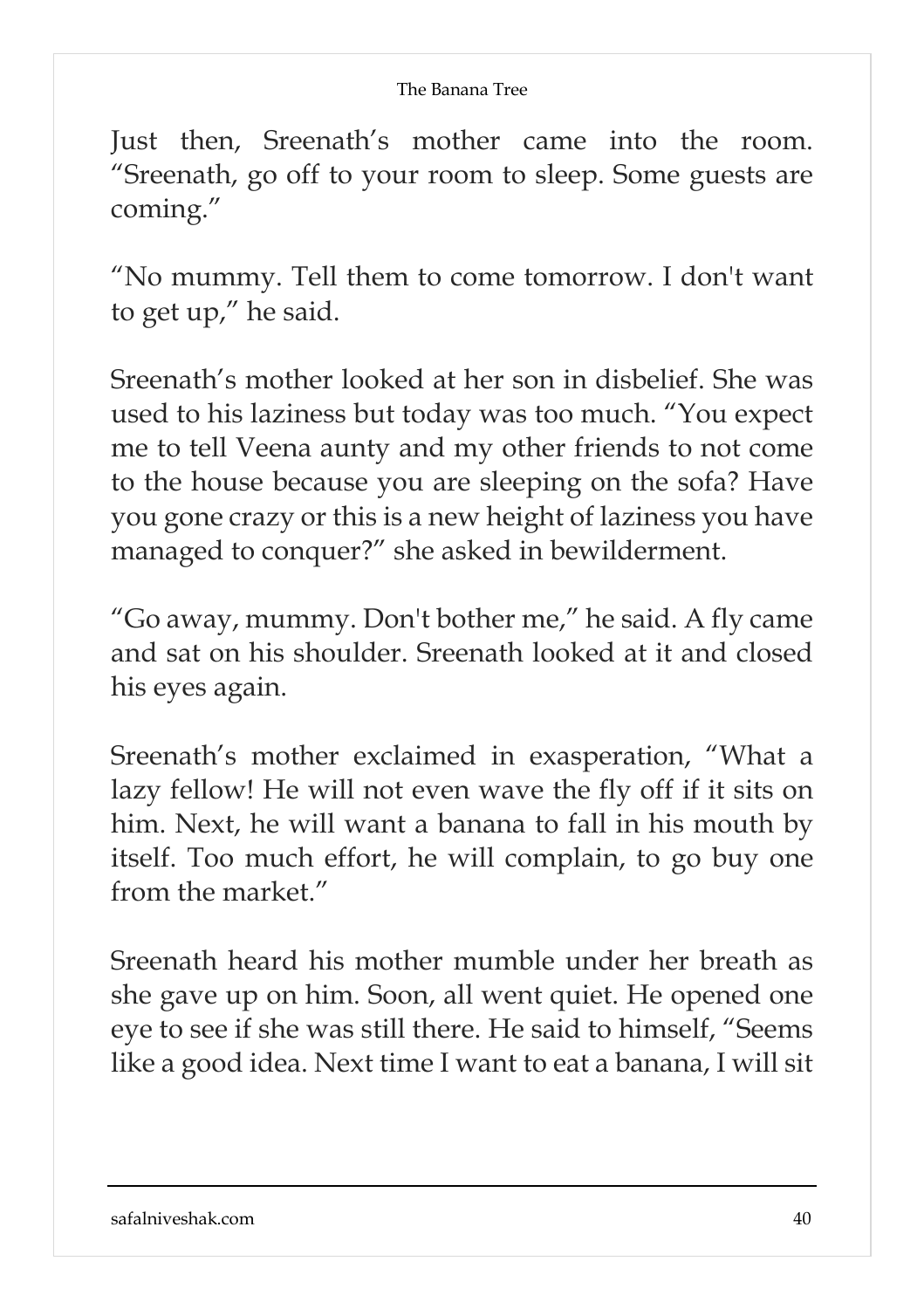Just then, Sreenath’s mother came into the room. “Sreenath, go off to your room to sleep. Some guests are coming.”

“No mummy. Tell them to come tomorrow. I don't want to get up,” he said.

Sreenath’s mother looked at her son in disbelief. She was used to his laziness but today was too much. “You expect me to tell Veena aunty and my other friends to not come to the house because you are sleeping on the sofa? Have you gone crazy or this is a new height of laziness you have managed to conquer?” she asked in bewilderment.

“Go away, mummy. Don't bother me,” he said. A fly came and sat on his shoulder. Sreenath looked at it and closed his eyes again.

Sreenath’s mother exclaimed in exasperation, “What a lazy fellow! He will not even wave the fly off if it sits on him. Next, he will want a banana to fall in his mouth by itself. Too much effort, he will complain, to go buy one from the market.”

Sreenath heard his mother mumble under her breath as she gave up on him. Soon, all went quiet. He opened one eye to see if she was still there. He said to himself, “Seems like a good idea. Next time I want to eat a banana, I will sit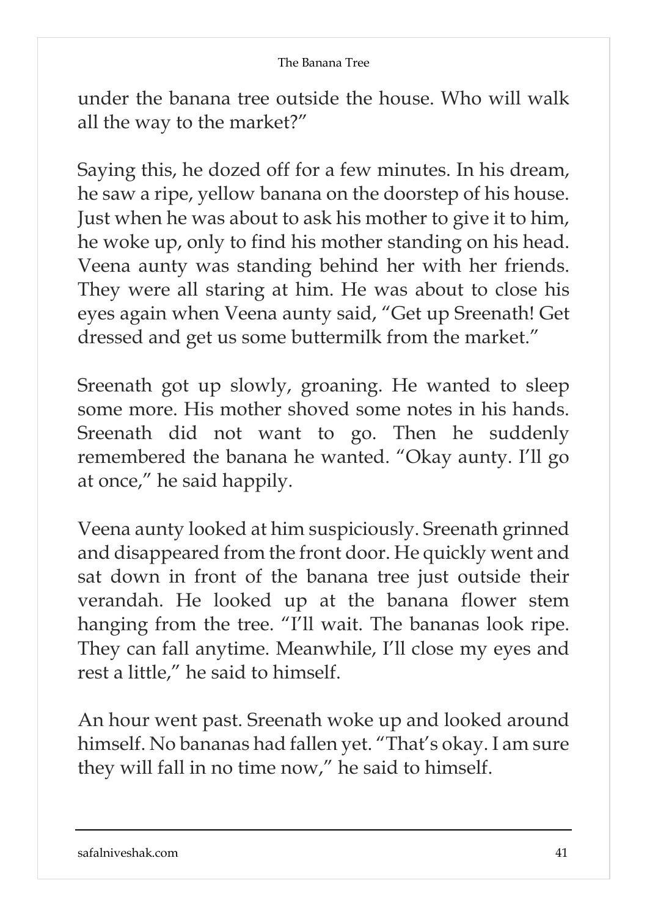under the banana tree outside the house. Who will walk all the way to the market?"

Saying this, he dozed off for a few minutes. In his dream, he saw a ripe, yellow banana on the doorstep of his house. Just when he was about to ask his mother to give it to him, he woke up, only to find his mother standing on his head. Veena aunty was standing behind her with her friends. They were all staring at him. He was about to close his eyes again when Veena aunty said, "Get up Sreenath! Get dressed and get us some buttermilk from the market."

Sreenath got up slowly, groaning. He wanted to sleep some more. His mother shoved some notes in his hands. Sreenath did not want to go. Then he suddenly remembered the banana he wanted. "Okay aunty. I'll go at once," he said happily.

Veena aunty looked at him suspiciously. Sreenath grinned and disappeared from the front door. He quickly went and sat down in front of the banana tree just outside their verandah. He looked up at the banana flower stem hanging from the tree. "I'll wait. The bananas look ripe. They can fall anytime. Meanwhile, I'll close my eyes and rest a little," he said to himself.

An hour went past. Sreenath woke up and looked around himself. No bananas had fallen yet. "That's okay. I am sure they will fall in no time now," he said to himself.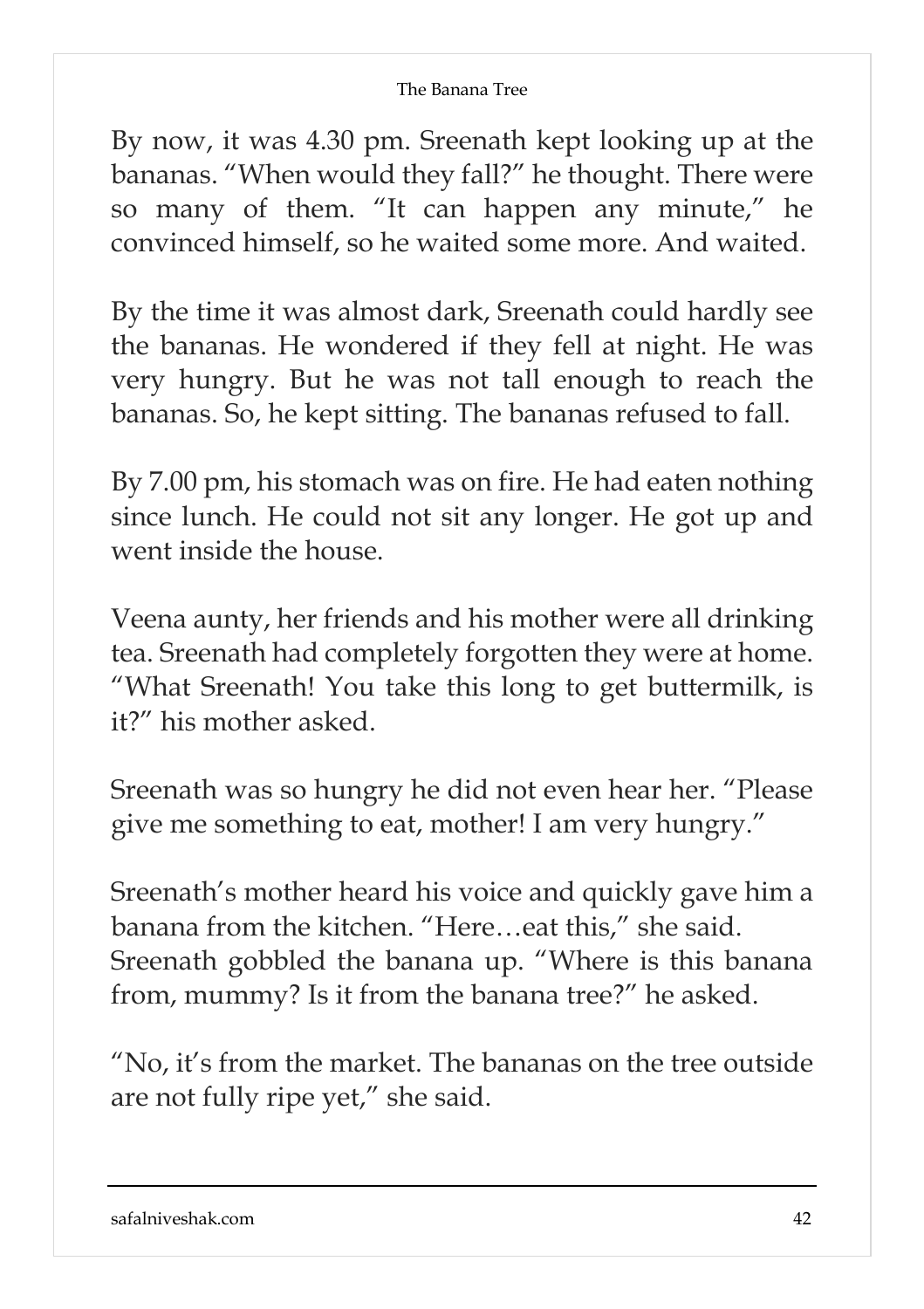By now, it was 4.30 pm. Sreenath kept looking up at the bananas. "When would they fall?" he thought. There were so many of them. "It can happen any minute," he convinced himself, so he waited some more. And waited.

By the time it was almost dark, Sreenath could hardly see the bananas. He wondered if they fell at night. He was very hungry. But he was not tall enough to reach the bananas. So, he kept sitting. The bananas refused to fall.

By 7.00 pm, his stomach was on fire. He had eaten nothing since lunch. He could not sit any longer. He got up and went inside the house.

Veena aunty, her friends and his mother were all drinking tea. Sreenath had completely forgotten they were at home. "What Sreenath! You take this long to get buttermilk, is it?" his mother asked.

Sreenath was so hungry he did not even hear her. "Please give me something to eat, mother! I am very hungry."

Sreenath's mother heard his voice and quickly gave him a banana from the kitchen. "Here…eat this," she said. Sreenath gobbled the banana up. "Where is this banana from, mummy? Is it from the banana tree?" he asked.

"No, it's from the market. The bananas on the tree outside are not fully ripe yet," she said.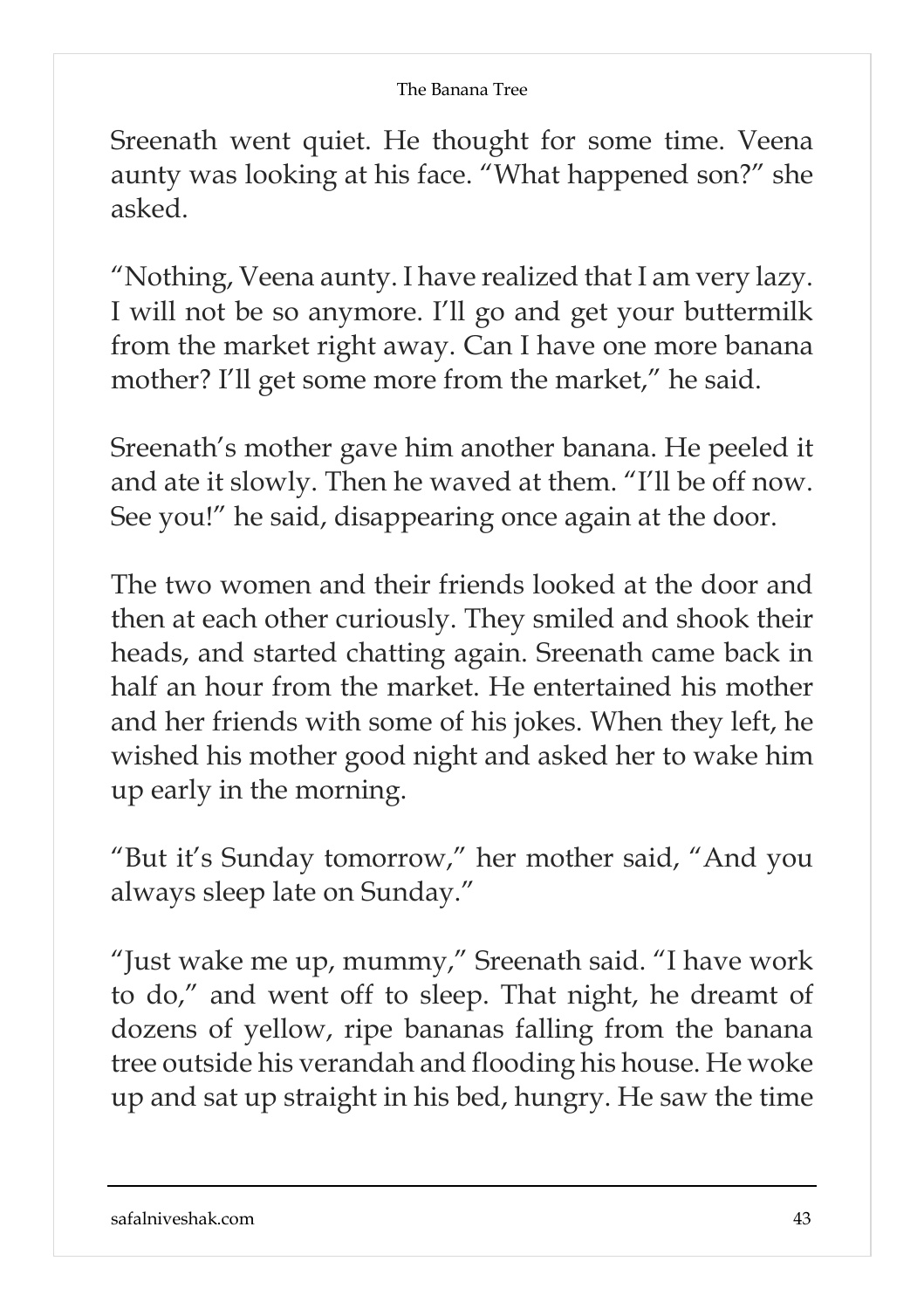Sreenath went quiet. He thought for some time. Veena aunty was looking at his face. “What happened son?” she asked.

“Nothing, Veena aunty. I have realized that I am very lazy. I will not be so anymore. I’ll go and get your buttermilk from the market right away. Can I have one more banana mother? I’ll get some more from the market,” he said.

Sreenath’s mother gave him another banana. He peeled it and ate it slowly. Then he waved at them. “I’ll be off now. See you!” he said, disappearing once again at the door.

The two women and their friends looked at the door and then at each other curiously. They smiled and shook their heads, and started chatting again. Sreenath came back in half an hour from the market. He entertained his mother and her friends with some of his jokes. When they left, he wished his mother good night and asked her to wake him up early in the morning.

“But it’s Sunday tomorrow,” her mother said, “And you always sleep late on Sunday.”

“Just wake me up, mummy,” Sreenath said. “I have work to do,” and went off to sleep. That night, he dreamt of dozens of yellow, ripe bananas falling from the banana tree outside his verandah and flooding his house. He woke up and sat up straight in his bed, hungry. He saw the time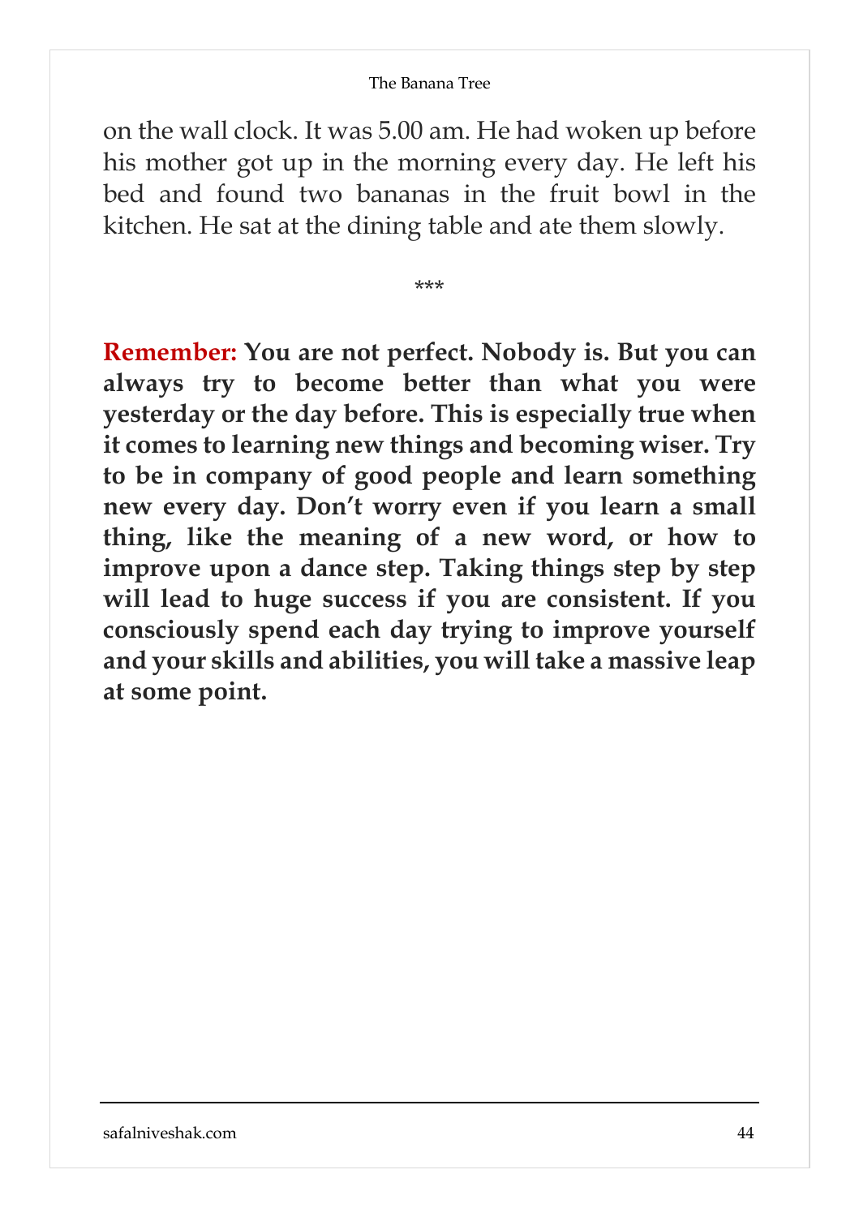on the wall clock. It was 5.00 am. He had woken up before his mother got up in the morning every day. He left his bed and found two bananas in the fruit bowl in the kitchen. He sat at the dining table and ate them slowly.

\*\*\*

**Remember: You are not perfect. Nobody is. But you can always try to become better than what you were yesterday or the day before. This is especially true when it comes to learning new things and becoming wiser. Try to be in company of good people and learn something new every day. Don't worry even if you learn a small thing, like the meaning of a new word, or how to improve upon a dance step. Taking things step by step will lead to huge success if you are consistent. If you consciously spend each day trying to improve yourself and your skills and abilities, you will take a massive leap at some point.**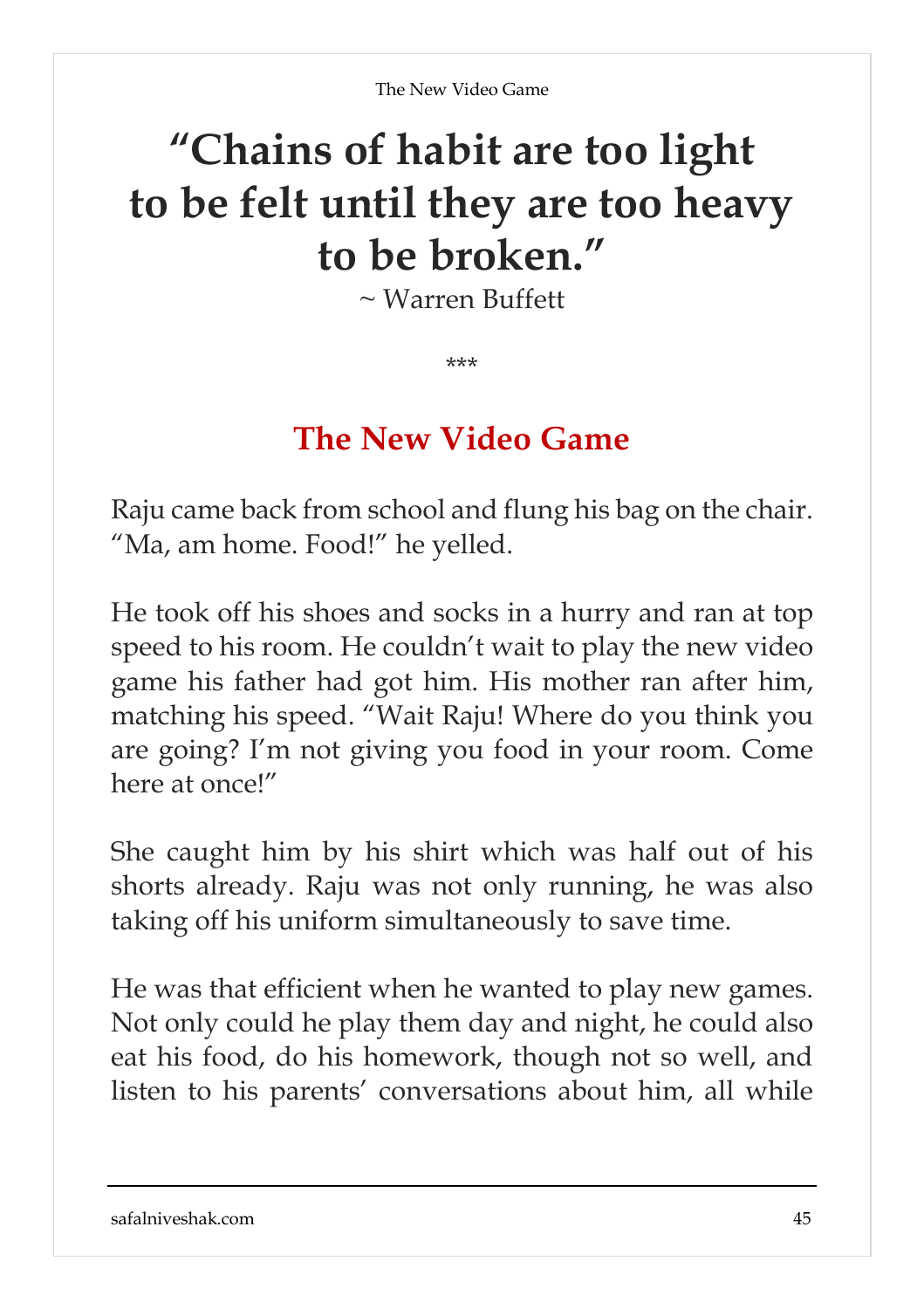# "Chains of habit are too light to be felt until they are too heavy to be broken."

~ Warren Buffett

\*\*\*

## The New Video Game

Raju came back from school and flung his bag on the chair. "Ma, am home. Food!" he yelled.

He took off his shoes and socks in a hurry and ran at top speed to his room. He couldn't wait to play the new video game his father had got him. His mother ran after him, matching his speed. "Wait Raju! Where do you think you are going? I'm not giving you food in your room. Come here at once!"

She caught him by his shirt which was half out of his shorts already. Raju was not only running, he was also taking off his uniform simultaneously to save time.

He was that efficient when he wanted to play new games. Not only could he play them day and night, he could also eat his food, do his homework, though not so well, and listen to his parents' conversations about him, all while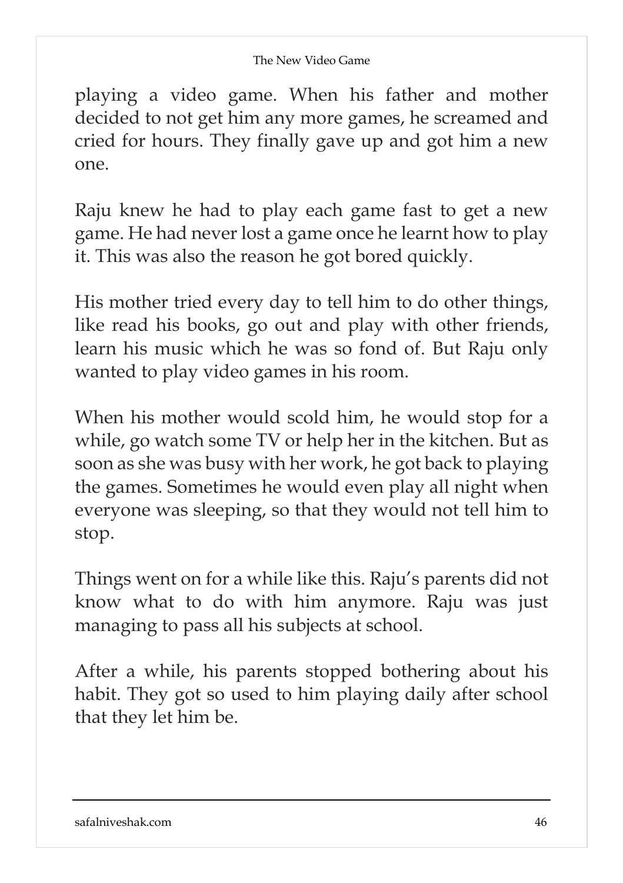playing a video game. When his father and mother decided to not get him any more games, he screamed and cried for hours. They finally gave up and got him a new one.

Raju knew he had to play each game fast to get a new game. He had never lost a game once he learnt how to play it. This was also the reason he got bored quickly.

His mother tried every day to tell him to do other things, like read his books, go out and play with other friends, learn his music which he was so fond of. But Raju only wanted to play video games in his room.

When his mother would scold him, he would stop for a while, go watch some TV or help her in the kitchen. But as soon as she was busy with her work, he got back to playing the games. Sometimes he would even play all night when everyone was sleeping, so that they would not tell him to stop.

Things went on for a while like this. Raju's parents did not know what to do with him anymore. Raju was just managing to pass all his subjects at school.

After a while, his parents stopped bothering about his habit. They got so used to him playing daily after school that they let him be.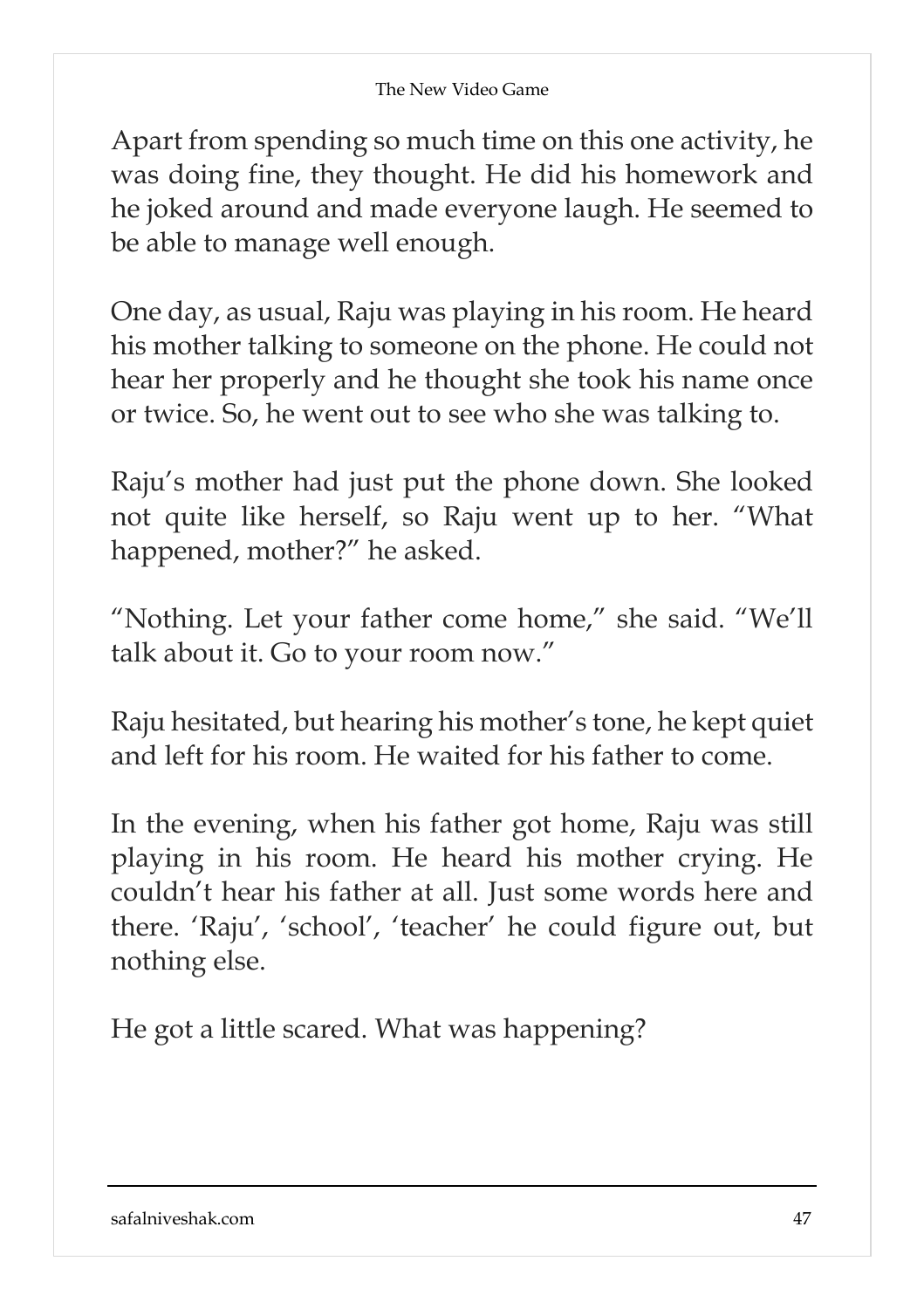Apart from spending so much time on this one activity, he was doing fine, they thought. He did his homework and he joked around and made everyone laugh. He seemed to be able to manage well enough.

One day, as usual, Raju was playing in his room. He heard his mother talking to someone on the phone. He could not hear her properly and he thought she took his name once or twice. So, he went out to see who she was talking to.

Raju's mother had just put the phone down. She looked not quite like herself, so Raju went up to her. "What happened, mother?" he asked.

"Nothing. Let your father come home," she said. "We'll talk about it. Go to your room now."

Raju hesitated, but hearing his mother's tone, he kept quiet and left for his room. He waited for his father to come.

In the evening, when his father got home, Raju was still playing in his room. He heard his mother crying. He couldn't hear his father at all. Just some words here and there. 'Raju', 'school', 'teacher' he could figure out, but nothing else.

He got a little scared. What was happening?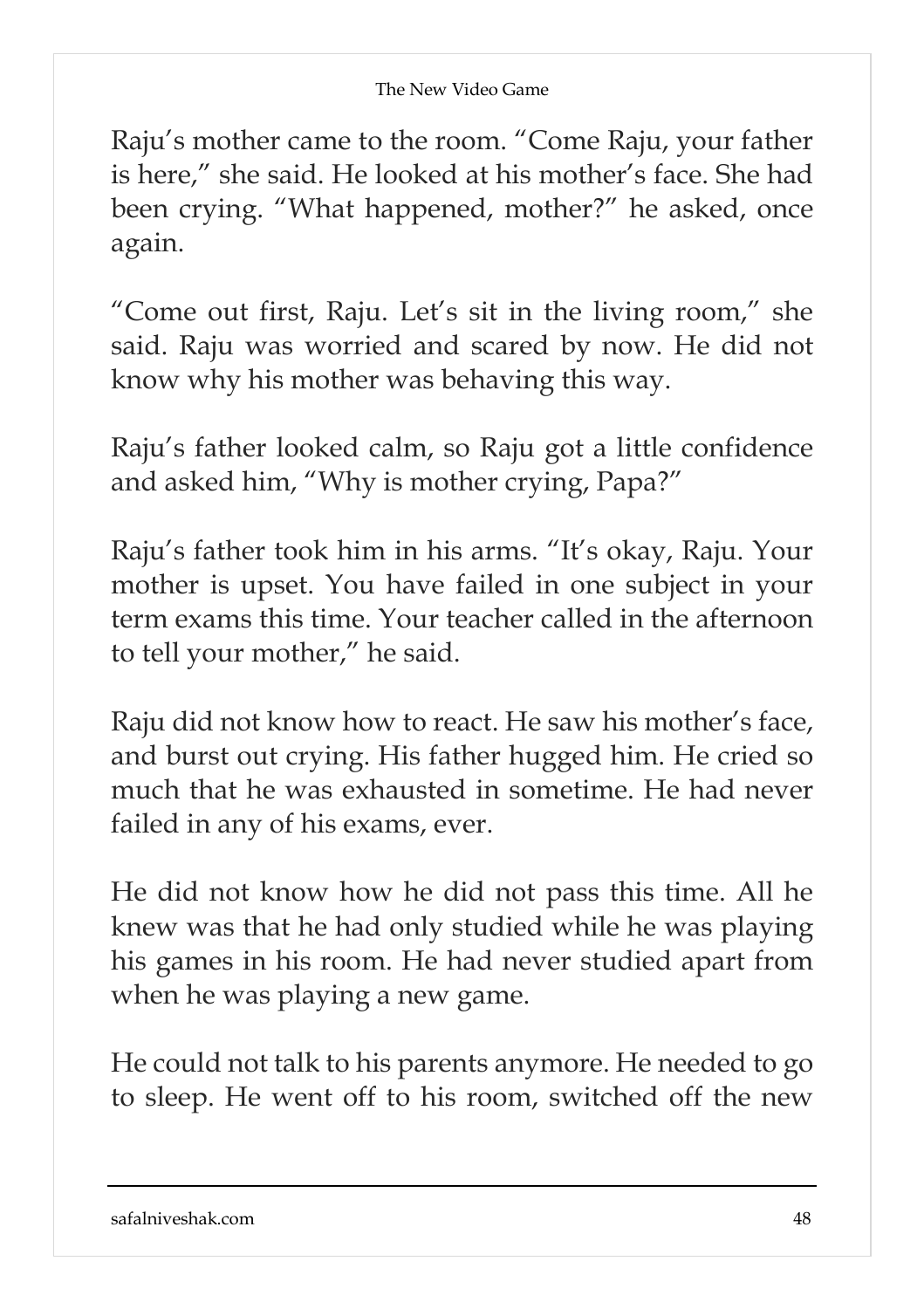Raju's mother came to the room. "Come Raju, your father is here," she said. He looked at his mother's face. She had been crying. "What happened, mother?" he asked, once again.

"Come out first, Raju. Let's sit in the living room," she said. Raju was worried and scared by now. He did not know why his mother was behaving this way.

Raju's father looked calm, so Raju got a little confidence and asked him, "Why is mother crying, Papa?"

Raju's father took him in his arms. "It's okay, Raju. Your mother is upset. You have failed in one subject in your term exams this time. Your teacher called in the afternoon to tell your mother," he said.

Raju did not know how to react. He saw his mother's face, and burst out crying. His father hugged him. He cried so much that he was exhausted in sometime. He had never failed in any of his exams, ever.

He did not know how he did not pass this time. All he knew was that he had only studied while he was playing his games in his room. He had never studied apart from when he was playing a new game.

He could not talk to his parents anymore. He needed to go to sleep. He went off to his room, switched off the new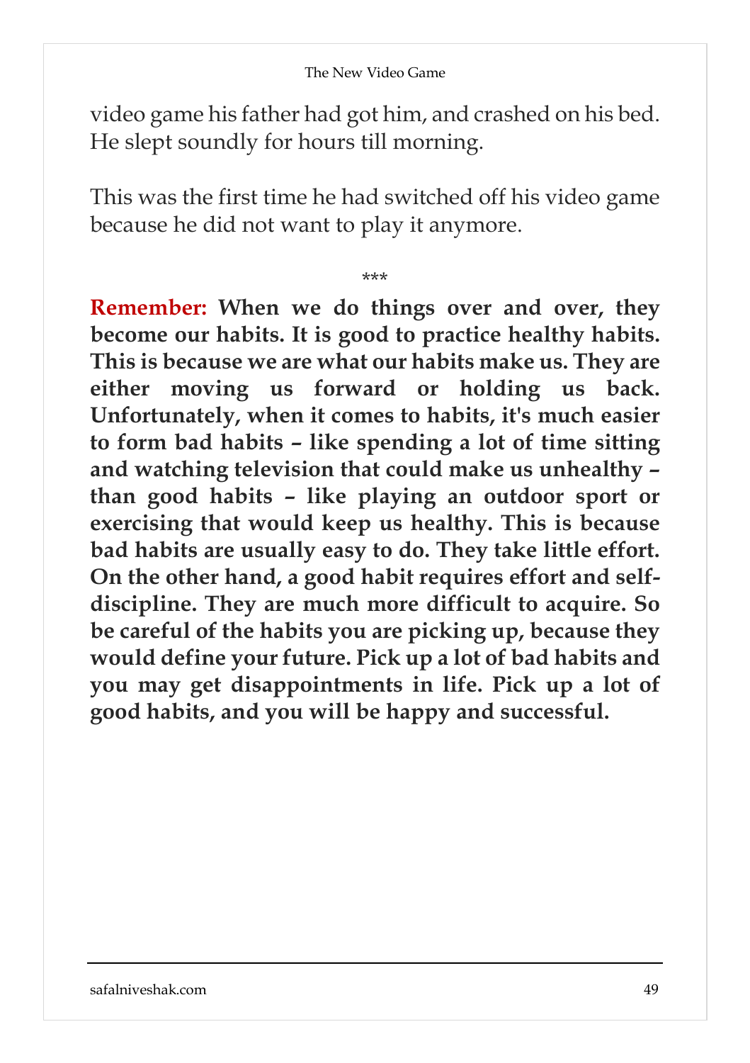video game his father had got him, and crashed on his bed. He slept soundly for hours till morning.

This was the first time he had switched off his video game because he did not want to play it anymore.

***

**Remember: When we do things over and over, they become our habits. It is good to practice healthy habits. This is because we are what our habits make us. They are either moving us forward or holding us back. Unfortunately, when it comes to habits, it's much easier to form bad habits – like spending a lot of time sitting and watching television that could make us unhealthy – than good habits – like playing an outdoor sport or exercising that would keep us healthy. This is because bad habits are usually easy to do. They take little effort. On the other hand, a good habit requires effort and self-discipline. They are much more difficult to acquire. So be careful of the habits you are picking up, because they would define your future. Pick up a lot of bad habits and you may get disappointments in life. Pick up a lot of good habits, and you will be happy and successful.**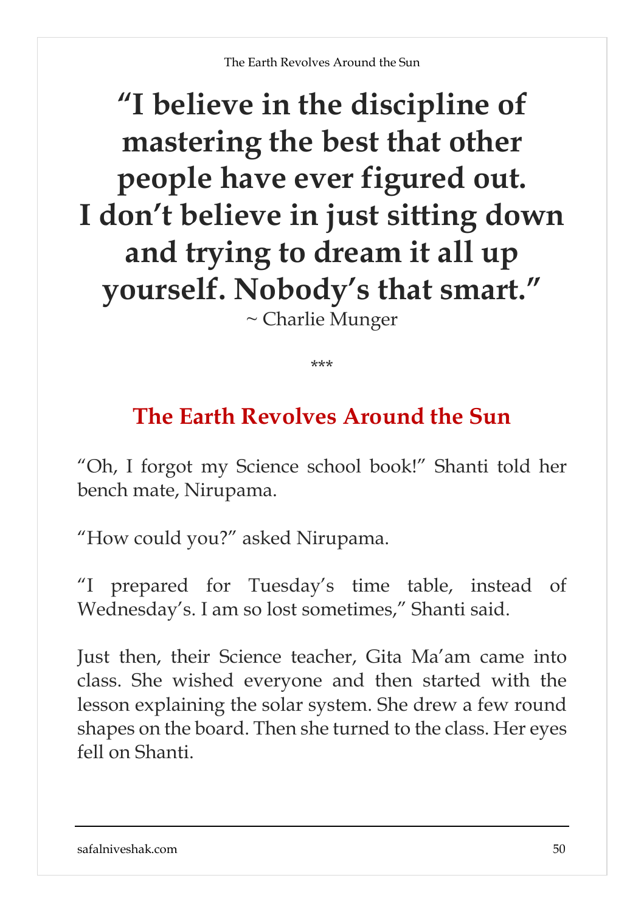**"I believe in the discipline of mastering the best that other people have ever figured out. I don't believe in just sitting down and trying to dream it all up yourself. Nobody's that smart."**

~ Charlie Munger

***

## The Earth Revolves Around the Sun

"Oh, I forgot my Science school book!" Shanti told her bench mate, Nirupama.

"How could you?" asked Nirupama.

"I prepared for Tuesday's time table, instead of Wednesday's. I am so lost sometimes," Shanti said.

Just then, their Science teacher, Gita Ma'am came into class. She wished everyone and then started with the lesson explaining the solar system. She drew a few round shapes on the board. Then she turned to the class. Her eyes fell on Shanti.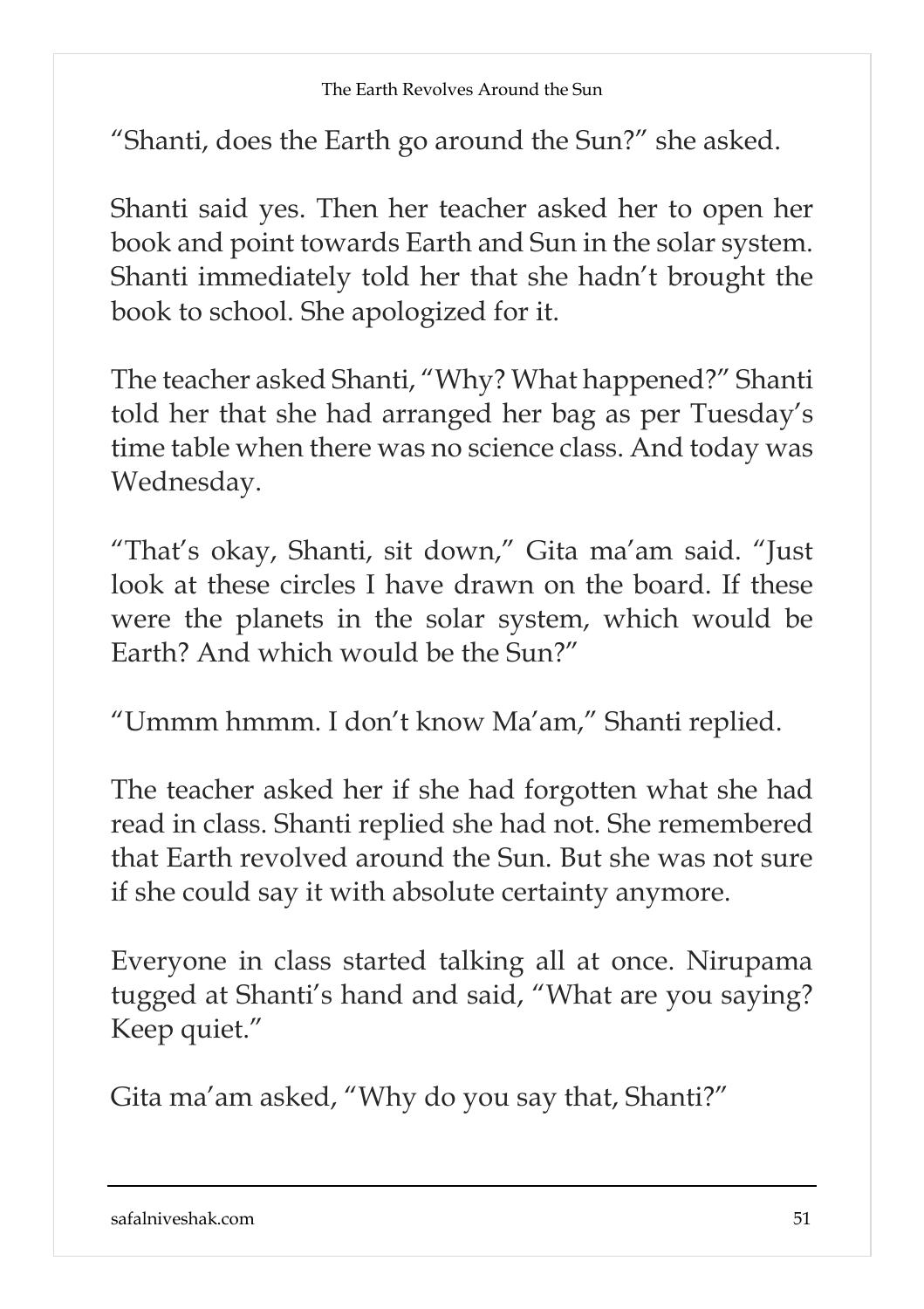"Shanti, does the Earth go around the Sun?" she asked.

Shanti said yes. Then her teacher asked her to open her book and point towards Earth and Sun in the solar system. Shanti immediately told her that she hadn't brought the book to school. She apologized for it.

The teacher asked Shanti, "Why? What happened?" Shanti told her that she had arranged her bag as per Tuesday's time table when there was no science class. And today was Wednesday.

"That's okay, Shanti, sit down," Gita ma'am said. "Just look at these circles I have drawn on the board. If these were the planets in the solar system, which would be Earth? And which would be the Sun?"

"Ummm hmmm. I don't know Ma'am," Shanti replied.

The teacher asked her if she had forgotten what she had read in class. Shanti replied she had not. She remembered that Earth revolved around the Sun. But she was not sure if she could say it with absolute certainty anymore.

Everyone in class started talking all at once. Nirupama tugged at Shanti's hand and said, "What are you saying? Keep quiet."

Gita ma'am asked, "Why do you say that, Shanti?"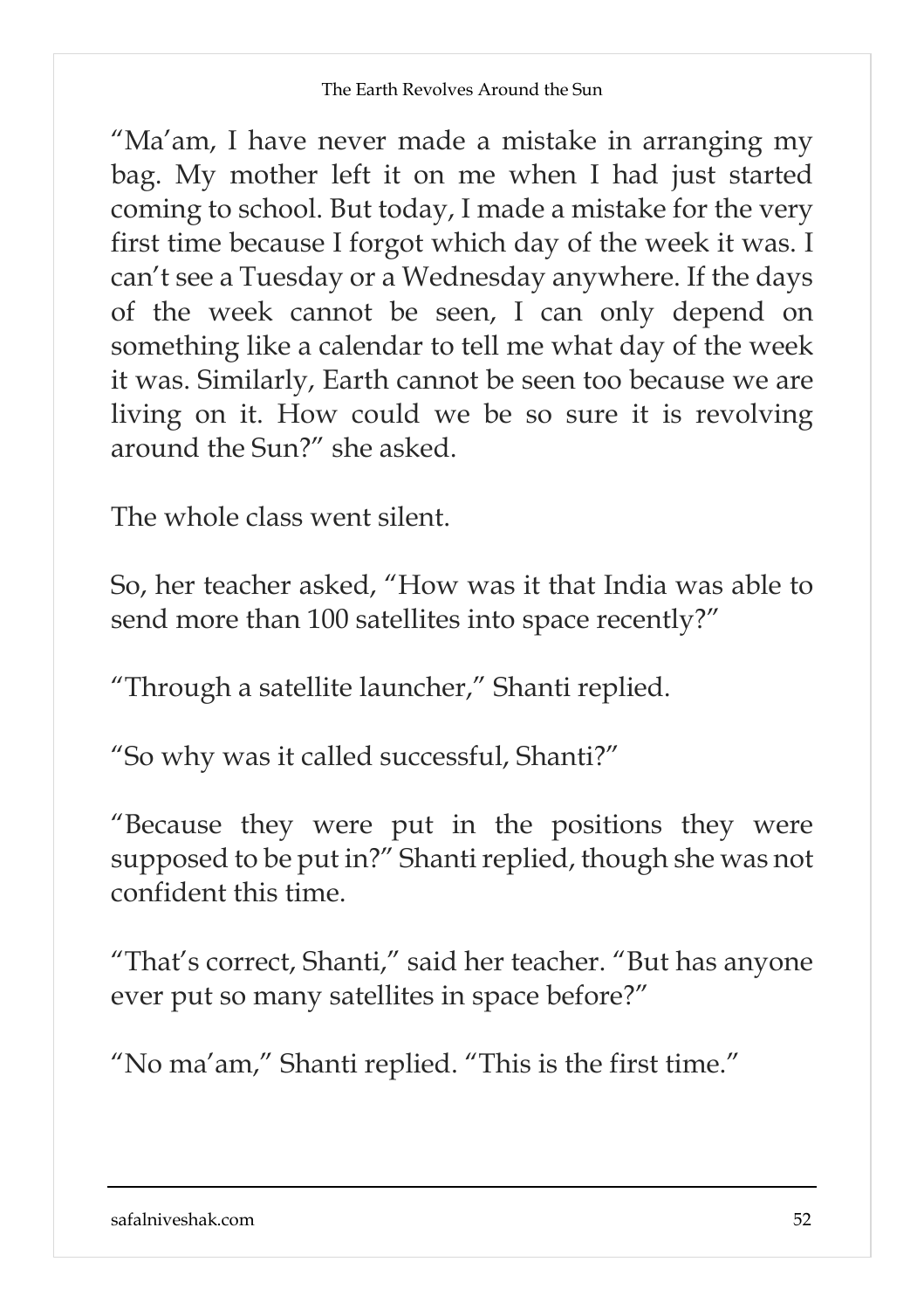"Ma'am, I have never made a mistake in arranging my bag. My mother left it on me when I had just started coming to school. But today, I made a mistake for the very first time because I forgot which day of the week it was. I can't see a Tuesday or a Wednesday anywhere. If the days of the week cannot be seen, I can only depend on something like a calendar to tell me what day of the week it was. Similarly, Earth cannot be seen too because we are living on it. How could we be so sure it is revolving around the Sun?" she asked.

The whole class went silent.

So, her teacher asked, "How was it that India was able to send more than 100 satellites into space recently?"

"Through a satellite launcher," Shanti replied.

"So why was it called successful, Shanti?"

"Because they were put in the positions they were supposed to be put in?" Shanti replied, though she was not confident this time.

"That's correct, Shanti," said her teacher. "But has anyone ever put so many satellites in space before?"

"No ma'am," Shanti replied. "This is the first time."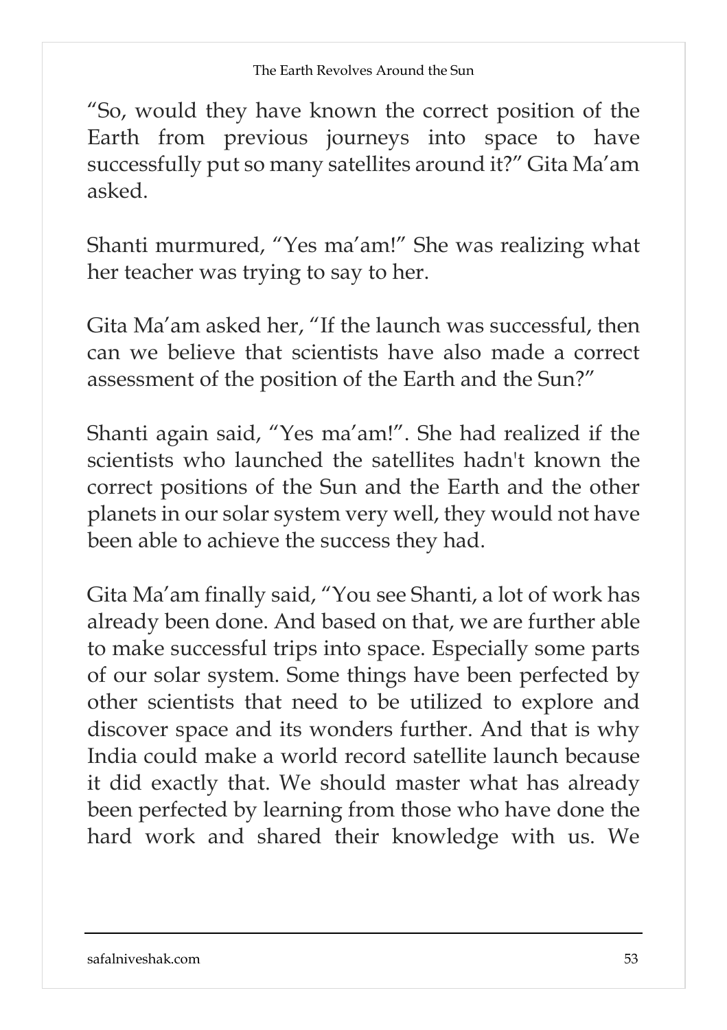"So, would they have known the correct position of the Earth from previous journeys into space to have successfully put so many satellites around it?" Gita Ma'am asked.

Shanti murmured, "Yes ma'am!" She was realizing what her teacher was trying to say to her.

Gita Ma'am asked her, "If the launch was successful, then can we believe that scientists have also made a correct assessment of the position of the Earth and the Sun?"

Shanti again said, "Yes ma'am!". She had realized if the scientists who launched the satellites hadn't known the correct positions of the Sun and the Earth and the other planets in our solar system very well, they would not have been able to achieve the success they had.

Gita Ma'am finally said, "You see Shanti, a lot of work has already been done. And based on that, we are further able to make successful trips into space. Especially some parts of our solar system. Some things have been perfected by other scientists that need to be utilized to explore and discover space and its wonders further. And that is why India could make a world record satellite launch because it did exactly that. We should master what has already been perfected by learning from those who have done the hard work and shared their knowledge with us. We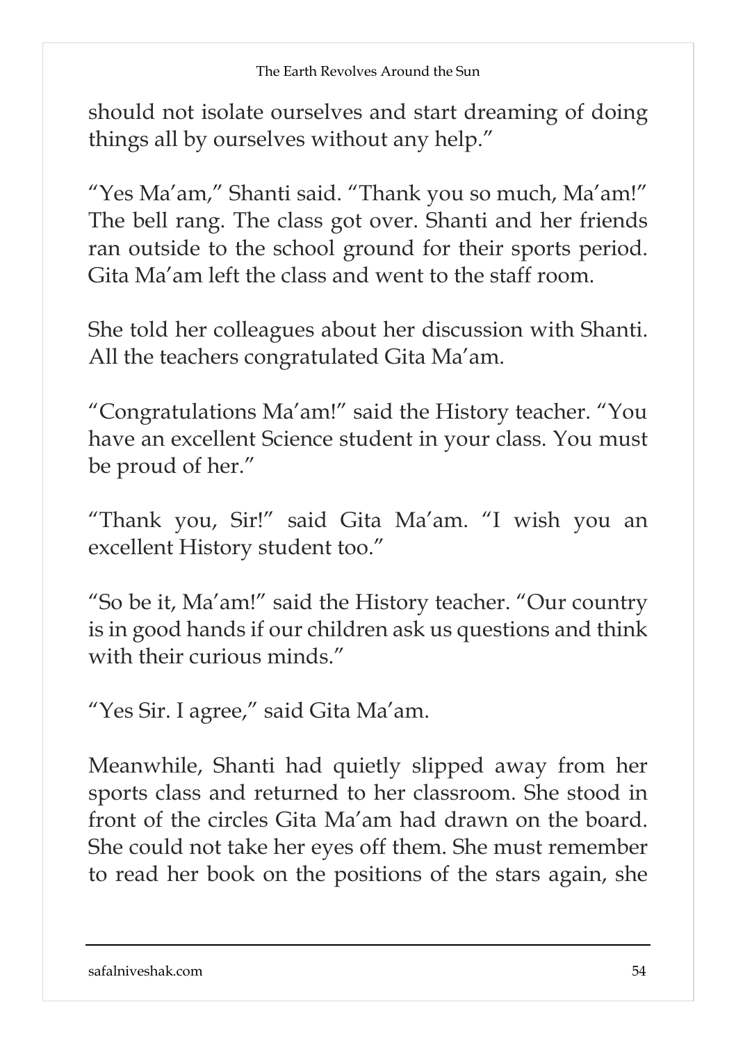should not isolate ourselves and start dreaming of doing things all by ourselves without any help."

"Yes Ma'am," Shanti said. "Thank you so much, Ma'am!" The bell rang. The class got over. Shanti and her friends ran outside to the school ground for their sports period. Gita Ma'am left the class and went to the staff room.

She told her colleagues about her discussion with Shanti. All the teachers congratulated Gita Ma'am.

"Congratulations Ma'am!" said the History teacher. "You have an excellent Science student in your class. You must be proud of her."

"Thank you, Sir!" said Gita Ma'am. "I wish you an excellent History student too."

"So be it, Ma'am!" said the History teacher. "Our country is in good hands if our children ask us questions and think with their curious minds."

"Yes Sir. I agree," said Gita Ma'am.

Meanwhile, Shanti had quietly slipped away from her sports class and returned to her classroom. She stood in front of the circles Gita Ma'am had drawn on the board. She could not take her eyes off them. She must remember to read her book on the positions of the stars again, she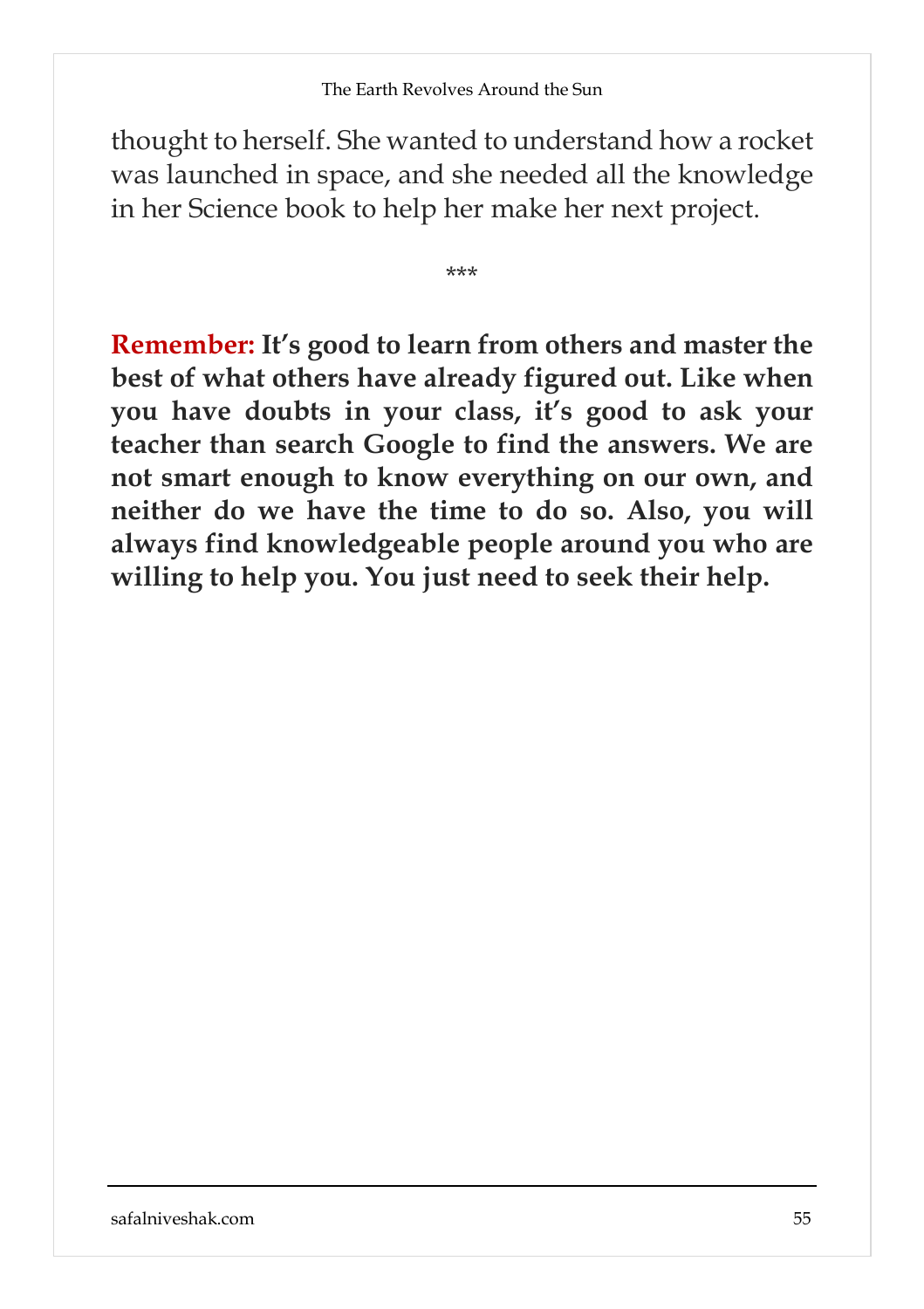thought to herself. She wanted to understand how a rocket was launched in space, and she needed all the knowledge in her Science book to help her make her next project.

***

**Remember: It's good to learn from others and master the best of what others have already figured out. Like when you have doubts in your class, it's good to ask your teacher than search Google to find the answers. We are not smart enough to know everything on our own, and neither do we have the time to do so. Also, you will always find knowledgeable people around you who are willing to help you. You just need to seek their help.**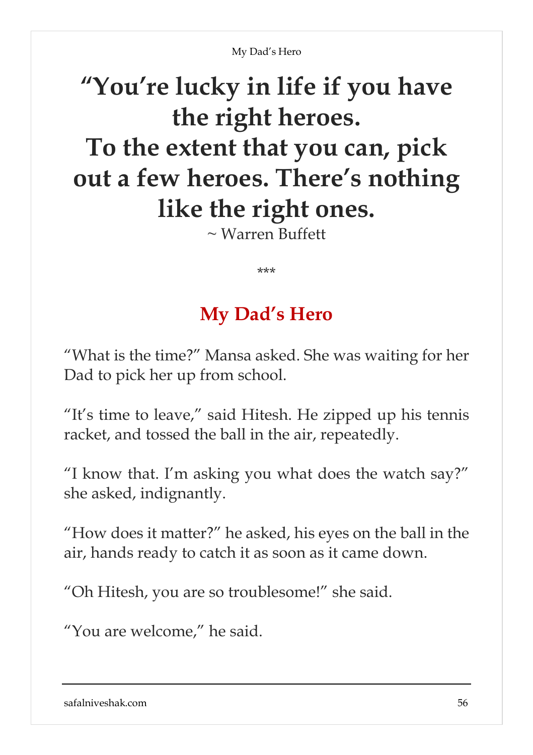**“You’re lucky in life if you have the right heroes. To the extent that you can, pick out a few heroes. There’s nothing like the right ones.**

~ Warren Buffett

\*\*\*

## My Dad’s Hero

“What is the time?” Mansa asked. She was waiting for her Dad to pick her up from school.

“It’s time to leave,” said Hitesh. He zipped up his tennis racket, and tossed the ball in the air, repeatedly.

“I know that. I’m asking you what does the watch say?” she asked, indignantly.

“How does it matter?” he asked, his eyes on the ball in the air, hands ready to catch it as soon as it came down.

“Oh Hitesh, you are so troublesome!” she said.

“You are welcome,” he said.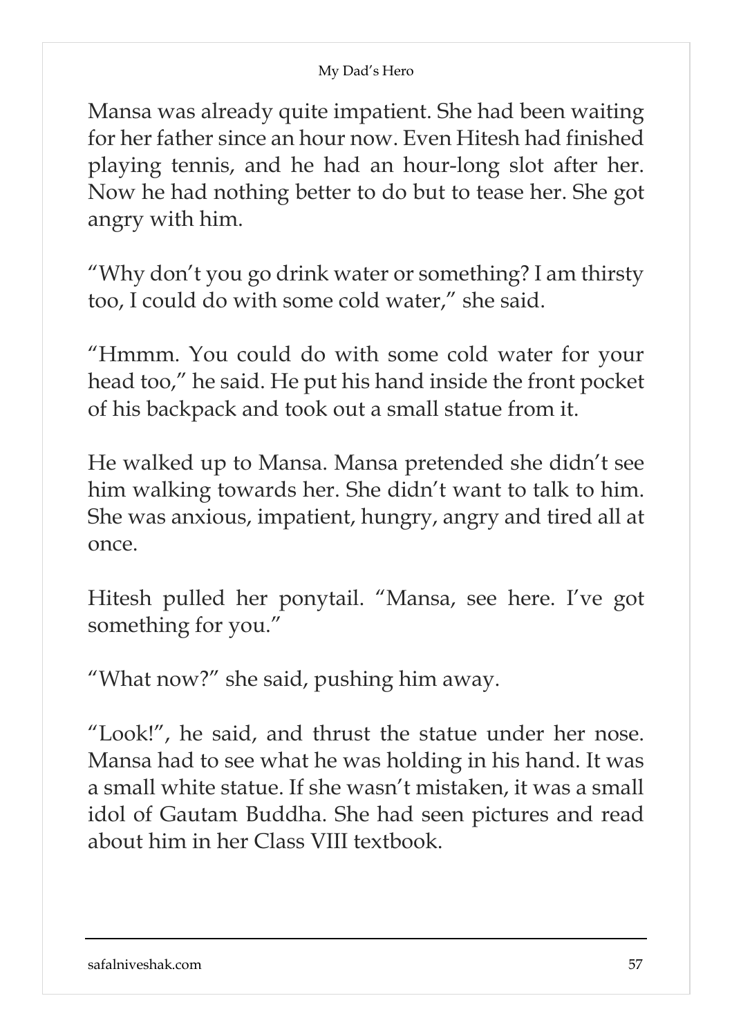Mansa was already quite impatient. She had been waiting for her father since an hour now. Even Hitesh had finished playing tennis, and he had an hour-long slot after her. Now he had nothing better to do but to tease her. She got angry with him.

"Why don't you go drink water or something? I am thirsty too, I could do with some cold water," she said.

"Hmmm. You could do with some cold water for your head too," he said. He put his hand inside the front pocket of his backpack and took out a small statue from it.

He walked up to Mansa. Mansa pretended she didn't see him walking towards her. She didn't want to talk to him. She was anxious, impatient, hungry, angry and tired all at once.

Hitesh pulled her ponytail. "Mansa, see here. I've got something for you."

"What now?" she said, pushing him away.

"Look!", he said, and thrust the statue under her nose. Mansa had to see what he was holding in his hand. It was a small white statue. If she wasn't mistaken, it was a small idol of Gautam Buddha. She had seen pictures and read about him in her Class VIII textbook.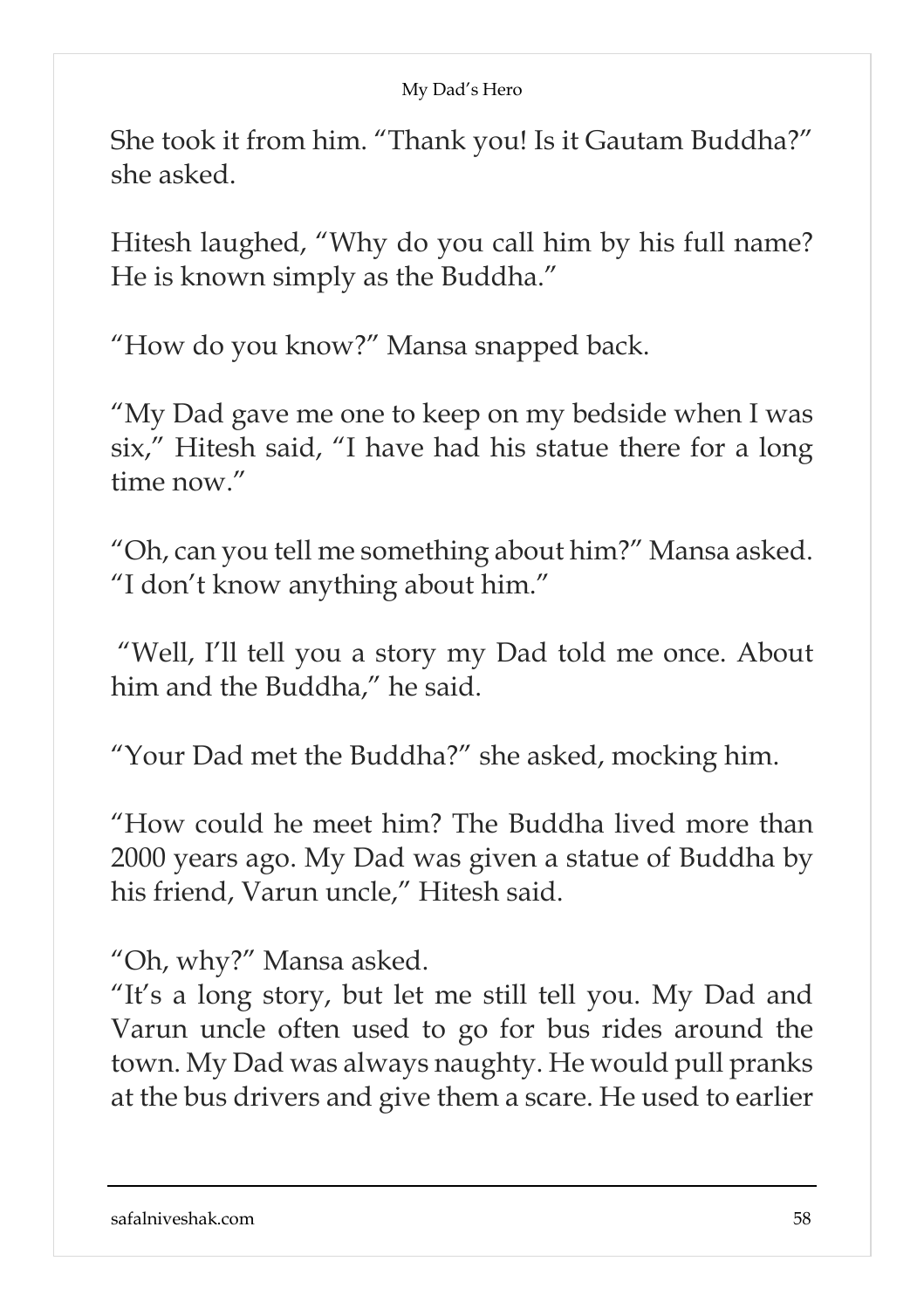She took it from him. “Thank you! Is it Gautam Buddha?” she asked.

Hitesh laughed, “Why do you call him by his full name? He is known simply as the Buddha.”

“How do you know?” Mansa snapped back.

“My Dad gave me one to keep on my bedside when I was six,” Hitesh said, “I have had his statue there for a long time now.”

“Oh, can you tell me something about him?” Mansa asked. “I don’t know anything about him.”

“Well, I’ll tell you a story my Dad told me once. About him and the Buddha,” he said.

“Your Dad met the Buddha?” she asked, mocking him.

“How could he meet him? The Buddha lived more than 2000 years ago. My Dad was given a statue of Buddha by his friend, Varun uncle,” Hitesh said.

“Oh, why?” Mansa asked.

“It’s a long story, but let me still tell you. My Dad and Varun uncle often used to go for bus rides around the town. My Dad was always naughty. He would pull pranks at the bus drivers and give them a scare. He used to earlier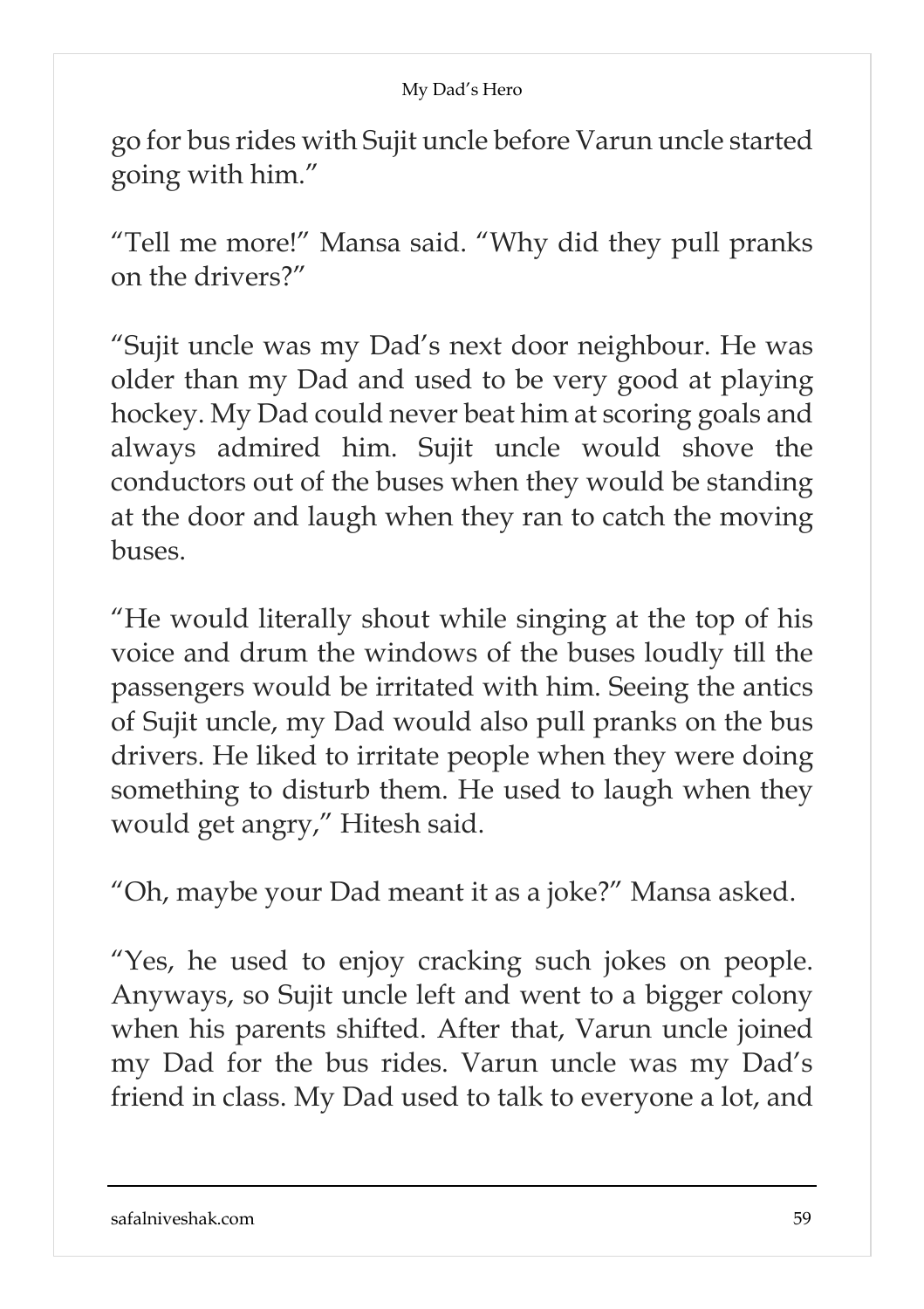go for bus rides with Sujit uncle before Varun uncle started going with him."

"Tell me more!" Mansa said. "Why did they pull pranks on the drivers?"

"Sujit uncle was my Dad's next door neighbour. He was older than my Dad and used to be very good at playing hockey. My Dad could never beat him at scoring goals and always admired him. Sujit uncle would shove the conductors out of the buses when they would be standing at the door and laugh when they ran to catch the moving buses.

"He would literally shout while singing at the top of his voice and drum the windows of the buses loudly till the passengers would be irritated with him. Seeing the antics of Sujit uncle, my Dad would also pull pranks on the bus drivers. He liked to irritate people when they were doing something to disturb them. He used to laugh when they would get angry," Hitesh said.

"Oh, maybe your Dad meant it as a joke?" Mansa asked.

"Yes, he used to enjoy cracking such jokes on people. Anyways, so Sujit uncle left and went to a bigger colony when his parents shifted. After that, Varun uncle joined my Dad for the bus rides. Varun uncle was my Dad's friend in class. My Dad used to talk to everyone a lot, and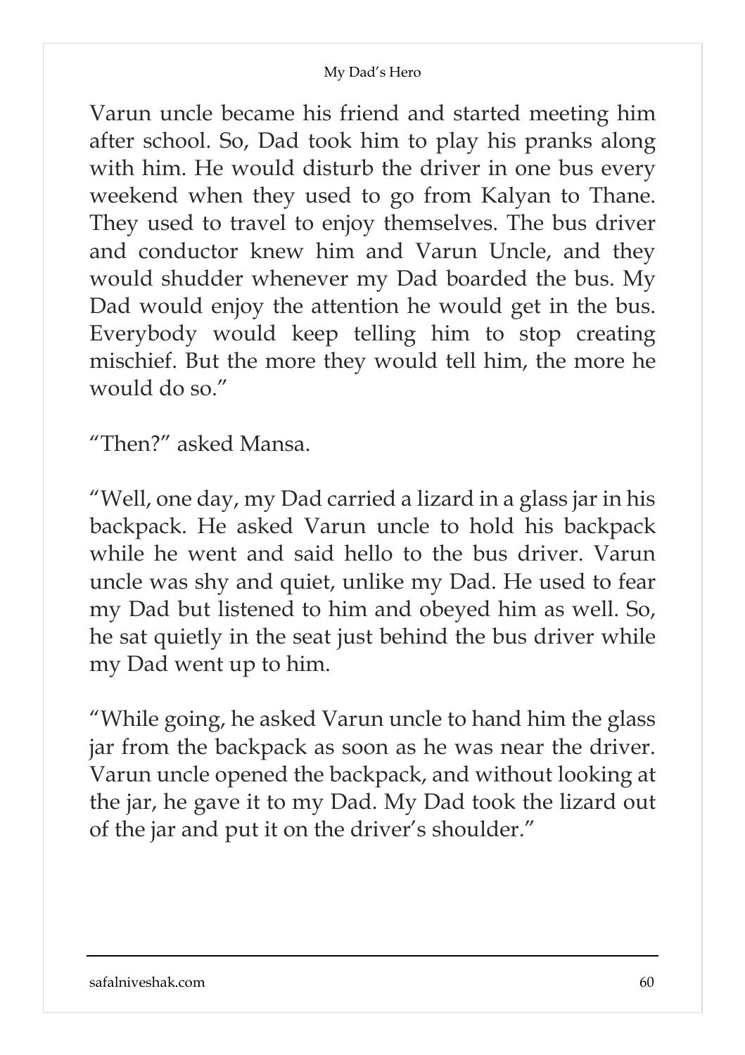Varun uncle became his friend and started meeting him after school. So, Dad took him to play his pranks along with him. He would disturb the driver in one bus every weekend when they used to go from Kalyan to Thane. They used to travel to enjoy themselves. The bus driver and conductor knew him and Varun Uncle, and they would shudder whenever my Dad boarded the bus. My Dad would enjoy the attention he would get in the bus. Everybody would keep telling him to stop creating mischief. But the more they would tell him, the more he would do so."

"Then?" asked Mansa.

"Well, one day, my Dad carried a lizard in a glass jar in his backpack. He asked Varun uncle to hold his backpack while he went and said hello to the bus driver. Varun uncle was shy and quiet, unlike my Dad. He used to fear my Dad but listened to him and obeyed him as well. So, he sat quietly in the seat just behind the bus driver while my Dad went up to him.

"While going, he asked Varun uncle to hand him the glass jar from the backpack as soon as he was near the driver. Varun uncle opened the backpack, and without looking at the jar, he gave it to my Dad. My Dad took the lizard out of the jar and put it on the driver's shoulder."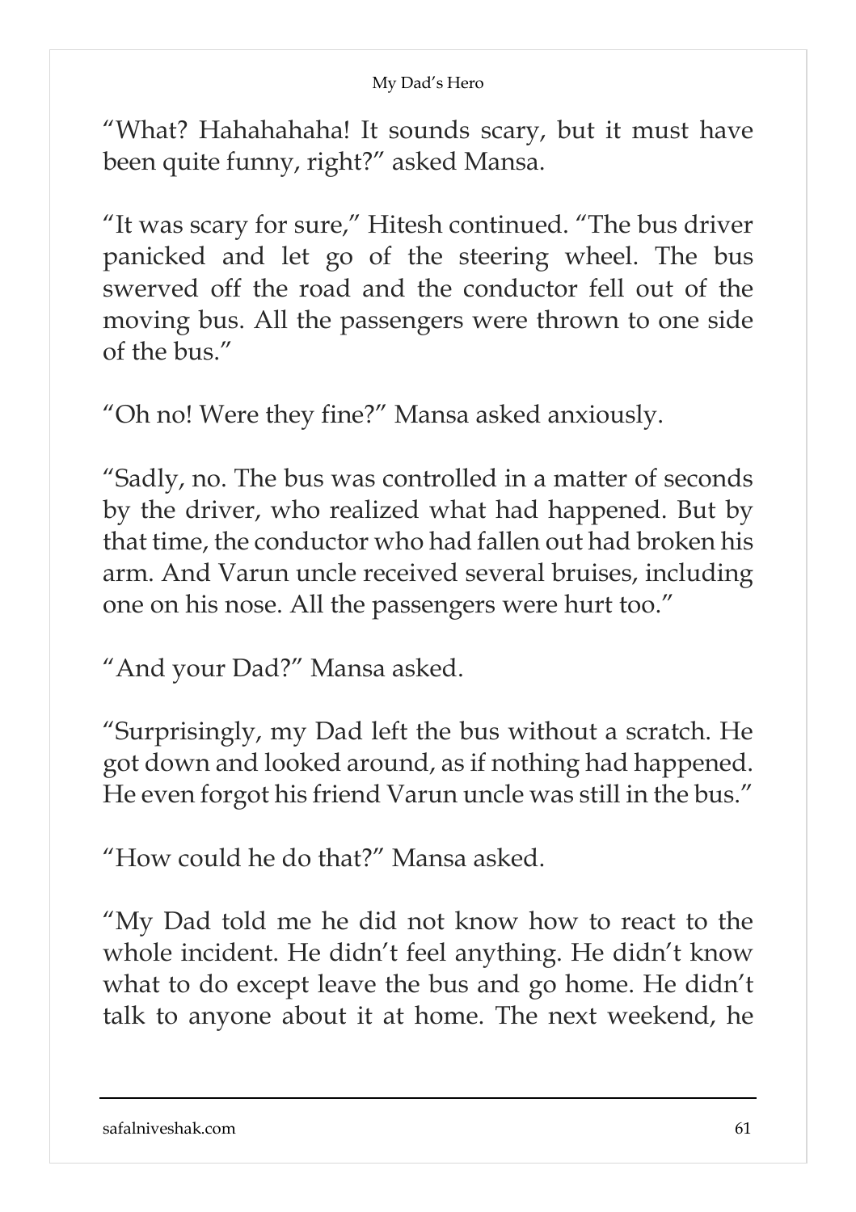"What? Hahahahaha! It sounds scary, but it must have been quite funny, right?" asked Mansa.

"It was scary for sure," Hitesh continued. "The bus driver panicked and let go of the steering wheel. The bus swerved off the road and the conductor fell out of the moving bus. All the passengers were thrown to one side of the bus."

"Oh no! Were they fine?" Mansa asked anxiously.

"Sadly, no. The bus was controlled in a matter of seconds by the driver, who realized what had happened. But by that time, the conductor who had fallen out had broken his arm. And Varun uncle received several bruises, including one on his nose. All the passengers were hurt too."

" And your Dad?" Mansa asked.

"Surprisingly, my Dad left the bus without a scratch. He got down and looked around, as if nothing had happened. He even forgot his friend Varun uncle was still in the bus."

"How could he do that?" Mansa asked.

"My Dad told me he did not know how to react to the whole incident. He didn't feel anything. He didn't know what to do except leave the bus and go home. He didn't talk to anyone about it at home. The next weekend, he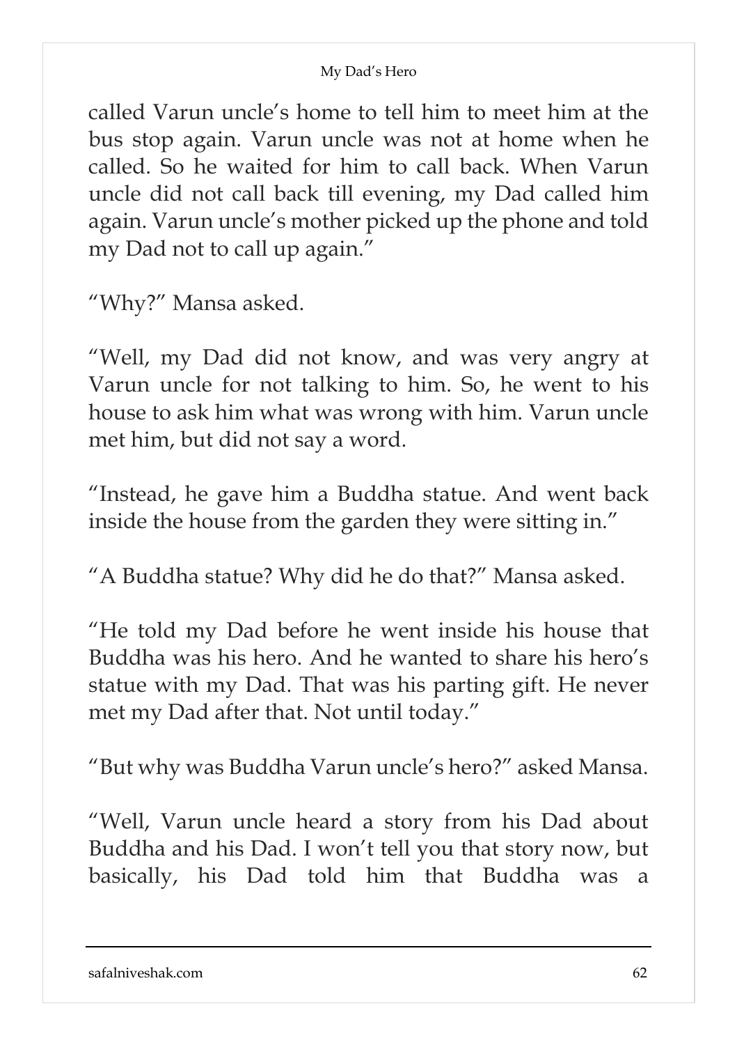called Varun uncle's home to tell him to meet him at the bus stop again. Varun uncle was not at home when he called. So he waited for him to call back. When Varun uncle did not call back till evening, my Dad called him again. Varun uncle's mother picked up the phone and told my Dad not to call up again."

"Why?" Mansa asked.

"Well, my Dad did not know, and was very angry at Varun uncle for not talking to him. So, he went to his house to ask him what was wrong with him. Varun uncle met him, but did not say a word.

"Instead, he gave him a Buddha statue. And went back inside the house from the garden they were sitting in."

" A Buddha statue? Why did he do that?" Mansa asked.

"He told my Dad before he went inside his house that Buddha was his hero. And he wanted to share his hero's statue with my Dad. That was his parting gift. He never met my Dad after that. Not until today."

"But why was Buddha Varun uncle's hero?" asked Mansa.

"Well, Varun uncle heard a story from his Dad about Buddha and his Dad. I won't tell you that story now, but basically, his Dad told him that Buddha was a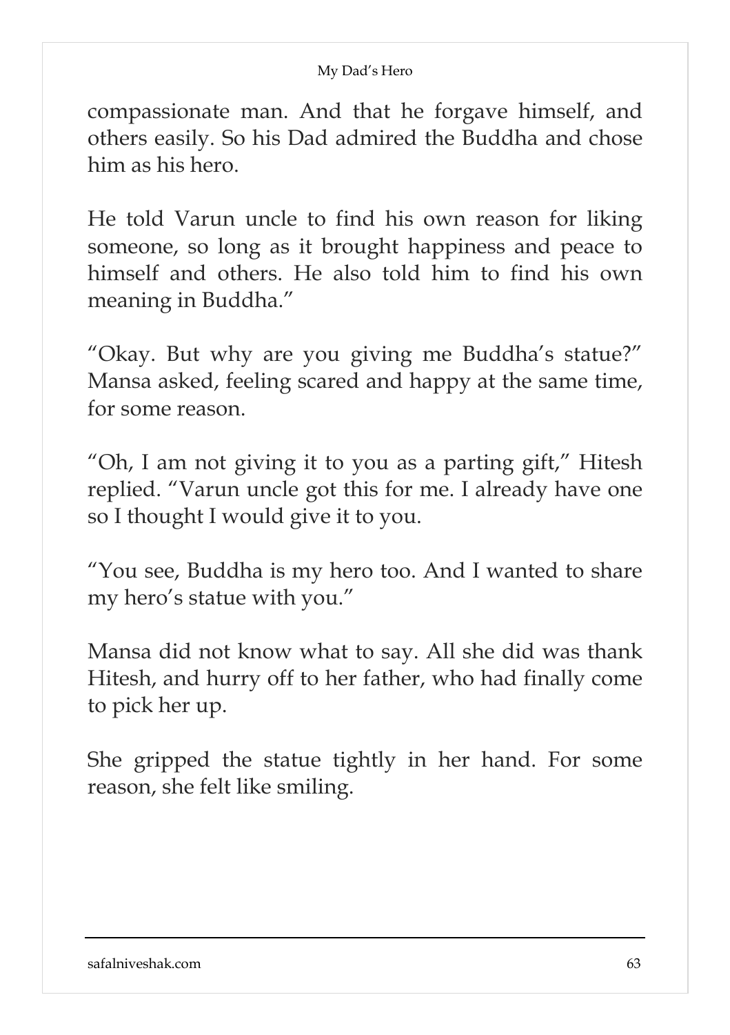compassionate man. And that he forgave himself, and others easily. So his Dad admired the Buddha and chose him as his hero.

He told Varun uncle to find his own reason for liking someone, so long as it brought happiness and peace to himself and others. He also told him to find his own meaning in Buddha."

"Okay. But why are you giving me Buddha's statue?" Mansa asked, feeling scared and happy at the same time, for some reason.

"Oh, I am not giving it to you as a parting gift," Hitesh replied. "Varun uncle got this for me. I already have one so I thought I would give it to you.

"You see, Buddha is my hero too. And I wanted to share my hero's statue with you."

Mansa did not know what to say. All she did was thank Hitesh, and hurry off to her father, who had finally come to pick her up.

She gripped the statue tightly in her hand. For some reason, she felt like smiling.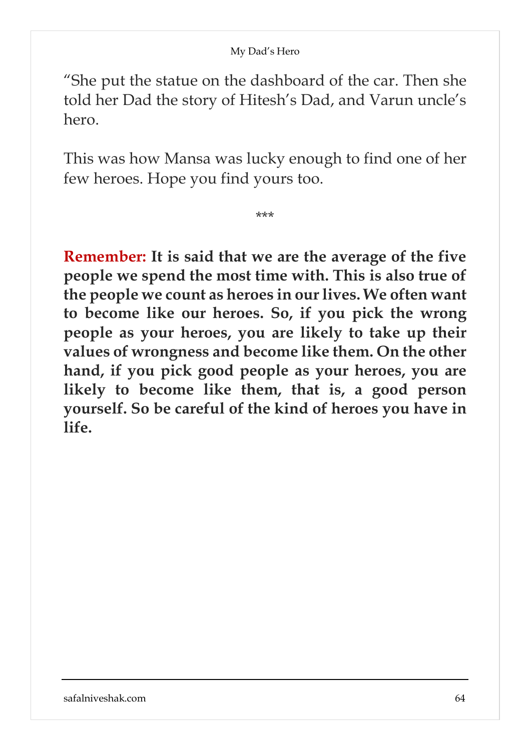“She put the statue on the dashboard of the car. Then she told her Dad the story of Hitesh’s Dad, and Varun uncle’s hero.

This was how Mansa was lucky enough to find one of her few heroes. Hope you find yours too.

***

**Remember: It is said that we are the average of the five people we spend the most time with. This is also true of the people we count as heroes in our lives. We often want to become like our heroes. So, if you pick the wrong people as your heroes, you are likely to take up their values of wrongness and become like them. On the other hand, if you pick good people as your heroes, you are likely to become like them, that is, a good person yourself. So be careful of the kind of heroes you have in life.**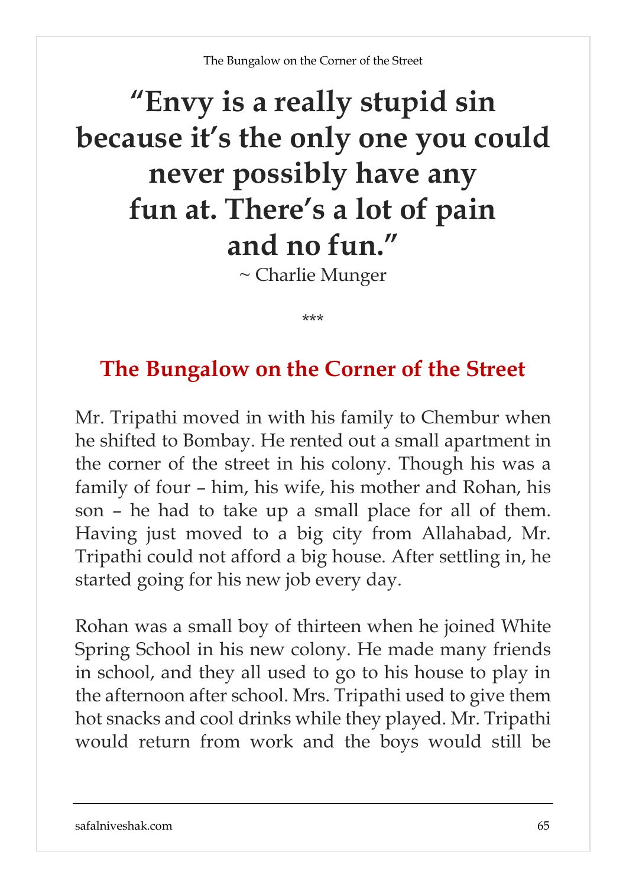**“Envy is a really stupid sin because it’s the only one you could never possibly have any fun at. There’s a lot of pain and no fun.”**

~ Charlie Munger

\*\*\*

## The Bungalow on the Corner of the Street

Mr. Tripathi moved in with his family to Chembur when he shifted to Bombay. He rented out a small apartment in the corner of the street in his colony. Though his was a family of four – him, his wife, his mother and Rohan, his son – he had to take up a small place for all of them. Having just moved to a big city from Allahabad, Mr. Tripathi could not afford a big house. After settling in, he started going for his new job every day.

Rohan was a small boy of thirteen when he joined White Spring School in his new colony. He made many friends in school, and they all used to go to his house to play in the afternoon after school. Mrs. Tripathi used to give them hot snacks and cool drinks while they played. Mr. Tripathi would return from work and the boys would still be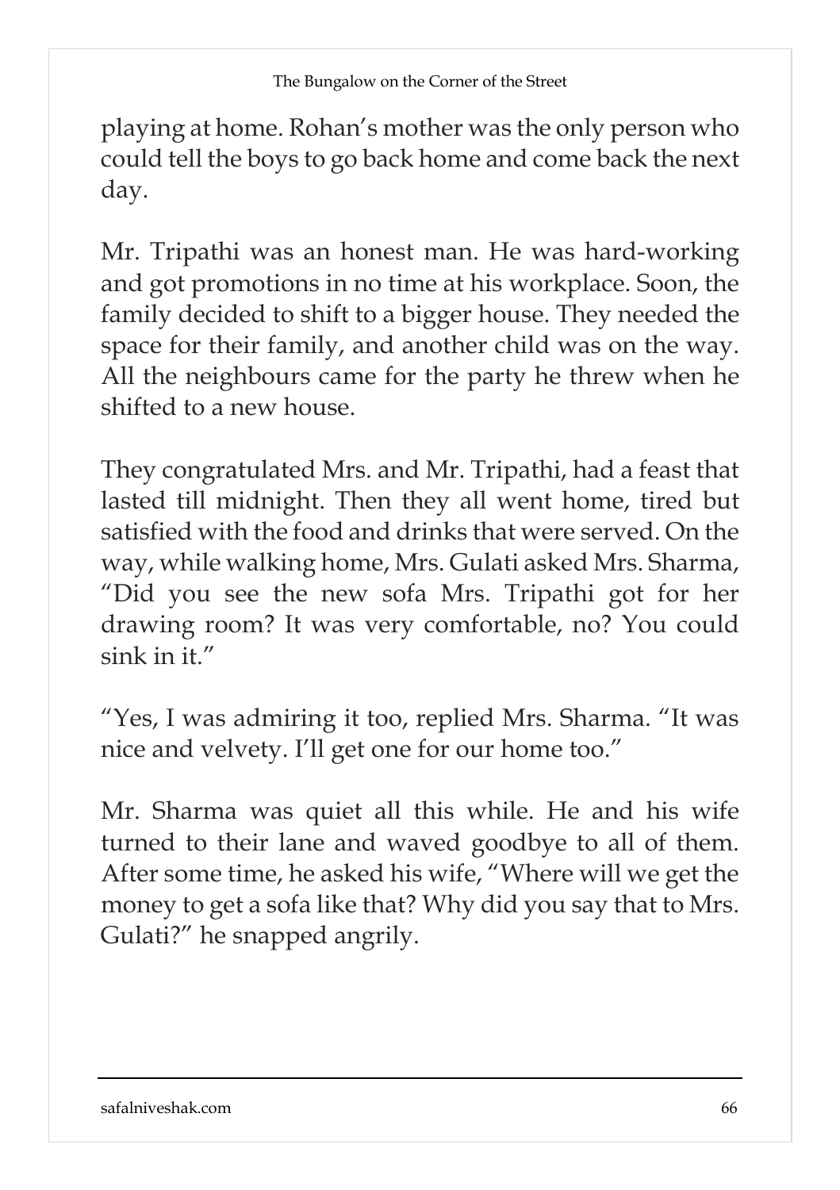playing at home. Rohan's mother was the only person who could tell the boys to go back home and come back the next day.

Mr. Tripathi was an honest man. He was hard-working and got promotions in no time at his workplace. Soon, the family decided to shift to a bigger house. They needed the space for their family, and another child was on the way. All the neighbours came for the party he threw when he shifted to a new house.

They congratulated Mrs. and Mr. Tripathi, had a feast that lasted till midnight. Then they all went home, tired but satisfied with the food and drinks that were served. On the way, while walking home, Mrs. Gulati asked Mrs. Sharma, "Did you see the new sofa Mrs. Tripathi got for her drawing room? It was very comfortable, no? You could sink in it."

"Yes, I was admiring it too, replied Mrs. Sharma. "It was nice and velvety. I'll get one for our home too."

Mr. Sharma was quiet all this while. He and his wife turned to their lane and waved goodbye to all of them. After some time, he asked his wife, "Where will we get the money to get a sofa like that? Why did you say that to Mrs. Gulati?" he snapped angrily.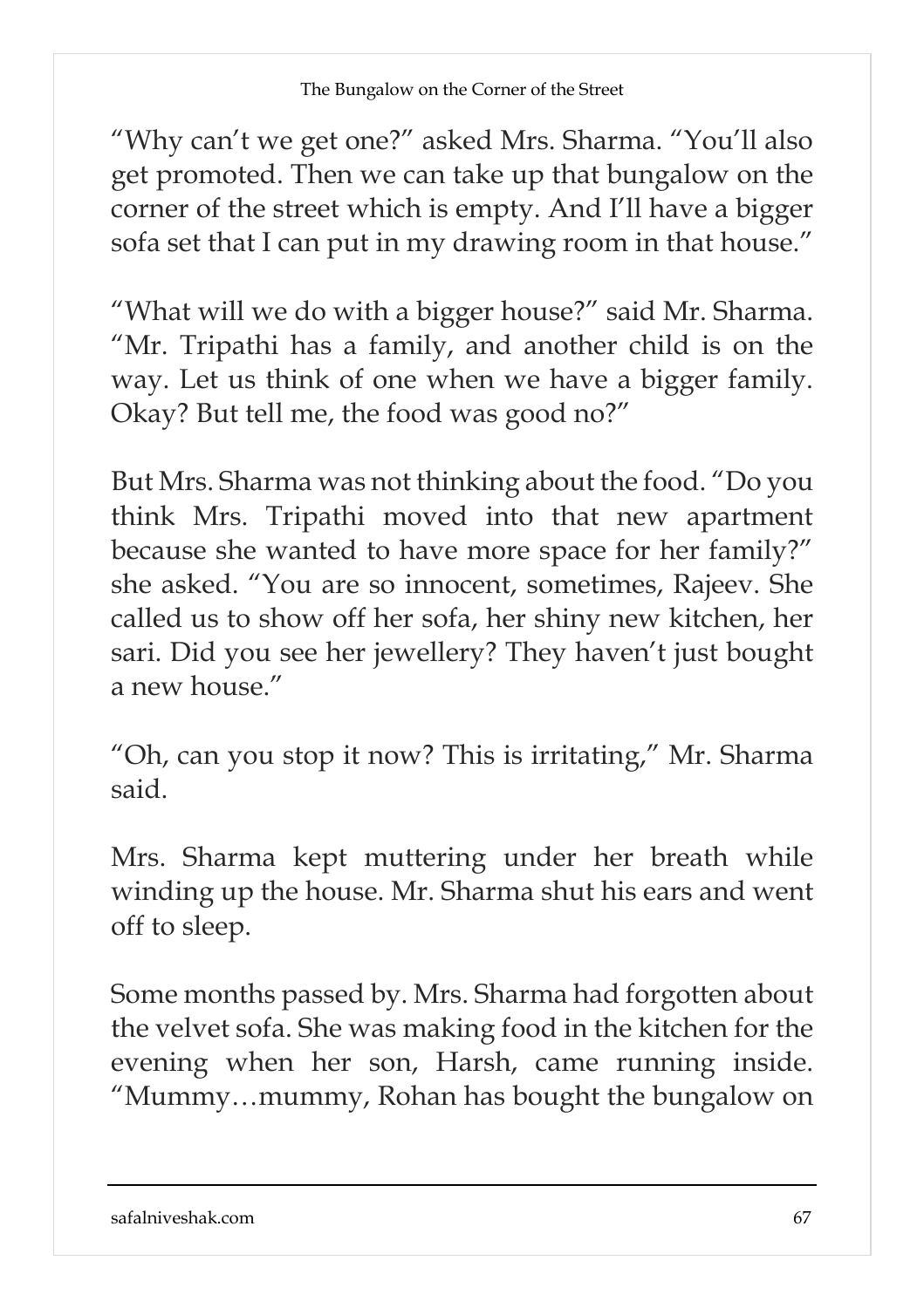"Why can't we get one?" asked Mrs. Sharma. "You'll also get promoted. Then we can take up that bungalow on the corner of the street which is empty. And I'll have a bigger sofa set that I can put in my drawing room in that house."

"What will we do with a bigger house?" said Mr. Sharma. "Mr. Tripathi has a family, and another child is on the way. Let us think of one when we have a bigger family. Okay? But tell me, the food was good no?"

But Mrs. Sharma was not thinking about the food. "Do you think Mrs. Tripathi moved into that new apartment because she wanted to have more space for her family?" she asked. "You are so innocent, sometimes, Rajeev. She called us to show off her sofa, her shiny new kitchen, her sari. Did you see her jewellery? They haven't just bought a new house."

"Oh, can you stop it now? This is irritating," Mr. Sharma said.

Mrs. Sharma kept muttering under her breath while winding up the house. Mr. Sharma shut his ears and went off to sleep.

Some months passed by. Mrs. Sharma had forgotten about the velvet sofa. She was making food in the kitchen for the evening when her son, Harsh, came running inside. "Mummy…mummy, Rohan has bought the bungalow on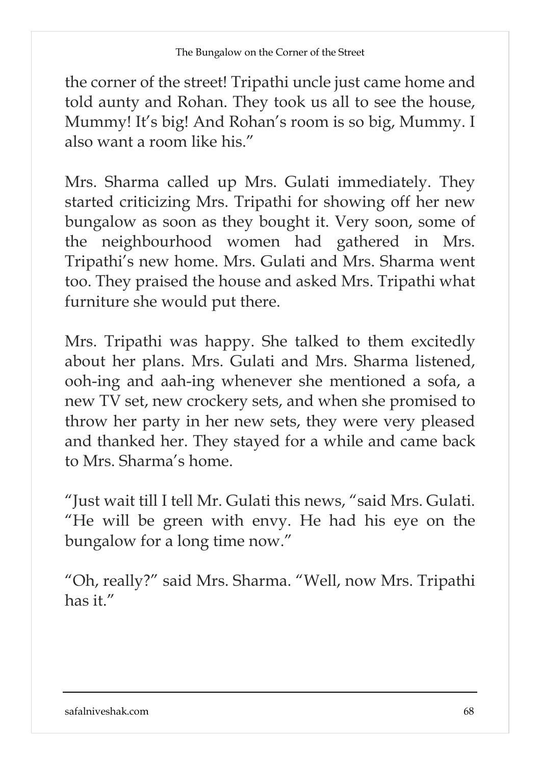the corner of the street! Tripathi uncle just came home and told aunty and Rohan. They took us all to see the house, Mummy! It's big! And Rohan's room is so big, Mummy. I also want a room like his."

Mrs. Sharma called up Mrs. Gulati immediately. They started criticizing Mrs. Tripathi for showing off her new bungalow as soon as they bought it. Very soon, some of the neighbourhood women had gathered in Mrs. Tripathi's new home. Mrs. Gulati and Mrs. Sharma went too. They praised the house and asked Mrs. Tripathi what furniture she would put there.

Mrs. Tripathi was happy. She talked to them excitedly about her plans. Mrs. Gulati and Mrs. Sharma listened, ooh-ing and aah-ing whenever she mentioned a sofa, a new TV set, new crockery sets, and when she promised to throw her party in her new sets, they were very pleased and thanked her. They stayed for a while and came back to Mrs. Sharma's home.

"Just wait till I tell Mr. Gulati this news, "said Mrs. Gulati. "He will be green with envy. He had his eye on the bungalow for a long time now."

"Oh, really?" said Mrs. Sharma. "Well, now Mrs. Tripathi has it."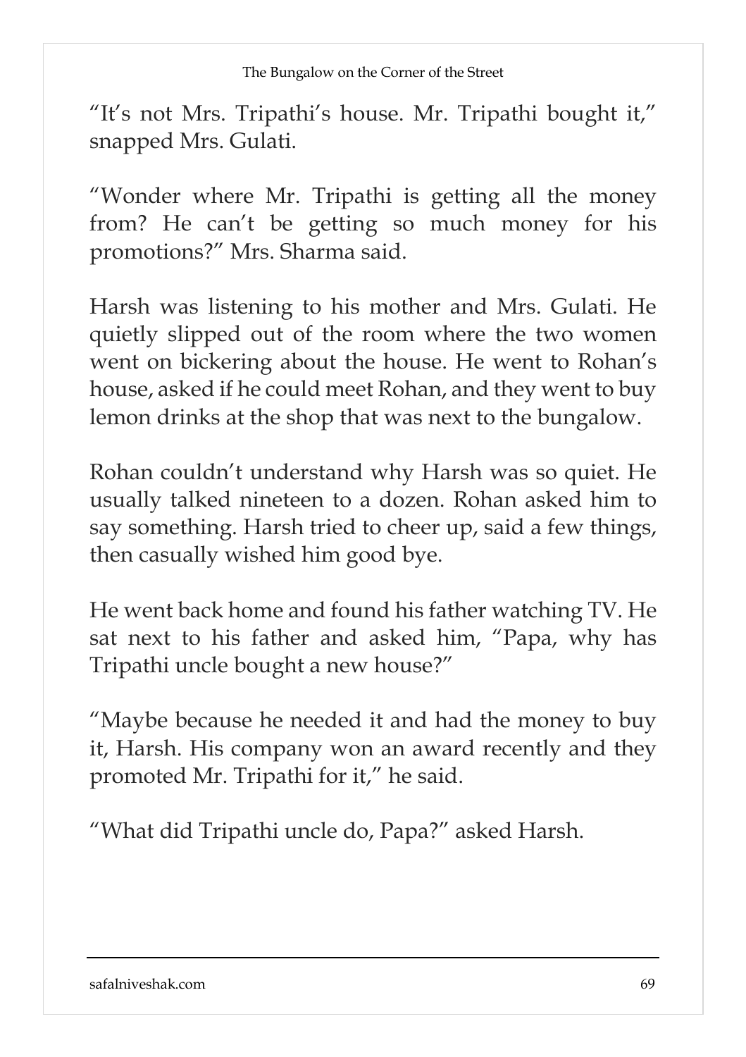"It's not Mrs. Tripathi's house. Mr. Tripathi bought it," snapped Mrs. Gulati.

"Wonder where Mr. Tripathi is getting all the money from? He can't be getting so much money for his promotions?" Mrs. Sharma said.

Harsh was listening to his mother and Mrs. Gulati. He quietly slipped out of the room where the two women went on bickering about the house. He went to Rohan's house, asked if he could meet Rohan, and they went to buy lemon drinks at the shop that was next to the bungalow.

Rohan couldn't understand why Harsh was so quiet. He usually talked nineteen to a dozen. Rohan asked him to say something. Harsh tried to cheer up, said a few things, then casually wished him good bye.

He went back home and found his father watching TV. He sat next to his father and asked him, "Papa, why has Tripathi uncle bought a new house?"

"Maybe because he needed it and had the money to buy it, Harsh. His company won an award recently and they promoted Mr. Tripathi for it," he said.

"What did Tripathi uncle do, Papa?" asked Harsh.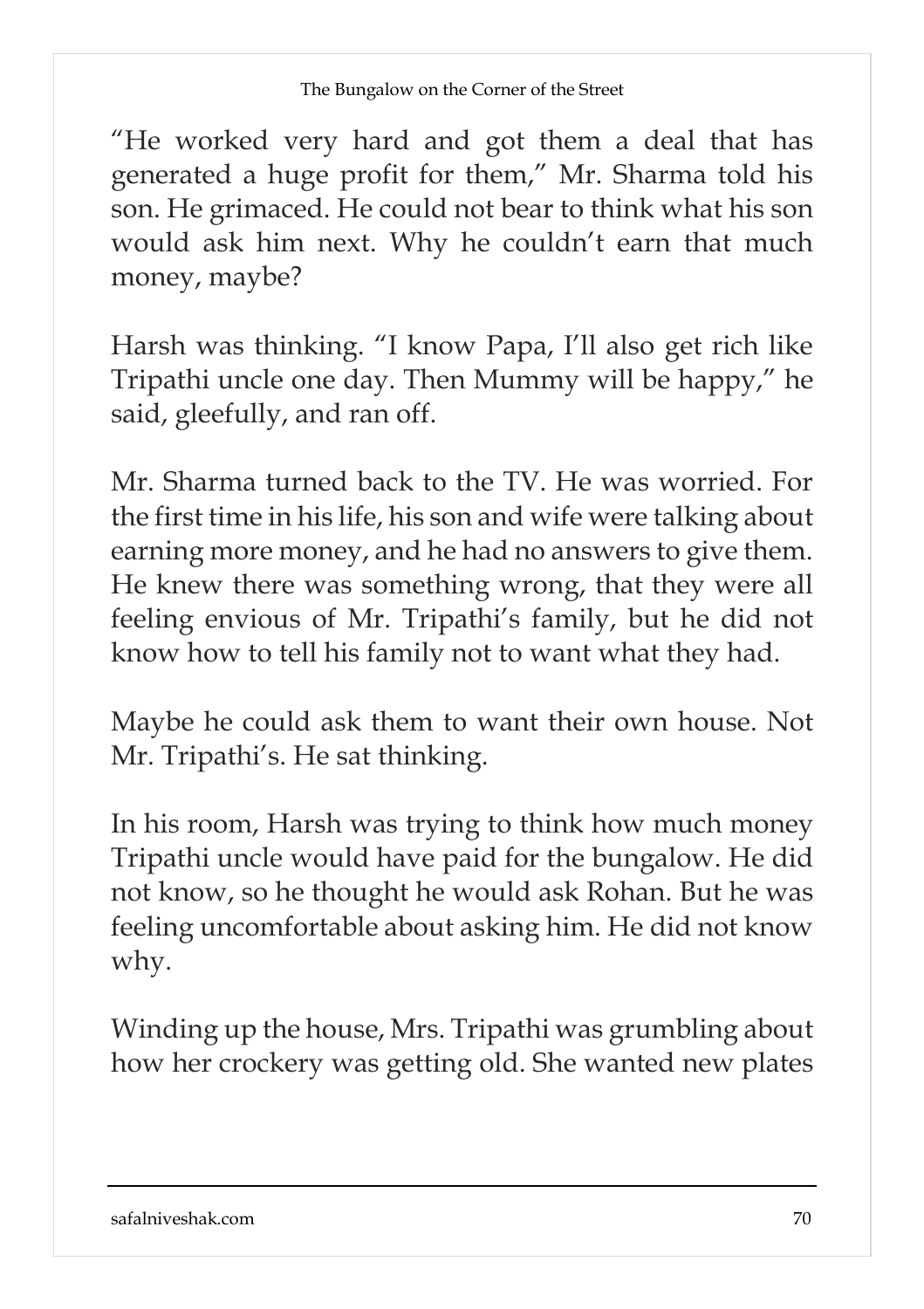"He worked very hard and got them a deal that has generated a huge profit for them," Mr. Sharma told his son. He grimaced. He could not bear to think what his son would ask him next. Why he couldn't earn that much money, maybe?

Harsh was thinking. "I know Papa, I'll also get rich like Tripathi uncle one day. Then Mummy will be happy," he said, gleefully, and ran off.

Mr. Sharma turned back to the TV. He was worried. For the first time in his life, his son and wife were talking about earning more money, and he had no answers to give them. He knew there was something wrong, that they were all feeling envious of Mr. Tripathi's family, but he did not know how to tell his family not to want what they had.

Maybe he could ask them to want their own house. Not Mr. Tripathi's. He sat thinking.

In his room, Harsh was trying to think how much money Tripathi uncle would have paid for the bungalow. He did not know, so he thought he would ask Rohan. But he was feeling uncomfortable about asking him. He did not know why.

Winding up the house, Mrs. Tripathi was grumbling about how her crockery was getting old. She wanted new plates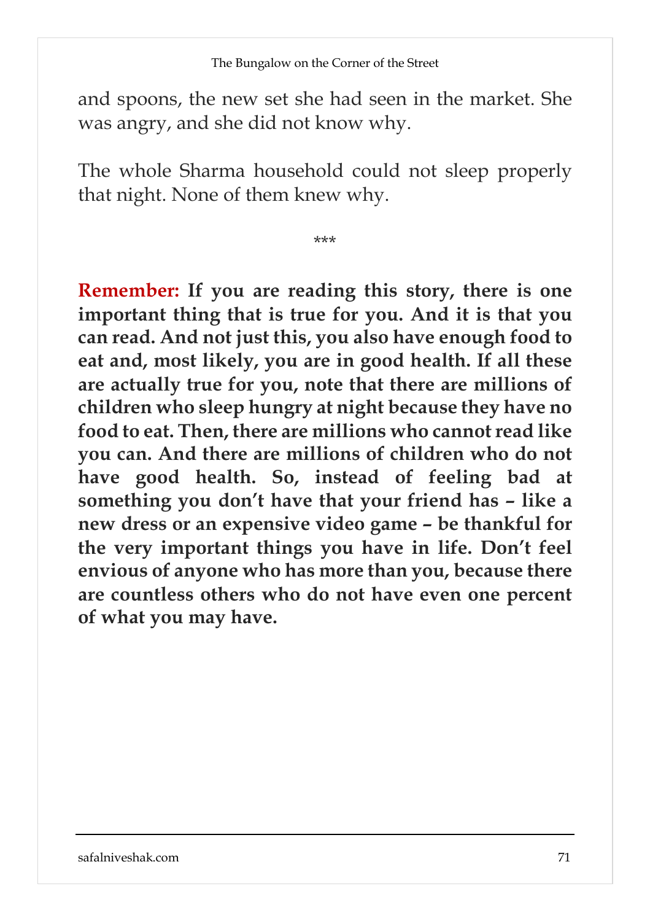and spoons, the new set she had seen in the market. She was angry, and she did not know why.

The whole Sharma household could not sleep properly that night. None of them knew why.

\*\*\*

**Remember: If you are reading this story, there is one important thing that is true for you. And it is that you can read. And not just this, you also have enough food to eat and, most likely, you are in good health. If all these are actually true for you, note that there are millions of children who sleep hungry at night because they have no food to eat. Then, there are millions who cannot read like you can. And there are millions of children who do not have good health. So, instead of feeling bad at something you don't have that your friend has – like a new dress or an expensive video game – be thankful for the very important things you have in life. Don't feel envious of anyone who has more than you, because there are countless others who do not have even one percent of what you may have.**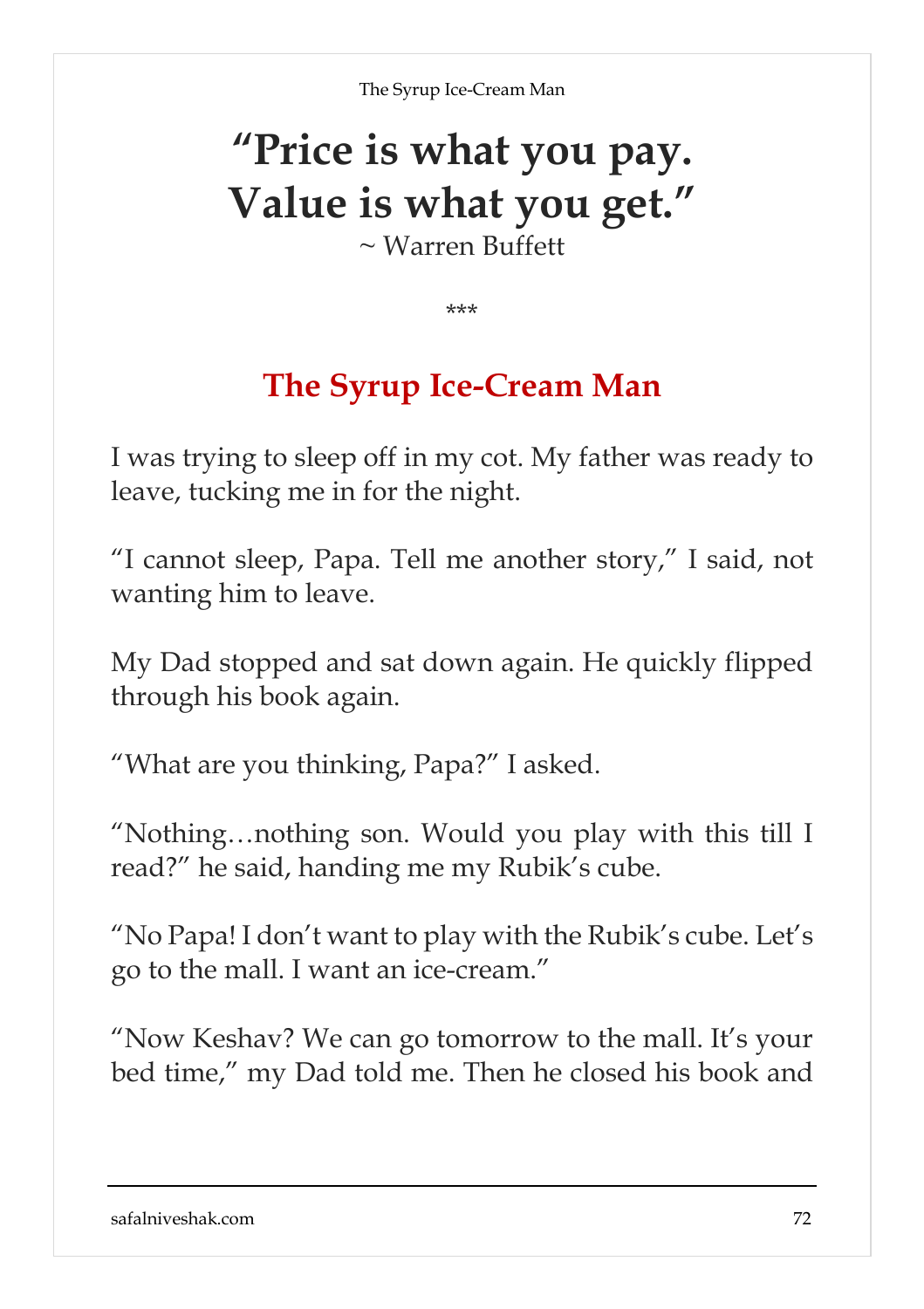# "Price is what you pay. Value is what you get."

~ Warren Buffett

\*\*\*

## The Syrup Ice-Cream Man

I was trying to sleep off in my cot. My father was ready to leave, tucking me in for the night.

"I cannot sleep, Papa. Tell me another story," I said, not wanting him to leave.

My Dad stopped and sat down again. He quickly flipped through his book again.

"What are you thinking, Papa?" I asked.

"Nothing…nothing son. Would you play with this till I read?" he said, handing me my Rubik's cube.

"No Papa! I don't want to play with the Rubik's cube. Let's go to the mall. I want an ice-cream."

"Now Keshav? We can go tomorrow to the mall. It's your bed time," my Dad told me. Then he closed his book and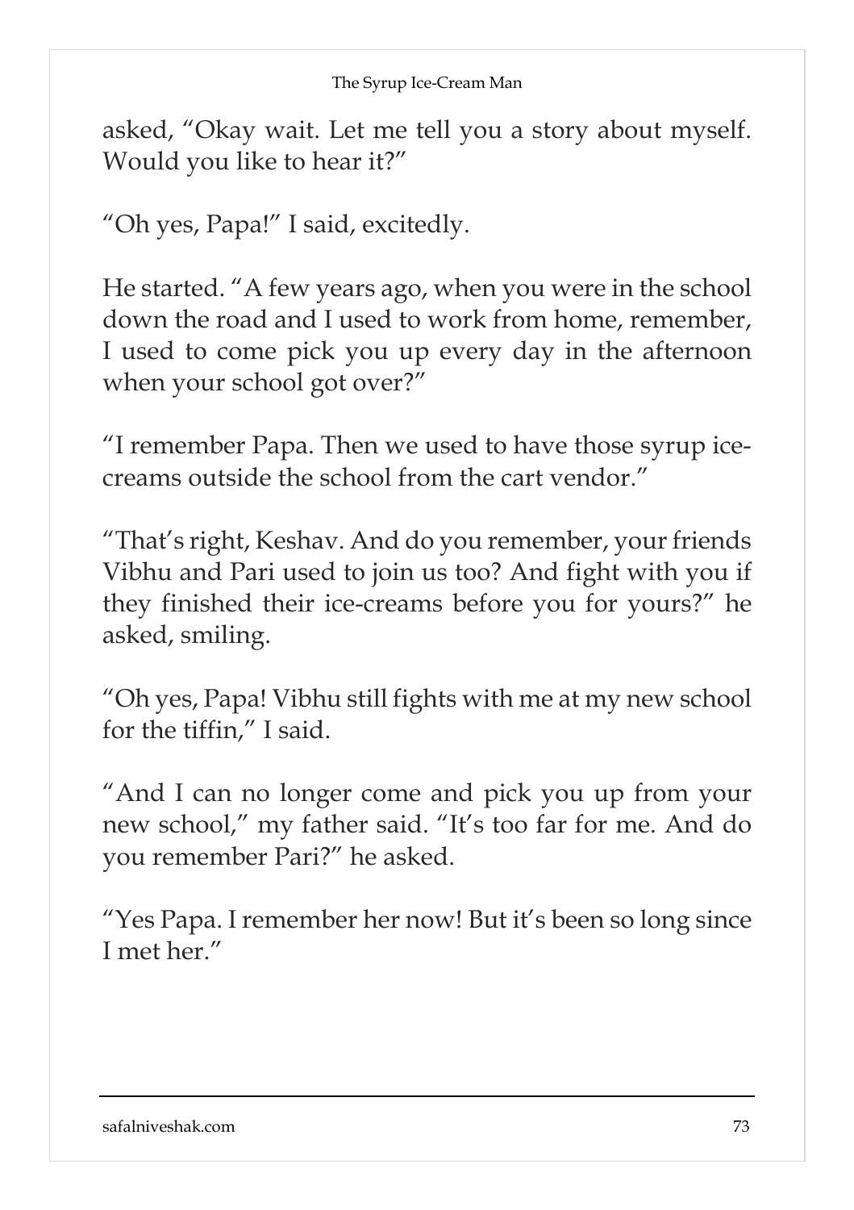asked, "Okay wait. Let me tell you a story about myself. Would you like to hear it?"

"Oh yes, Papa!" I said, excitedly.

He started. "A few years ago, when you were in the school down the road and I used to work from home, remember, I used to come pick you up every day in the afternoon when your school got over?"

"I remember Papa. Then we used to have those syrup ice-creams outside the school from the cart vendor."

"That's right, Keshav. And do you remember, your friends Vibhu and Pari used to join us too? And fight with you if they finished their ice-creams before you for yours?" he asked, smiling.

"Oh yes, Papa! Vibhu still fights with me at my new school for the tiffin," I said.

"And I can no longer come and pick you up from your new school," my father said. "It's too far for me. And do you remember Pari?" he asked.

"Yes Papa. I remember her now! But it's been so long since I met her."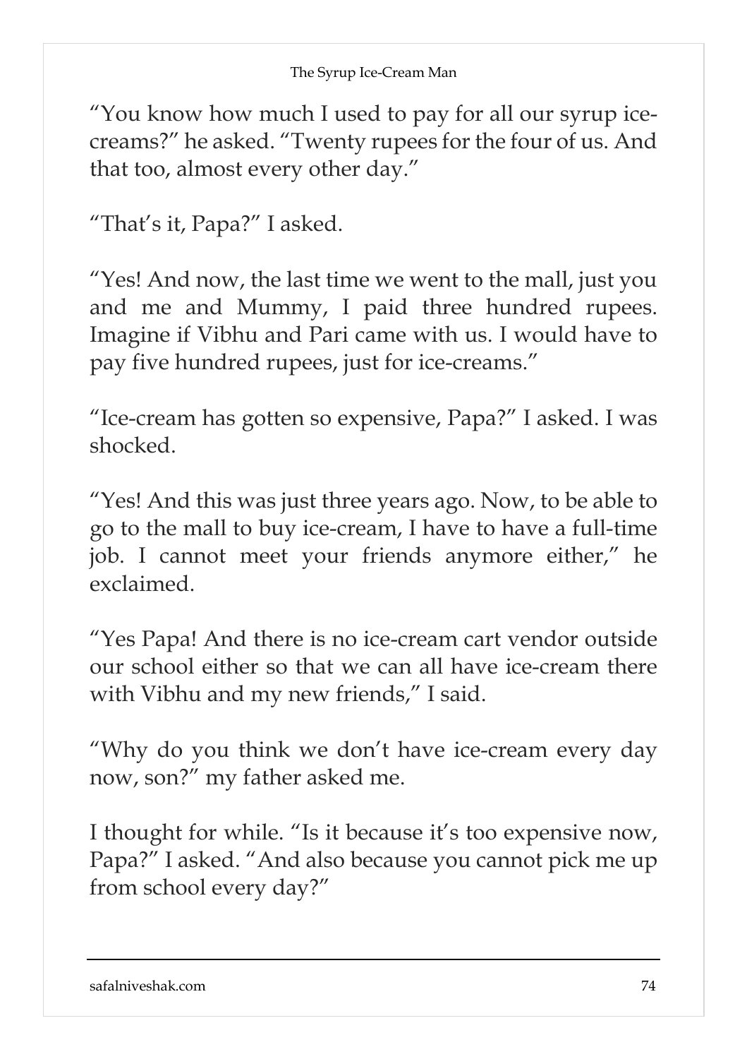"You know how much I used to pay for all our syrup ice-creams?" he asked. "Twenty rupees for the four of us. And that too, almost every other day."

"That's it, Papa?" I asked.

"Yes! And now, the last time we went to the mall, just you and me and Mummy, I paid three hundred rupees. Imagine if Vibhu and Pari came with us. I would have to pay five hundred rupees, just for ice-creams."

"Ice-cream has gotten so expensive, Papa?" I asked. I was shocked.

"Yes! And this was just three years ago. Now, to be able to go to the mall to buy ice-cream, I have to have a full-time job. I cannot meet your friends anymore either," he exclaimed.

"Yes Papa! And there is no ice-cream cart vendor outside our school either so that we can all have ice-cream there with Vibhu and my new friends," I said.

"Why do you think we don't have ice-cream every day now, son?" my father asked me.

I thought for while. "Is it because it's too expensive now, Papa?" I asked. "And also because you cannot pick me up from school every day?"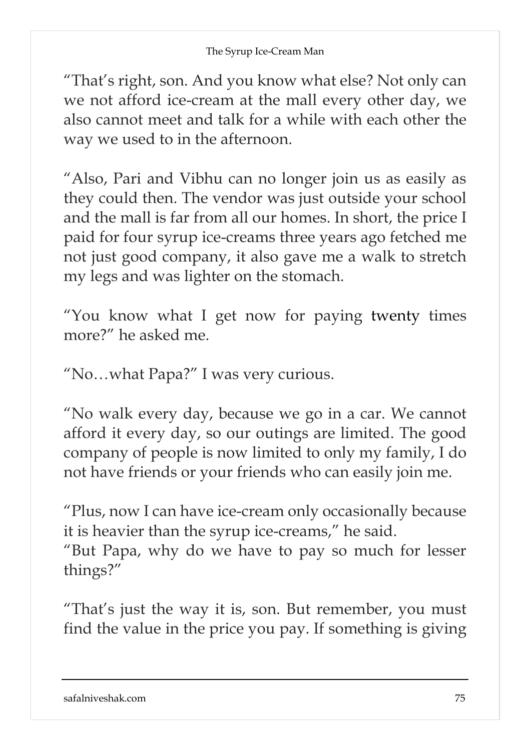“That’s right, son. And you know what else? Not only can we not afford ice-cream at the mall every other day, we also cannot meet and talk for a while with each other the way we used to in the afternoon.

“Also, Pari and Vibhu can no longer join us as easily as they could then. The vendor was just outside your school and the mall is far from all our homes. In short, the price I paid for four syrup ice-creams three years ago fetched me not just good company, it also gave me a walk to stretch my legs and was lighter on the stomach.

“You know what I get now for paying twenty times more?” he asked me.

“No…what Papa?” I was very curious.

“No walk every day, because we go in a car. We cannot afford it every day, so our outings are limited. The good company of people is now limited to only my family, I do not have friends or your friends who can easily join me.

“Plus, now I can have ice-cream only occasionally because it is heavier than the syrup ice-creams,” he said.
“But Papa, why do we have to pay so much for lesser things?”

“That’s just the way it is, son. But remember, you must find the value in the price you pay. If something is giving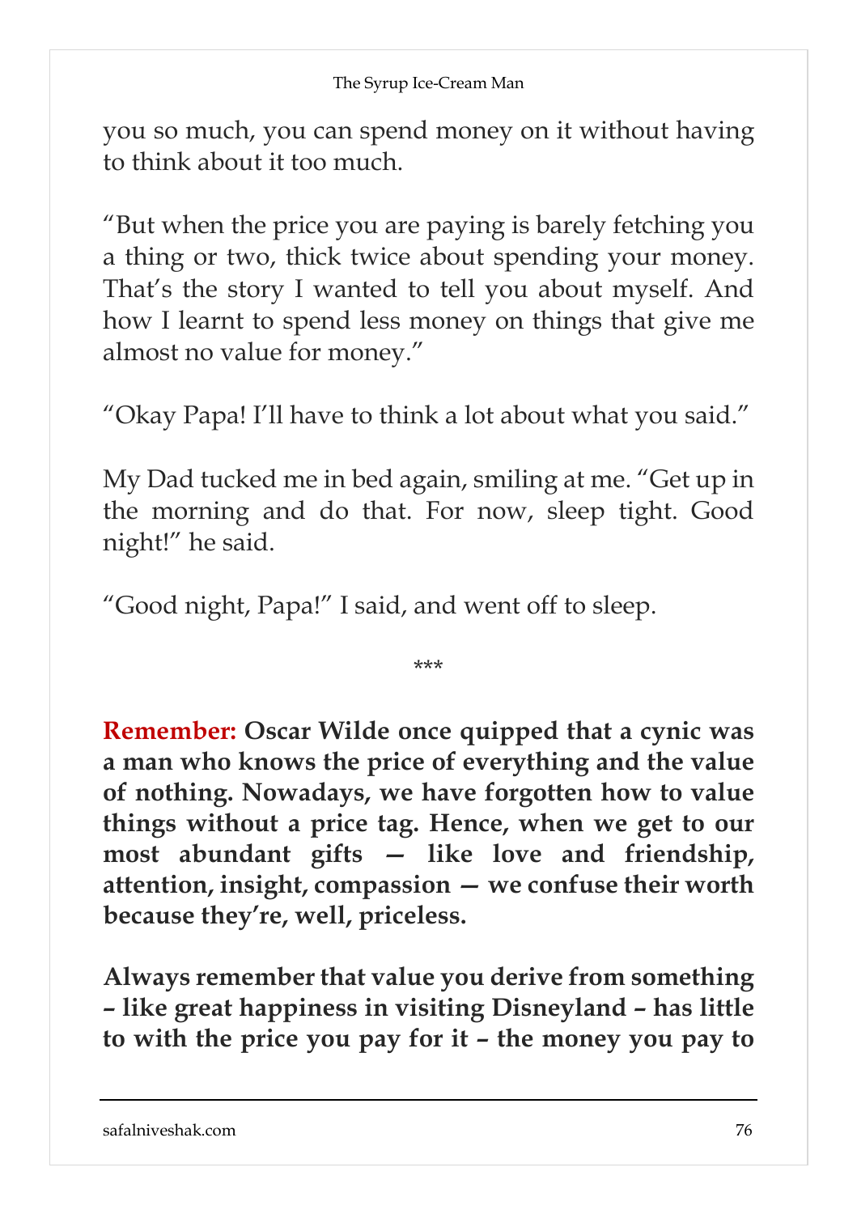you so much, you can spend money on it without having to think about it too much.

"But when the price you are paying is barely fetching you a thing or two, thick twice about spending your money. That's the story I wanted to tell you about myself. And how I learnt to spend less money on things that give me almost no value for money."

"Okay Papa! I'll have to think a lot about what you said."

My Dad tucked me in bed again, smiling at me. "Get up in the morning and do that. For now, sleep tight. Good night!" he said.

"Good night, Papa!" I said, and went off to sleep.

***

**Remember: Oscar Wilde once quipped that a cynic was a man who knows the price of everything and the value of nothing. Nowadays, we have forgotten how to value things without a price tag. Hence, when we get to our most abundant gifts — like love and friendship, attention, insight, compassion — we confuse their worth because they're, well, priceless.**

**Always remember that value you derive from something – like great happiness in visiting Disneyland – has little to with the price you pay for it – the money you pay to**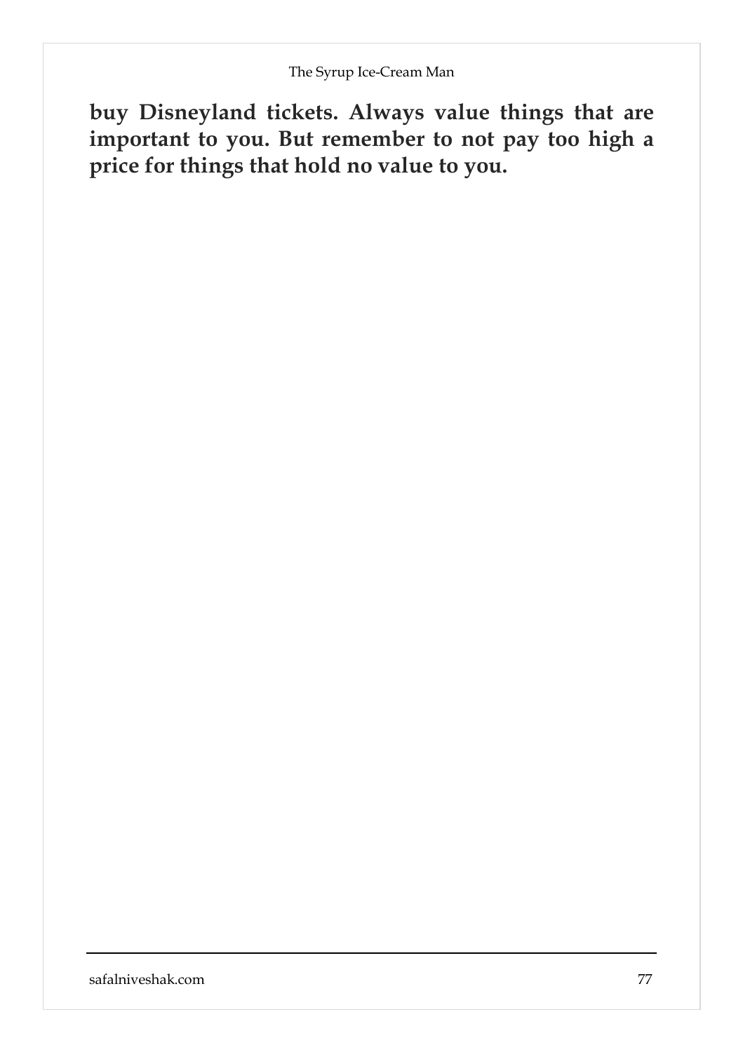**buy Disneyland tickets. Always value things that are important to you. But remember to not pay too high a price for things that hold no value to you.**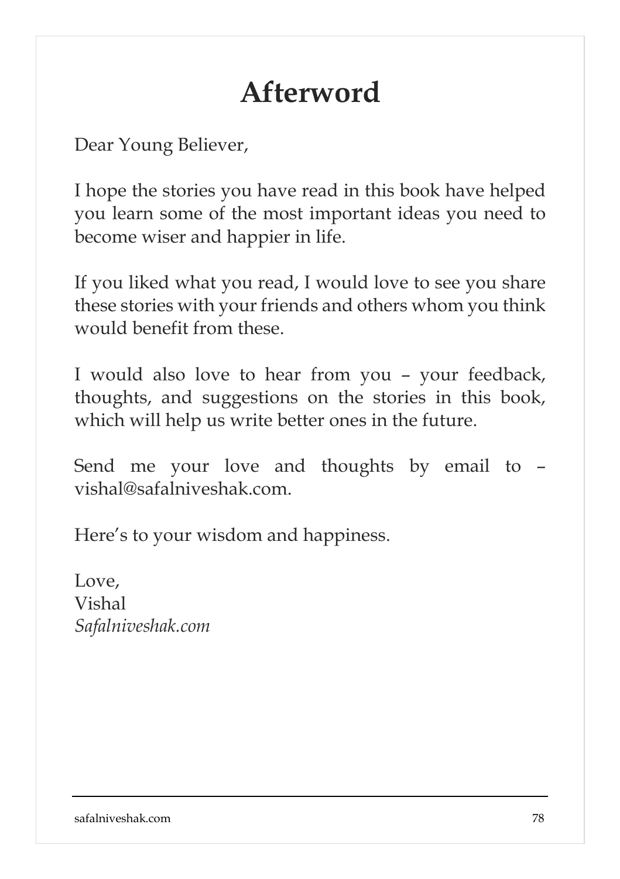# Afterword

Dear Young Believer,

I hope the stories you have read in this book have helped you learn some of the most important ideas you need to become wiser and happier in life.

If you liked what you read, I would love to see you share these stories with your friends and others whom you think would benefit from these.

I would also love to hear from you – your feedback, thoughts, and suggestions on the stories in this book, which will help us write better ones in the future.

Send me your love and thoughts by email to – vishal@safalniveshak.com.

Here's to your wisdom and happiness.

Love,
Vishal
*Safalniveshak.com*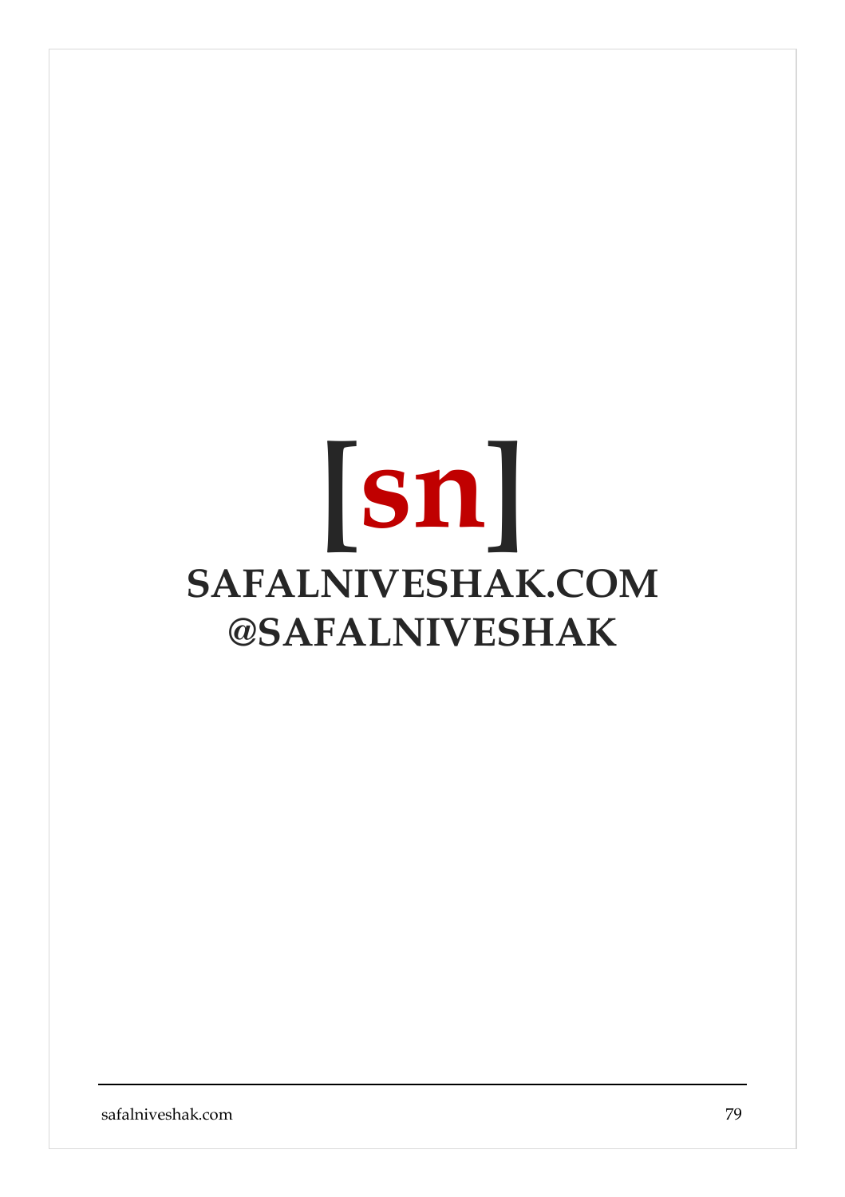[sn]

**SAFALNIVESHAK.COM**

**@SAFALNIVESHAK**